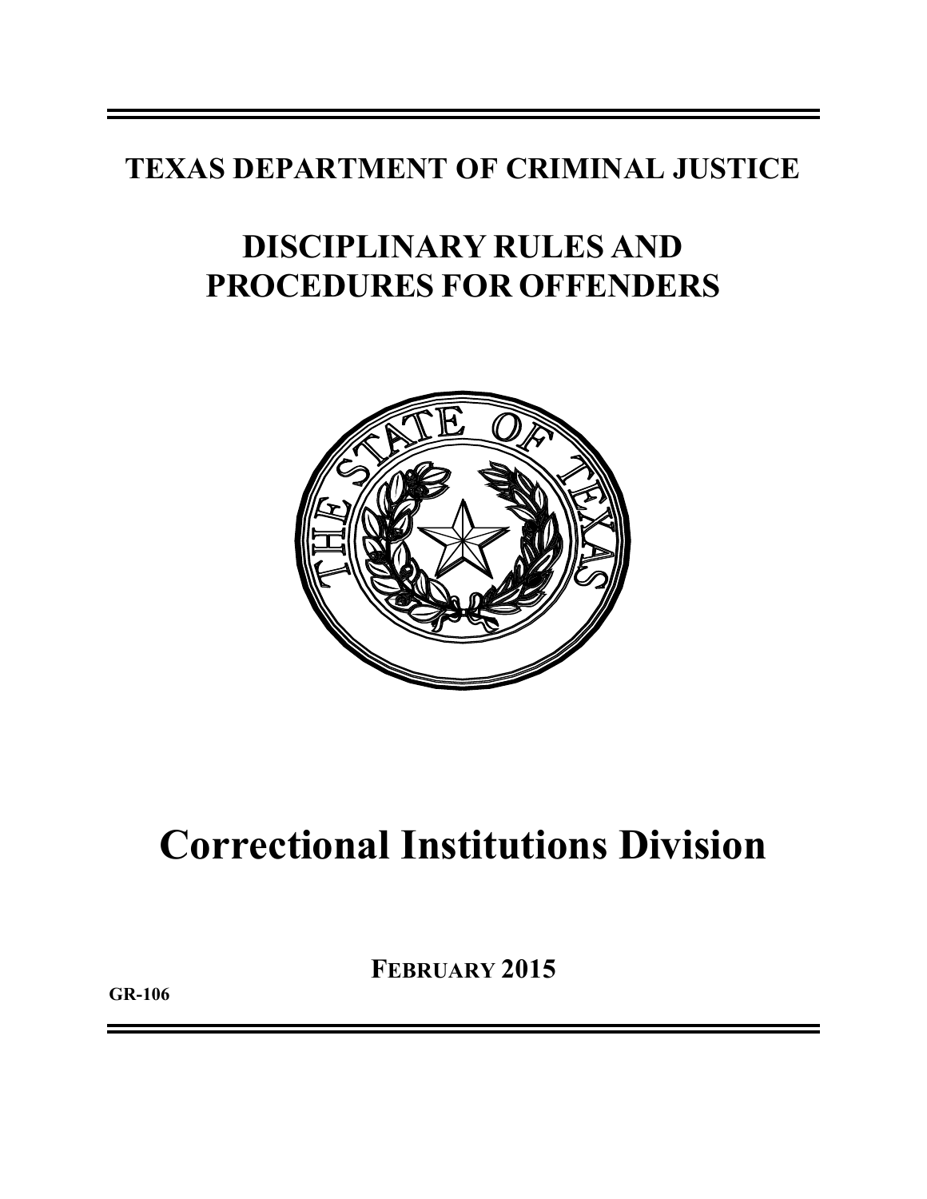# TEXAS DEPARTMENT OF CRIMINAL JUSTICE

# DISCIPLINARY RULES AND PROCEDURES FOR OFFENDERS

# Correctional Institutions Division

**FEBRUARY 2015**

**GR-106**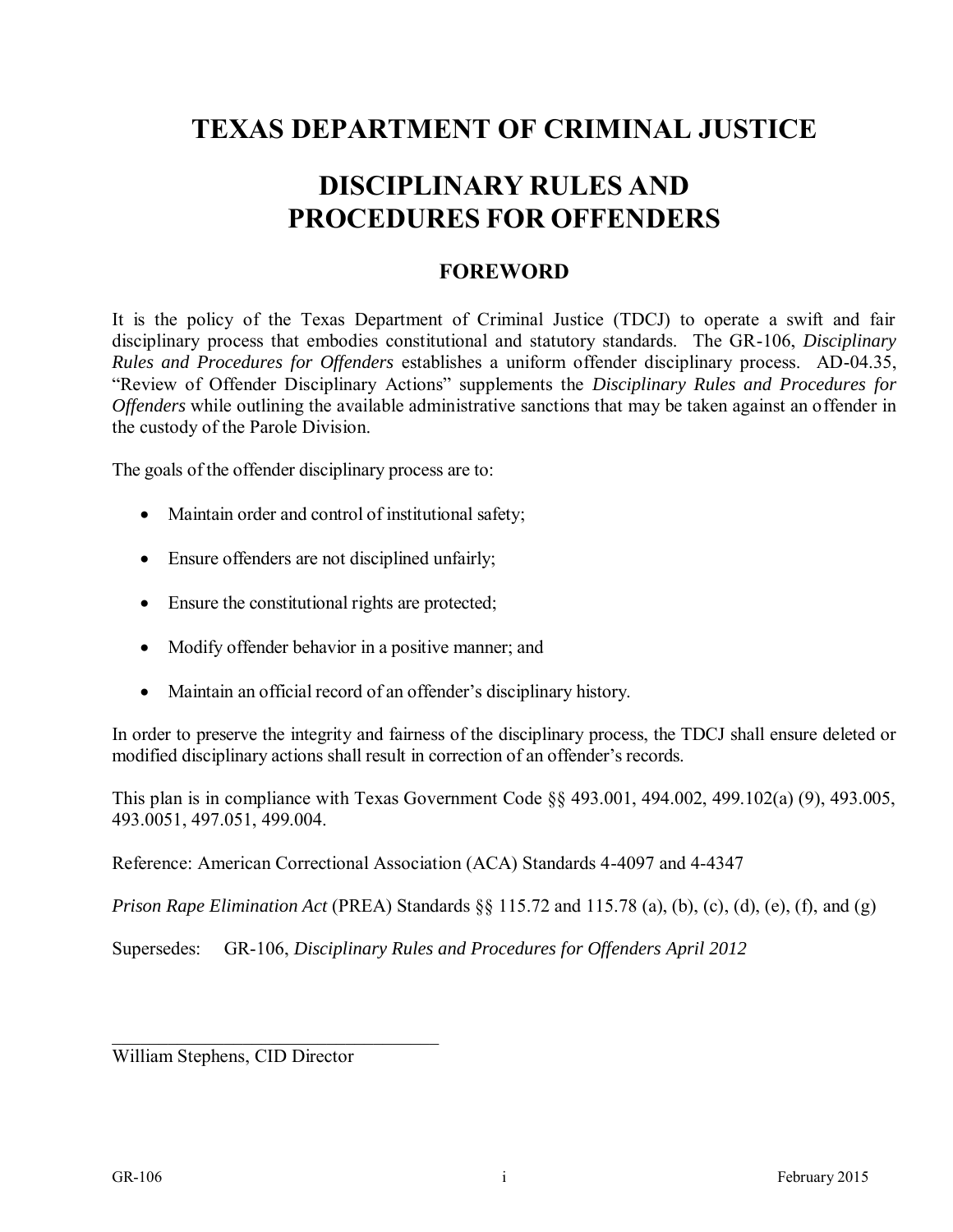# TEXAS DEPARTMENT OF CRIMINAL JUSTICE

# DISCIPLINARY RULES AND PROCEDURES FOR OFFENDERS

## FOREWORD

It is the policy of the Texas Department of Criminal Justice (TDCJ) to operate a swift and fair disciplinary process that embodies constitutional and statutory standards. The GR-106, *Disciplinary Rules and Procedures for Offenders* establishes a uniform offender disciplinary process. AD-04.35, "Review of Offender Disciplinary Actions" supplements the *Disciplinary Rules and Procedures for Offenders* while outlining the available administrative sanctions that may be taken against an offender in the custody of the Parole Division.

The goals of the offender disciplinary process are to:

- Maintain order and control of institutional safety;
- Ensure offenders are not disciplined unfairly;
- Ensure the constitutional rights are protected;
- Modify offender behavior in a positive manner; and
- Maintain an official record of an offender's disciplinary history.

In order to preserve the integrity and fairness of the disciplinary process, the TDCJ shall ensure deleted or modified disciplinary actions shall result in correction of an offender's records.

This plan is in compliance with Texas Government Code §§ 493.001, 494.002, 499.102(a) (9), 493.005, 493.0051, 497.051, 499.004.

Reference: American Correctional Association (ACA) Standards 4-4097 and 4-4347

*Prison Rape Elimination Act* (PREA) Standards §§ 115.72 and 115.78 (a), (b), (c), (d), (e), (f), and (g)

Supersedes: GR-106, *Disciplinary Rules and Procedures for Offenders April 2012*

___________________________________

William Stephens, CID Director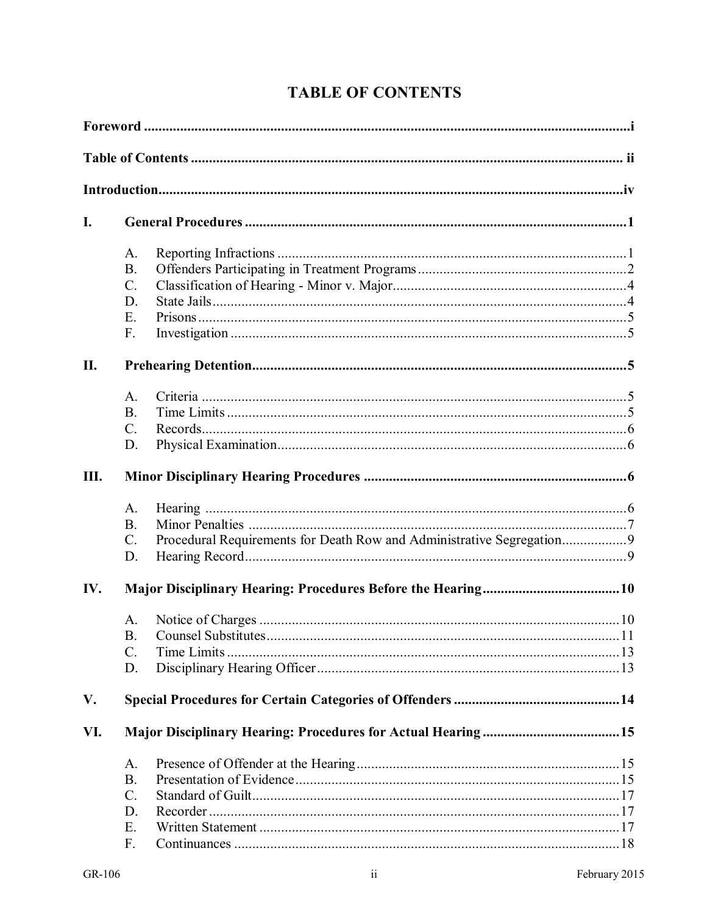# TABLE OF CONTENTS

**Foreword** ..... **i**

**Table of Contents** ..... **ii**

**Introduction** ..... **iv**

**I. General Procedures** ..... **1**

- A. Reporting Infractions ..... 1
- B. Offenders Participating in Treatment Programs ..... 2
- C. Classification of Hearing - Minor v. Major ..... 4
- D. State Jails ..... 4
- E. Prisons ..... 5
- F. Investigation ..... 5

**II. Prehearing Detention** ..... **5**

- A. Criteria ..... 5
- B. Time Limits ..... 5
- C. Records ..... 6
- D. Physical Examination ..... 6

**III. Minor Disciplinary Hearing Procedures** ..... **6**

- A. Hearing ..... 6
- B. Minor Penalties ..... 7
- C. Procedural Requirements for Death Row and Administrative Segregation ..... 9
- D. Hearing Record ..... 9

**IV. Major Disciplinary Hearing: Procedures Before the Hearing** ..... **10**

- A. Notice of Charges ..... 10
- B. Counsel Substitutes ..... 11
- C. Time Limits ..... 13
- D. Disciplinary Hearing Officer ..... 13

**V. Special Procedures for Certain Categories of Offenders** ..... **14**

**VI. Major Disciplinary Hearing: Procedures for Actual Hearing** ..... **15**

- A. Presence of Offender at the Hearing ..... 15
- B. Presentation of Evidence ..... 15
- C. Standard of Guilt ..... 17
- D. Recorder ..... 17
- E. Written Statement ..... 17
- F. Continuances ..... 18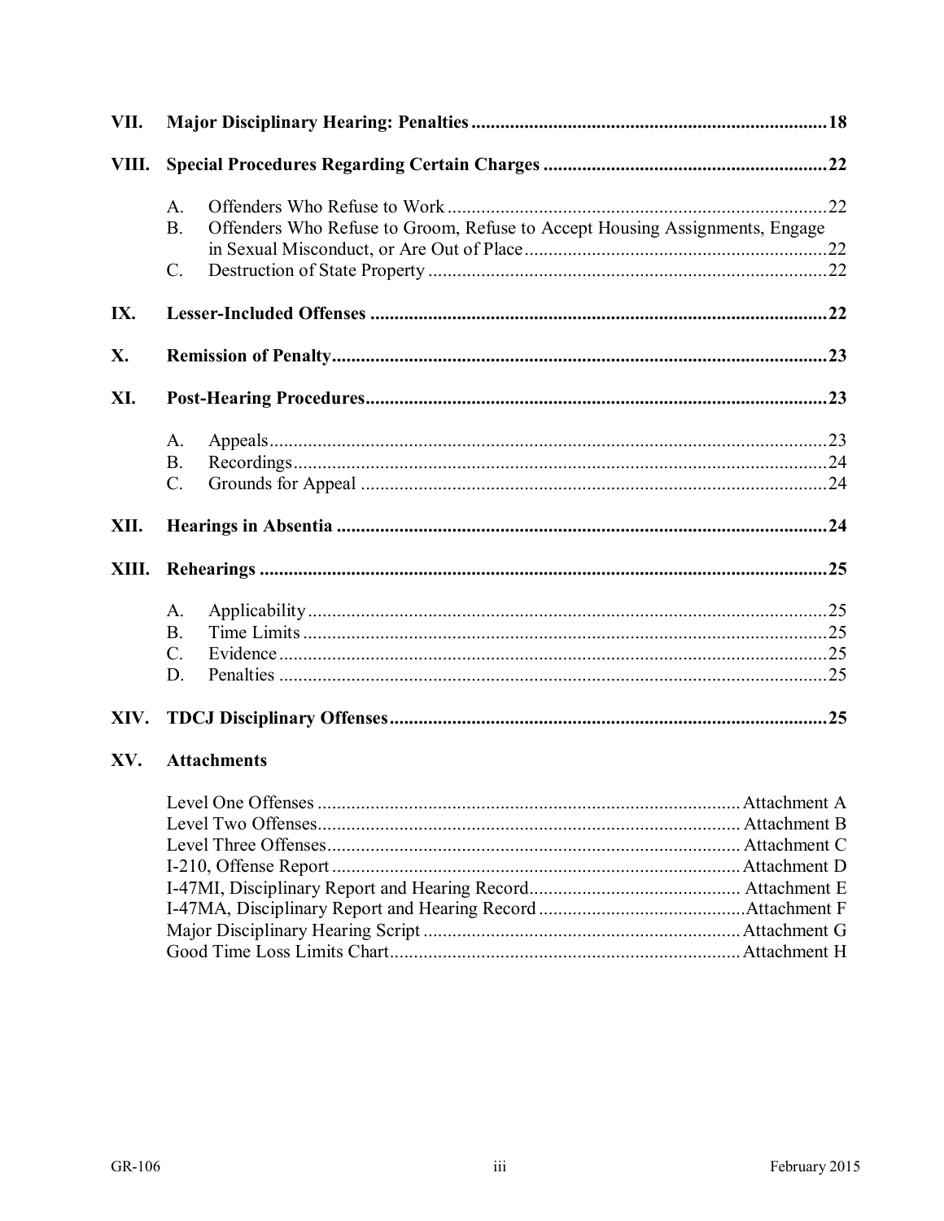| | | |
|---|---|---|
| **VII.** | **Major Disciplinary Hearing: Penalties** | **18** |
| **VIII.** | **Special Procedures Regarding Certain Charges** | **22** |
| | A. Offenders Who Refuse to Work | 22 |
| | B. Offenders Who Refuse to Groom, Refuse to Accept Housing Assignments, Engage in Sexual Misconduct, or Are Out of Place | 22 |
| | C. Destruction of State Property | 22 |
| **IX.** | **Lesser-Included Offenses** | **22** |
| **X.** | **Remission of Penalty** | **23** |
| **XI.** | **Post-Hearing Procedures** | **23** |
| | A. Appeals | 23 |
| | B. Recordings | 24 |
| | C. Grounds for Appeal | 24 |
| **XII.** | **Hearings in Absentia** | **24** |
| **XIII.** | **Rehearings** | **25** |
| | A. Applicability | 25 |
| | B. Time Limits | 25 |
| | C. Evidence | 25 |
| | D. Penalties | 25 |
| **XIV.** | **TDCJ Disciplinary Offenses** | **25** |
| **XV.** | **Attachments** | |
| | Level One Offenses | Attachment A |
| | Level Two Offenses | Attachment B |
| | Level Three Offenses | Attachment C |
| | I-210, Offense Report | Attachment D |
| | I-47MI, Disciplinary Report and Hearing Record | Attachment E |
| | I-47MA, Disciplinary Report and Hearing Record | Attachment F |
| | Major Disciplinary Hearing Script | Attachment G |
| | Good Time Loss Limits Chart | Attachment H |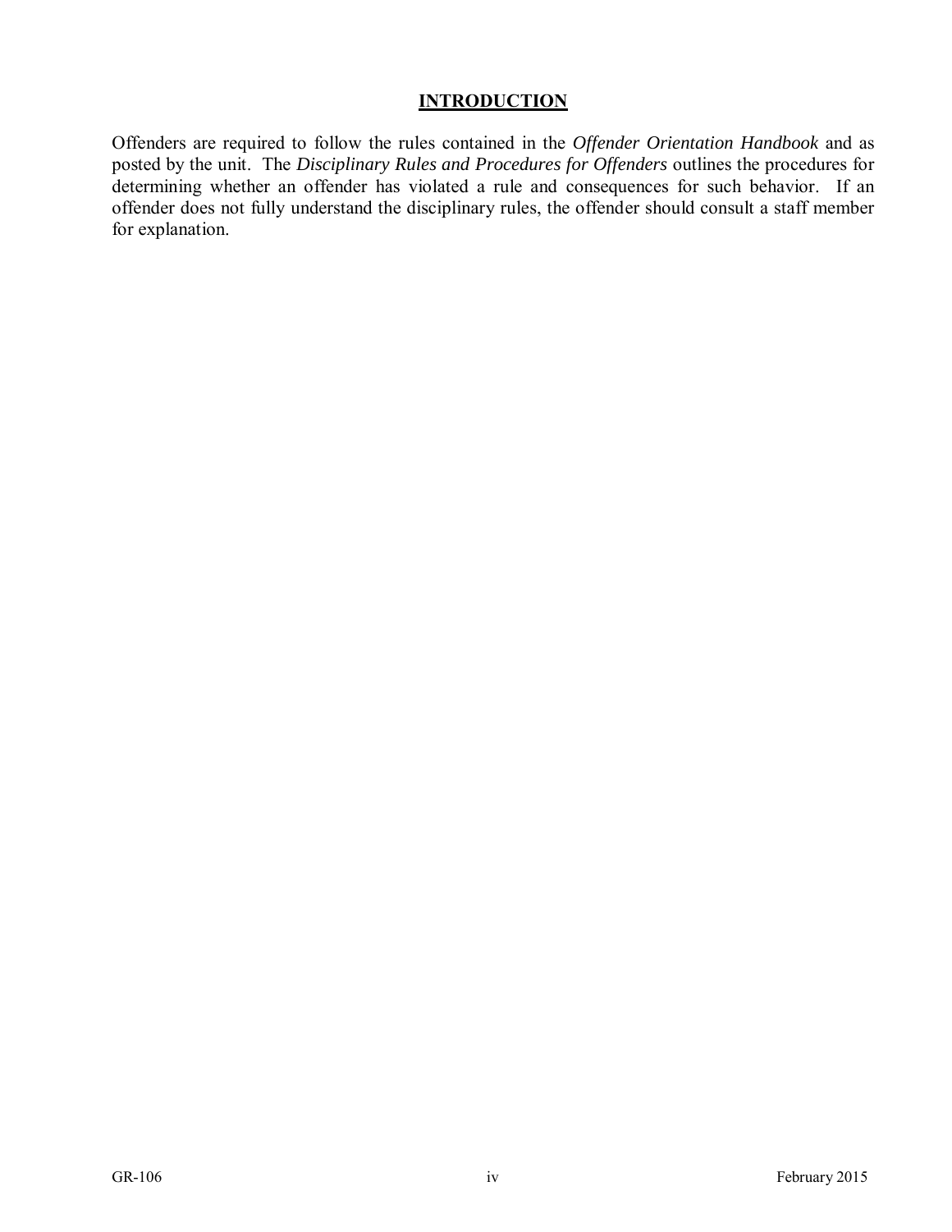# INTRODUCTION

Offenders are required to follow the rules contained in the *Offender Orientation Handbook* and as posted by the unit. The *Disciplinary Rules and Procedures for Offenders* outlines the procedures for determining whether an offender has violated a rule and consequences for such behavior. If an offender does not fully understand the disciplinary rules, the offender should consult a staff member for explanation.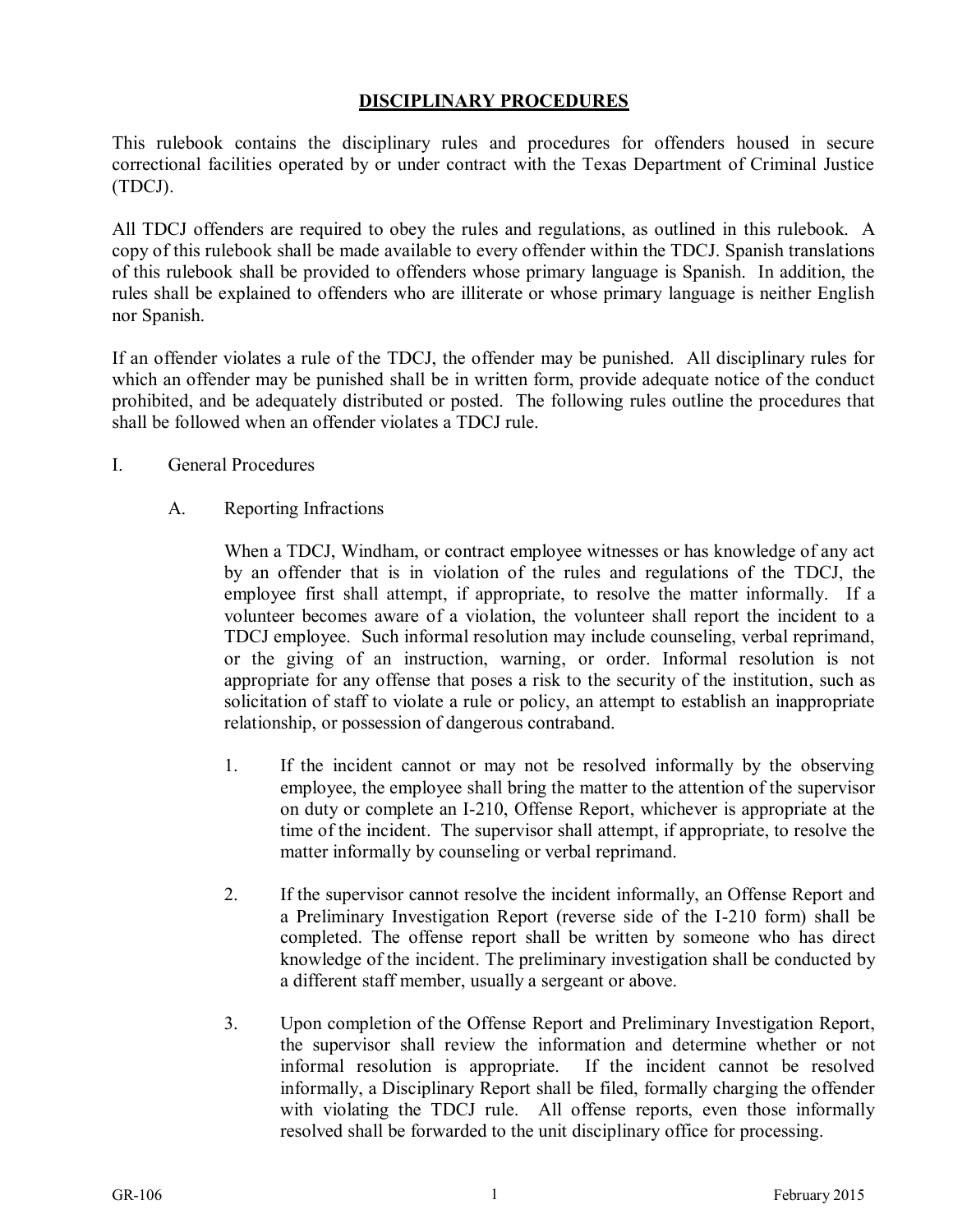# DISCIPLINARY PROCEDURES

This rulebook contains the disciplinary rules and procedures for offenders housed in secure correctional facilities operated by or under contract with the Texas Department of Criminal Justice (TDCJ).

All TDCJ offenders are required to obey the rules and regulations, as outlined in this rulebook. A copy of this rulebook shall be made available to every offender within the TDCJ. Spanish translations of this rulebook shall be provided to offenders whose primary language is Spanish. In addition, the rules shall be explained to offenders who are illiterate or whose primary language is neither English nor Spanish.

If an offender violates a rule of the TDCJ, the offender may be punished. All disciplinary rules for which an offender may be punished shall be in written form, provide adequate notice of the conduct prohibited, and be adequately distributed or posted. The following rules outline the procedures that shall be followed when an offender violates a TDCJ rule.

## I. General Procedures

### A. Reporting Infractions

When a TDCJ, Windham, or contract employee witnesses or has knowledge of any act by an offender that is in violation of the rules and regulations of the TDCJ, the employee first shall attempt, if appropriate, to resolve the matter informally. If a volunteer becomes aware of a violation, the volunteer shall report the incident to a TDCJ employee. Such informal resolution may include counseling, verbal reprimand, or the giving of an instruction, warning, or order. Informal resolution is not appropriate for any offense that poses a risk to the security of the institution, such as solicitation of staff to violate a rule or policy, an attempt to establish an inappropriate relationship, or possession of dangerous contraband.

1. If the incident cannot or may not be resolved informally by the observing employee, the employee shall bring the matter to the attention of the supervisor on duty or complete an I-210, Offense Report, whichever is appropriate at the time of the incident. The supervisor shall attempt, if appropriate, to resolve the matter informally by counseling or verbal reprimand.

2. If the supervisor cannot resolve the incident informally, an Offense Report and a Preliminary Investigation Report (reverse side of the I-210 form) shall be completed. The offense report shall be written by someone who has direct knowledge of the incident. The preliminary investigation shall be conducted by a different staff member, usually a sergeant or above.

3. Upon completion of the Offense Report and Preliminary Investigation Report, the supervisor shall review the information and determine whether or not informal resolution is appropriate. If the incident cannot be resolved informally, a Disciplinary Report shall be filed, formally charging the offender with violating the TDCJ rule. All offense reports, even those informally resolved shall be forwarded to the unit disciplinary office for processing.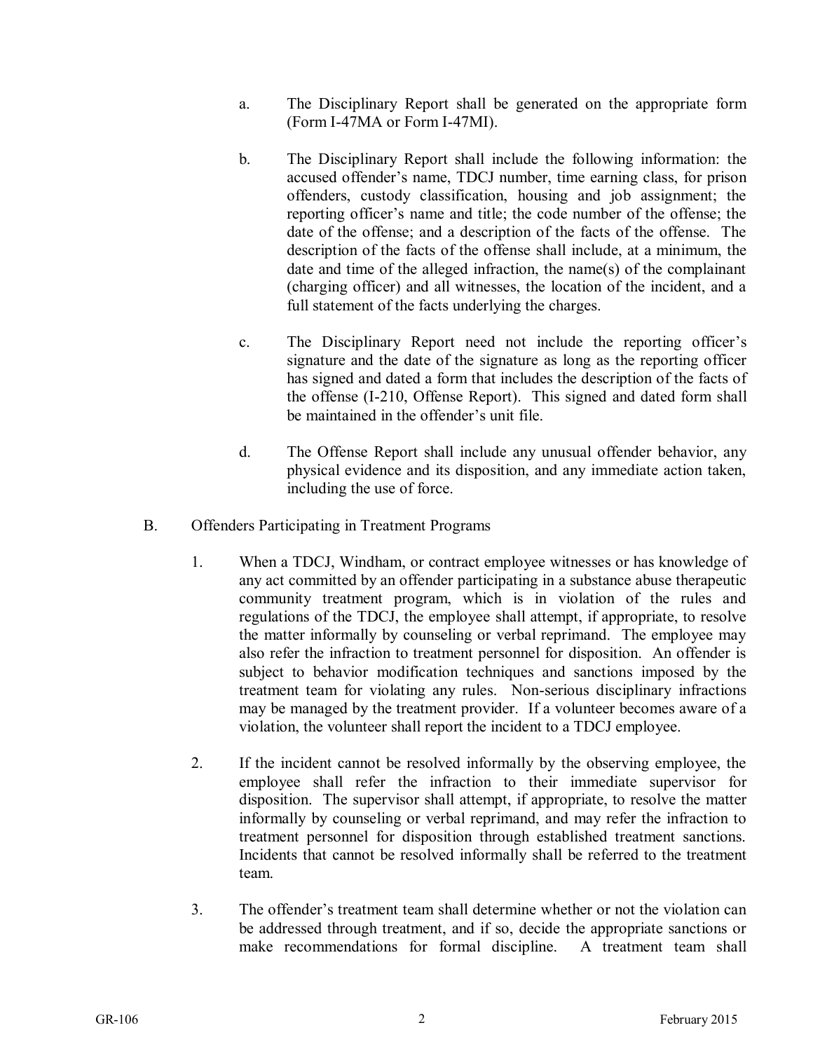a. The Disciplinary Report shall be generated on the appropriate form (Form I-47MA or Form I-47MI).

b. The Disciplinary Report shall include the following information: the accused offender's name, TDCJ number, time earning class, for prison offenders, custody classification, housing and job assignment; the reporting officer's name and title; the code number of the offense; the date of the offense; and a description of the facts of the offense. The description of the facts of the offense shall include, at a minimum, the date and time of the alleged infraction, the name(s) of the complainant (charging officer) and all witnesses, the location of the incident, and a full statement of the facts underlying the charges.

c. The Disciplinary Report need not include the reporting officer's signature and the date of the signature as long as the reporting officer has signed and dated a form that includes the description of the facts of the offense (I-210, Offense Report). This signed and dated form shall be maintained in the offender's unit file.

d. The Offense Report shall include any unusual offender behavior, any physical evidence and its disposition, and any immediate action taken, including the use of force.

B. Offenders Participating in Treatment Programs

1. When a TDCJ, Windham, or contract employee witnesses or has knowledge of any act committed by an offender participating in a substance abuse therapeutic community treatment program, which is in violation of the rules and regulations of the TDCJ, the employee shall attempt, if appropriate, to resolve the matter informally by counseling or verbal reprimand. The employee may also refer the infraction to treatment personnel for disposition. An offender is subject to behavior modification techniques and sanctions imposed by the treatment team for violating any rules. Non-serious disciplinary infractions may be managed by the treatment provider. If a volunteer becomes aware of a violation, the volunteer shall report the incident to a TDCJ employee.

2. If the incident cannot be resolved informally by the observing employee, the employee shall refer the infraction to their immediate supervisor for disposition. The supervisor shall attempt, if appropriate, to resolve the matter informally by counseling or verbal reprimand, and may refer the infraction to treatment personnel for disposition through established treatment sanctions. Incidents that cannot be resolved informally shall be referred to the treatment team.

3. The offender's treatment team shall determine whether or not the violation can be addressed through treatment, and if so, decide the appropriate sanctions or make recommendations for formal discipline. A treatment team shall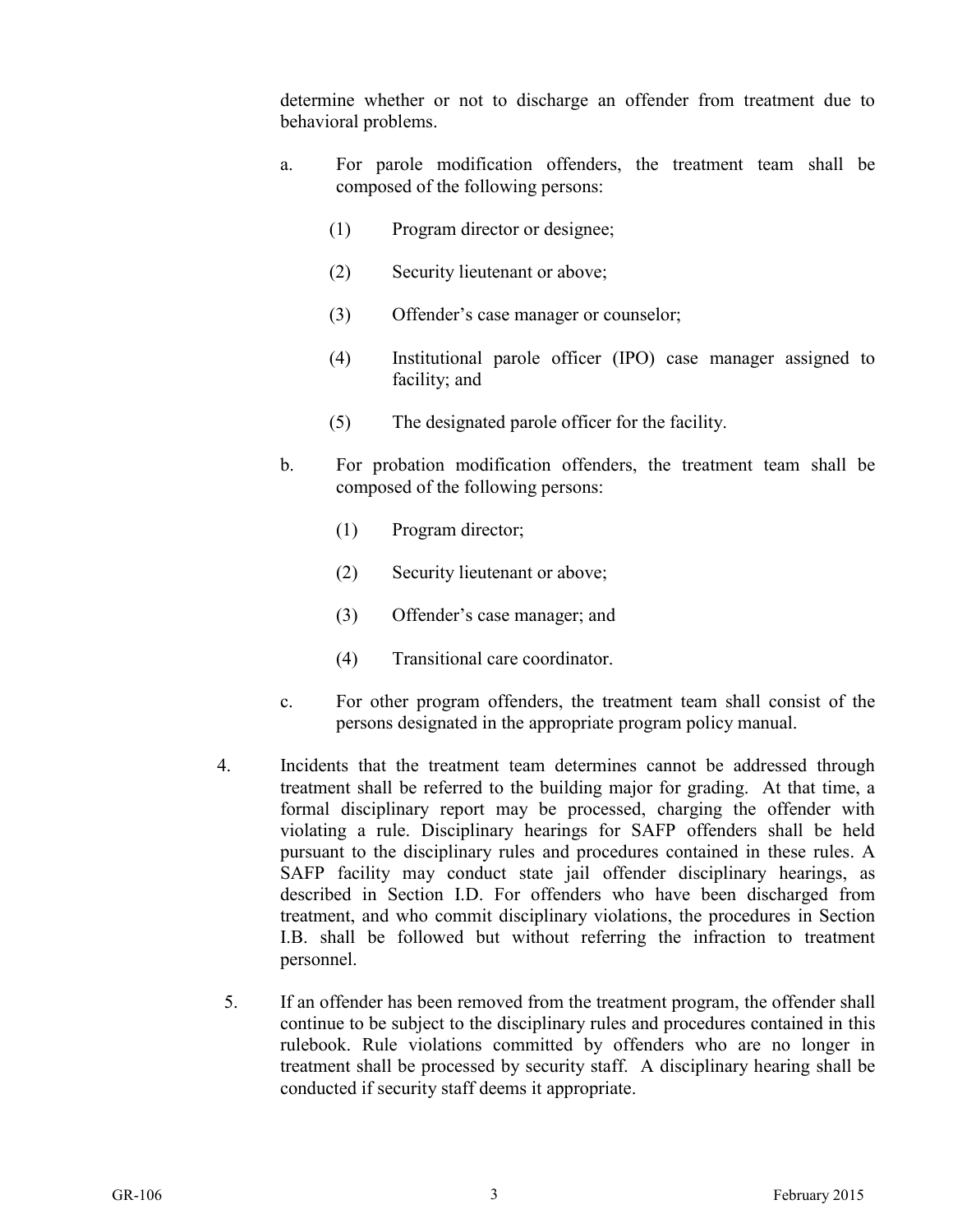determine whether or not to discharge an offender from treatment due to behavioral problems.

a. For parole modification offenders, the treatment team shall be composed of the following persons:

(1) Program director or designee;

(2) Security lieutenant or above;

(3) Offender's case manager or counselor;

(4) Institutional parole officer (IPO) case manager assigned to facility; and

(5) The designated parole officer for the facility.

b. For probation modification offenders, the treatment team shall be composed of the following persons:

(1) Program director;

(2) Security lieutenant or above;

(3) Offender's case manager; and

(4) Transitional care coordinator.

c. For other program offenders, the treatment team shall consist of the persons designated in the appropriate program policy manual.

4. Incidents that the treatment team determines cannot be addressed through treatment shall be referred to the building major for grading. At that time, a formal disciplinary report may be processed, charging the offender with violating a rule. Disciplinary hearings for SAFP offenders shall be held pursuant to the disciplinary rules and procedures contained in these rules. A SAFP facility may conduct state jail offender disciplinary hearings, as described in Section I.D. For offenders who have been discharged from treatment, and who commit disciplinary violations, the procedures in Section I.B. shall be followed but without referring the infraction to treatment personnel.

5. If an offender has been removed from the treatment program, the offender shall continue to be subject to the disciplinary rules and procedures contained in this rulebook. Rule violations committed by offenders who are no longer in treatment shall be processed by security staff. A disciplinary hearing shall be conducted if security staff deems it appropriate.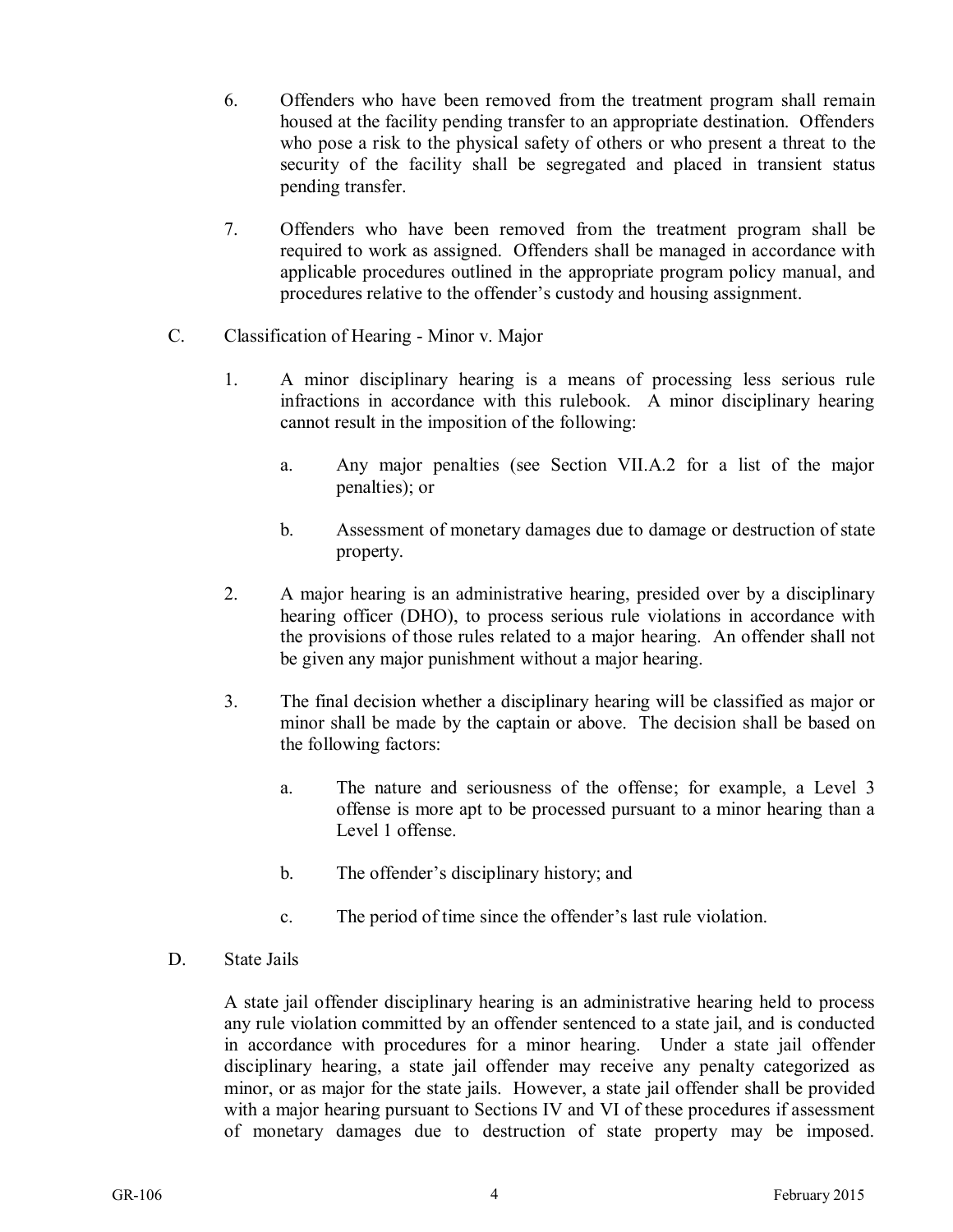6. Offenders who have been removed from the treatment program shall remain housed at the facility pending transfer to an appropriate destination. Offenders who pose a risk to the physical safety of others or who present a threat to the security of the facility shall be segregated and placed in transient status pending transfer.

7. Offenders who have been removed from the treatment program shall be required to work as assigned. Offenders shall be managed in accordance with applicable procedures outlined in the appropriate program policy manual, and procedures relative to the offender's custody and housing assignment.

C. Classification of Hearing - Minor v. Major

1. A minor disciplinary hearing is a means of processing less serious rule infractions in accordance with this rulebook. A minor disciplinary hearing cannot result in the imposition of the following:

   a. Any major penalties (see Section VII.A.2 for a list of the major penalties); or

   b. Assessment of monetary damages due to damage or destruction of state property.

2. A major hearing is an administrative hearing, presided over by a disciplinary hearing officer (DHO), to process serious rule violations in accordance with the provisions of those rules related to a major hearing. An offender shall not be given any major punishment without a major hearing.

3. The final decision whether a disciplinary hearing will be classified as major or minor shall be made by the captain or above. The decision shall be based on the following factors:

   a. The nature and seriousness of the offense; for example, a Level 3 offense is more apt to be processed pursuant to a minor hearing than a Level 1 offense.

   b. The offender's disciplinary history; and

   c. The period of time since the offender's last rule violation.

D. State Jails

A state jail offender disciplinary hearing is an administrative hearing held to process any rule violation committed by an offender sentenced to a state jail, and is conducted in accordance with procedures for a minor hearing. Under a state jail offender disciplinary hearing, a state jail offender may receive any penalty categorized as minor, or as major for the state jails. However, a state jail offender shall be provided with a major hearing pursuant to Sections IV and VI of these procedures if assessment of monetary damages due to destruction of state property may be imposed.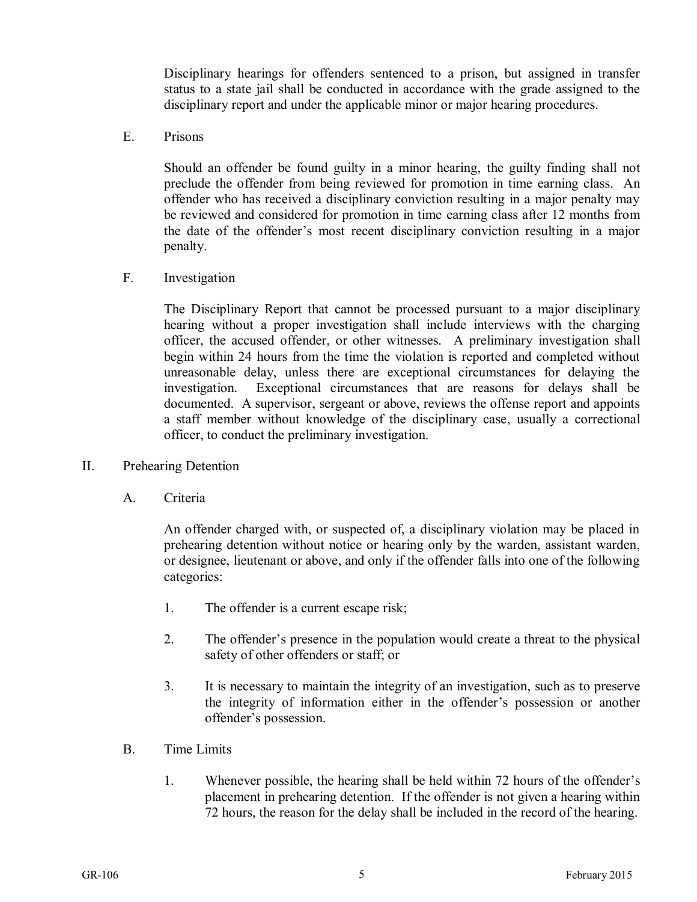Disciplinary hearings for offenders sentenced to a prison, but assigned in transfer status to a state jail shall be conducted in accordance with the grade assigned to the disciplinary report and under the applicable minor or major hearing procedures.

E. Prisons

Should an offender be found guilty in a minor hearing, the guilty finding shall not preclude the offender from being reviewed for promotion in time earning class. An offender who has received a disciplinary conviction resulting in a major penalty may be reviewed and considered for promotion in time earning class after 12 months from the date of the offender's most recent disciplinary conviction resulting in a major penalty.

F. Investigation

The Disciplinary Report that cannot be processed pursuant to a major disciplinary hearing without a proper investigation shall include interviews with the charging officer, the accused offender, or other witnesses. A preliminary investigation shall begin within 24 hours from the time the violation is reported and completed without unreasonable delay, unless there are exceptional circumstances for delaying the investigation. Exceptional circumstances that are reasons for delays shall be documented. A supervisor, sergeant or above, reviews the offense report and appoints a staff member without knowledge of the disciplinary case, usually a correctional officer, to conduct the preliminary investigation.

II. Prehearing Detention

A. Criteria

An offender charged with, or suspected of, a disciplinary violation may be placed in prehearing detention without notice or hearing only by the warden, assistant warden, or designee, lieutenant or above, and only if the offender falls into one of the following categories:

1. The offender is a current escape risk;

2. The offender's presence in the population would create a threat to the physical safety of other offenders or staff; or

3. It is necessary to maintain the integrity of an investigation, such as to preserve the integrity of information either in the offender's possession or another offender's possession.

B. Time Limits

1. Whenever possible, the hearing shall be held within 72 hours of the offender's placement in prehearing detention. If the offender is not given a hearing within 72 hours, the reason for the delay shall be included in the record of the hearing.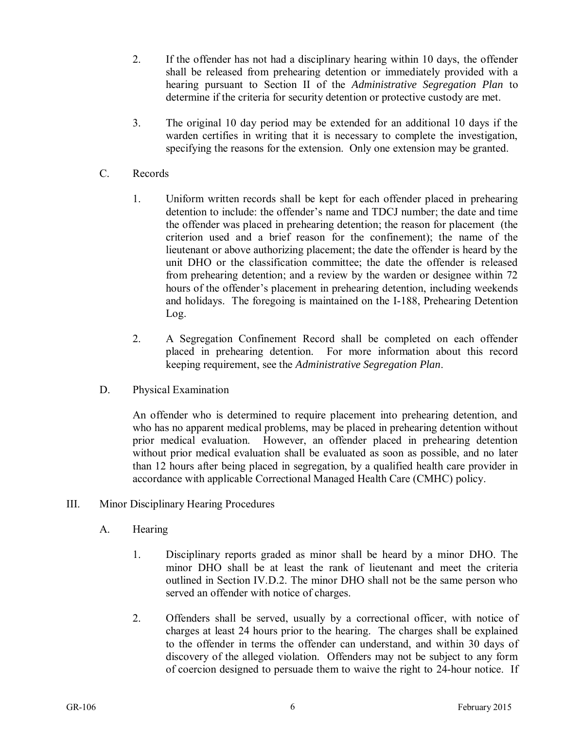2. If the offender has not had a disciplinary hearing within 10 days, the offender shall be released from prehearing detention or immediately provided with a hearing pursuant to Section II of the *Administrative Segregation Plan* to determine if the criteria for security detention or protective custody are met.

3. The original 10 day period may be extended for an additional 10 days if the warden certifies in writing that it is necessary to complete the investigation, specifying the reasons for the extension. Only one extension may be granted.

C. Records

1. Uniform written records shall be kept for each offender placed in prehearing detention to include: the offender's name and TDCJ number; the date and time the offender was placed in prehearing detention; the reason for placement (the criterion used and a brief reason for the confinement); the name of the lieutenant or above authorizing placement; the date the offender is heard by the unit DHO or the classification committee; the date the offender is released from prehearing detention; and a review by the warden or designee within 72 hours of the offender's placement in prehearing detention, including weekends and holidays. The foregoing is maintained on the I-188, Prehearing Detention Log.

2. A Segregation Confinement Record shall be completed on each offender placed in prehearing detention. For more information about this record keeping requirement, see the *Administrative Segregation Plan*.

D. Physical Examination

An offender who is determined to require placement into prehearing detention, and who has no apparent medical problems, may be placed in prehearing detention without prior medical evaluation. However, an offender placed in prehearing detention without prior medical evaluation shall be evaluated as soon as possible, and no later than 12 hours after being placed in segregation, by a qualified health care provider in accordance with applicable Correctional Managed Health Care (CMHC) policy.

III. Minor Disciplinary Hearing Procedures

A. Hearing

1. Disciplinary reports graded as minor shall be heard by a minor DHO. The minor DHO shall be at least the rank of lieutenant and meet the criteria outlined in Section IV.D.2. The minor DHO shall not be the same person who served an offender with notice of charges.

2. Offenders shall be served, usually by a correctional officer, with notice of charges at least 24 hours prior to the hearing. The charges shall be explained to the offender in terms the offender can understand, and within 30 days of discovery of the alleged violation. Offenders may not be subject to any form of coercion designed to persuade them to waive the right to 24-hour notice. If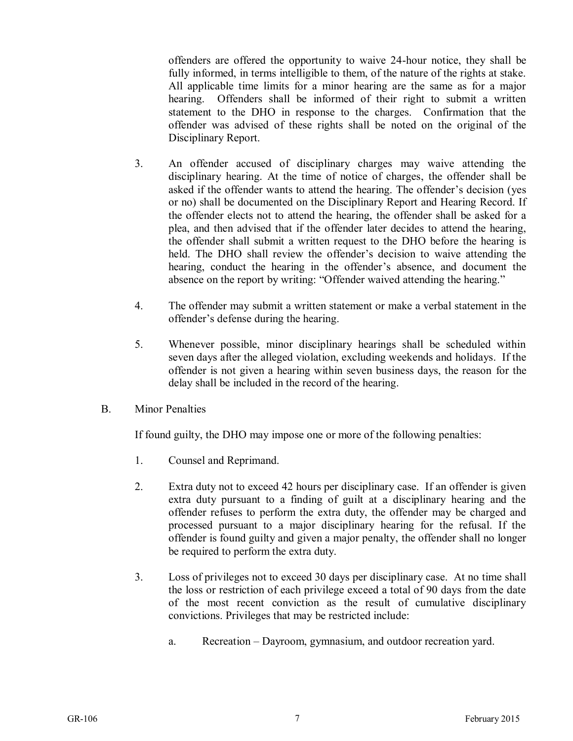offenders are offered the opportunity to waive 24-hour notice, they shall be fully informed, in terms intelligible to them, of the nature of the rights at stake. All applicable time limits for a minor hearing are the same as for a major hearing. Offenders shall be informed of their right to submit a written statement to the DHO in response to the charges. Confirmation that the offender was advised of these rights shall be noted on the original of the Disciplinary Report.

3. An offender accused of disciplinary charges may waive attending the disciplinary hearing. At the time of notice of charges, the offender shall be asked if the offender wants to attend the hearing. The offender's decision (yes or no) shall be documented on the Disciplinary Report and Hearing Record. If the offender elects not to attend the hearing, the offender shall be asked for a plea, and then advised that if the offender later decides to attend the hearing, the offender shall submit a written request to the DHO before the hearing is held. The DHO shall review the offender's decision to waive attending the hearing, conduct the hearing in the offender's absence, and document the absence on the report by writing: "Offender waived attending the hearing."

4. The offender may submit a written statement or make a verbal statement in the offender's defense during the hearing.

5. Whenever possible, minor disciplinary hearings shall be scheduled within seven days after the alleged violation, excluding weekends and holidays. If the offender is not given a hearing within seven business days, the reason for the delay shall be included in the record of the hearing.

B. Minor Penalties

If found guilty, the DHO may impose one or more of the following penalties:

1. Counsel and Reprimand.

2. Extra duty not to exceed 42 hours per disciplinary case. If an offender is given extra duty pursuant to a finding of guilt at a disciplinary hearing and the offender refuses to perform the extra duty, the offender may be charged and processed pursuant to a major disciplinary hearing for the refusal. If the offender is found guilty and given a major penalty, the offender shall no longer be required to perform the extra duty.

3. Loss of privileges not to exceed 30 days per disciplinary case. At no time shall the loss or restriction of each privilege exceed a total of 90 days from the date of the most recent conviction as the result of cumulative disciplinary convictions. Privileges that may be restricted include:

   a. Recreation – Dayroom, gymnasium, and outdoor recreation yard.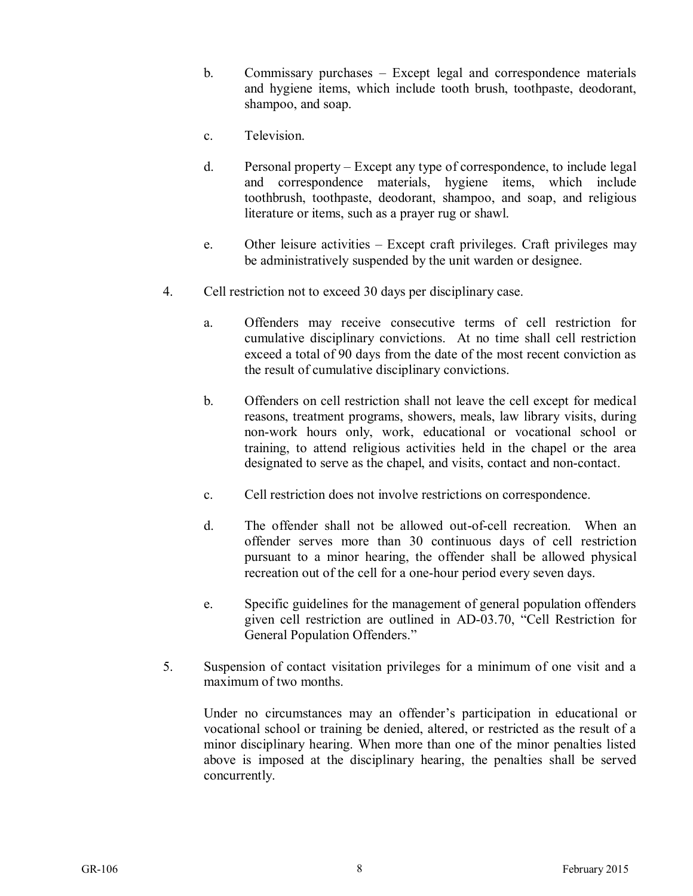b. Commissary purchases – Except legal and correspondence materials and hygiene items, which include tooth brush, toothpaste, deodorant, shampoo, and soap.

c. Television.

d. Personal property – Except any type of correspondence, to include legal and correspondence materials, hygiene items, which include toothbrush, toothpaste, deodorant, shampoo, and soap, and religious literature or items, such as a prayer rug or shawl.

e. Other leisure activities – Except craft privileges. Craft privileges may be administratively suspended by the unit warden or designee.

4. Cell restriction not to exceed 30 days per disciplinary case.

   a. Offenders may receive consecutive terms of cell restriction for cumulative disciplinary convictions. At no time shall cell restriction exceed a total of 90 days from the date of the most recent conviction as the result of cumulative disciplinary convictions.

   b. Offenders on cell restriction shall not leave the cell except for medical reasons, treatment programs, showers, meals, law library visits, during non-work hours only, work, educational or vocational school or training, to attend religious activities held in the chapel or the area designated to serve as the chapel, and visits, contact and non-contact.

   c. Cell restriction does not involve restrictions on correspondence.

   d. The offender shall not be allowed out-of-cell recreation. When an offender serves more than 30 continuous days of cell restriction pursuant to a minor hearing, the offender shall be allowed physical recreation out of the cell for a one-hour period every seven days.

   e. Specific guidelines for the management of general population offenders given cell restriction are outlined in AD-03.70, "Cell Restriction for General Population Offenders."

5. Suspension of contact visitation privileges for a minimum of one visit and a maximum of two months.

   Under no circumstances may an offender's participation in educational or vocational school or training be denied, altered, or restricted as the result of a minor disciplinary hearing. When more than one of the minor penalties listed above is imposed at the disciplinary hearing, the penalties shall be served concurrently.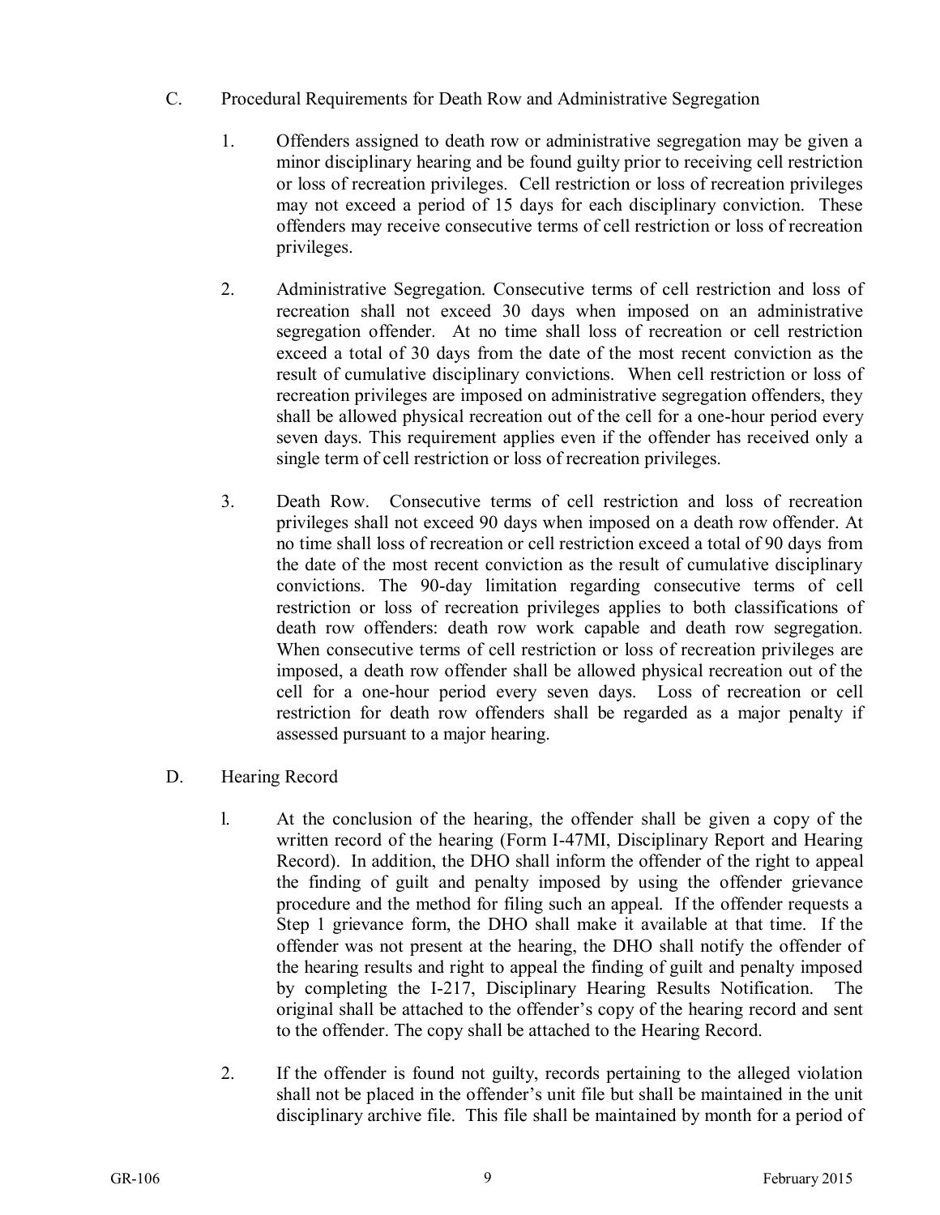C. Procedural Requirements for Death Row and Administrative Segregation

1. Offenders assigned to death row or administrative segregation may be given a minor disciplinary hearing and be found guilty prior to receiving cell restriction or loss of recreation privileges. Cell restriction or loss of recreation privileges may not exceed a period of 15 days for each disciplinary conviction. These offenders may receive consecutive terms of cell restriction or loss of recreation privileges.

2. Administrative Segregation. Consecutive terms of cell restriction and loss of recreation shall not exceed 30 days when imposed on an administrative segregation offender. At no time shall loss of recreation or cell restriction exceed a total of 30 days from the date of the most recent conviction as the result of cumulative disciplinary convictions. When cell restriction or loss of recreation privileges are imposed on administrative segregation offenders, they shall be allowed physical recreation out of the cell for a one-hour period every seven days. This requirement applies even if the offender has received only a single term of cell restriction or loss of recreation privileges.

3. Death Row. Consecutive terms of cell restriction and loss of recreation privileges shall not exceed 90 days when imposed on a death row offender. At no time shall loss of recreation or cell restriction exceed a total of 90 days from the date of the most recent conviction as the result of cumulative disciplinary convictions. The 90-day limitation regarding consecutive terms of cell restriction or loss of recreation privileges applies to both classifications of death row offenders: death row work capable and death row segregation. When consecutive terms of cell restriction or loss of recreation privileges are imposed, a death row offender shall be allowed physical recreation out of the cell for a one-hour period every seven days. Loss of recreation or cell restriction for death row offenders shall be regarded as a major penalty if assessed pursuant to a major hearing.

D. Hearing Record

1. At the conclusion of the hearing, the offender shall be given a copy of the written record of the hearing (Form I-47MI, Disciplinary Report and Hearing Record). In addition, the DHO shall inform the offender of the right to appeal the finding of guilt and penalty imposed by using the offender grievance procedure and the method for filing such an appeal. If the offender requests a Step 1 grievance form, the DHO shall make it available at that time. If the offender was not present at the hearing, the DHO shall notify the offender of the hearing results and right to appeal the finding of guilt and penalty imposed by completing the I-217, Disciplinary Hearing Results Notification. The original shall be attached to the offender's copy of the hearing record and sent to the offender. The copy shall be attached to the Hearing Record.

2. If the offender is found not guilty, records pertaining to the alleged violation shall not be placed in the offender's unit file but shall be maintained in the unit disciplinary archive file. This file shall be maintained by month for a period of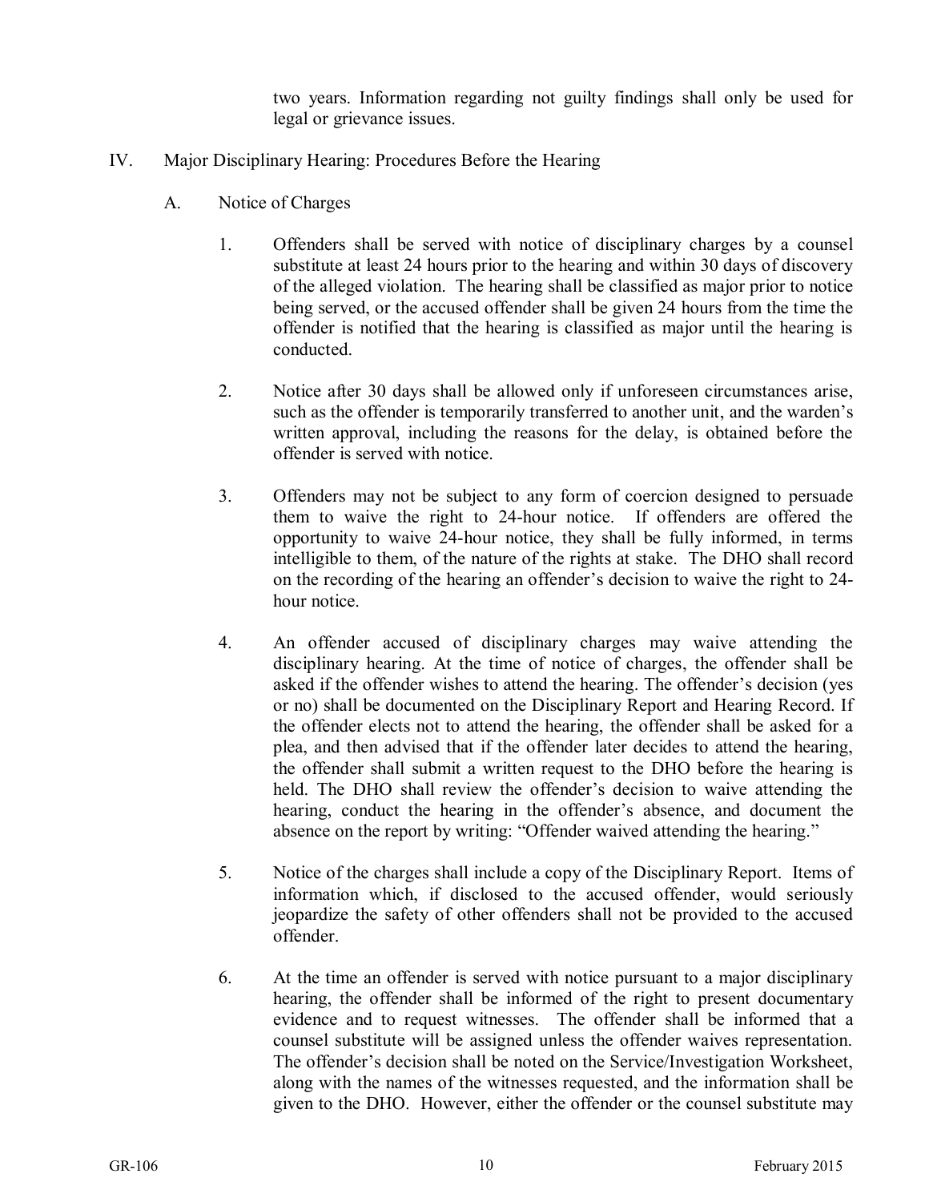two years. Information regarding not guilty findings shall only be used for legal or grievance issues.

## IV. Major Disciplinary Hearing: Procedures Before the Hearing

### A. Notice of Charges

1. Offenders shall be served with notice of disciplinary charges by a counsel substitute at least 24 hours prior to the hearing and within 30 days of discovery of the alleged violation. The hearing shall be classified as major prior to notice being served, or the accused offender shall be given 24 hours from the time the offender is notified that the hearing is classified as major until the hearing is conducted.

2. Notice after 30 days shall be allowed only if unforeseen circumstances arise, such as the offender is temporarily transferred to another unit, and the warden's written approval, including the reasons for the delay, is obtained before the offender is served with notice.

3. Offenders may not be subject to any form of coercion designed to persuade them to waive the right to 24-hour notice. If offenders are offered the opportunity to waive 24-hour notice, they shall be fully informed, in terms intelligible to them, of the nature of the rights at stake. The DHO shall record on the recording of the hearing an offender's decision to waive the right to 24-hour notice.

4. An offender accused of disciplinary charges may waive attending the disciplinary hearing. At the time of notice of charges, the offender shall be asked if the offender wishes to attend the hearing. The offender's decision (yes or no) shall be documented on the Disciplinary Report and Hearing Record. If the offender elects not to attend the hearing, the offender shall be asked for a plea, and then advised that if the offender later decides to attend the hearing, the offender shall submit a written request to the DHO before the hearing is held. The DHO shall review the offender's decision to waive attending the hearing, conduct the hearing in the offender's absence, and document the absence on the report by writing: "Offender waived attending the hearing."

5. Notice of the charges shall include a copy of the Disciplinary Report. Items of information which, if disclosed to the accused offender, would seriously jeopardize the safety of other offenders shall not be provided to the accused offender.

6. At the time an offender is served with notice pursuant to a major disciplinary hearing, the offender shall be informed of the right to present documentary evidence and to request witnesses. The offender shall be informed that a counsel substitute will be assigned unless the offender waives representation. The offender's decision shall be noted on the Service/Investigation Worksheet, along with the names of the witnesses requested, and the information shall be given to the DHO. However, either the offender or the counsel substitute may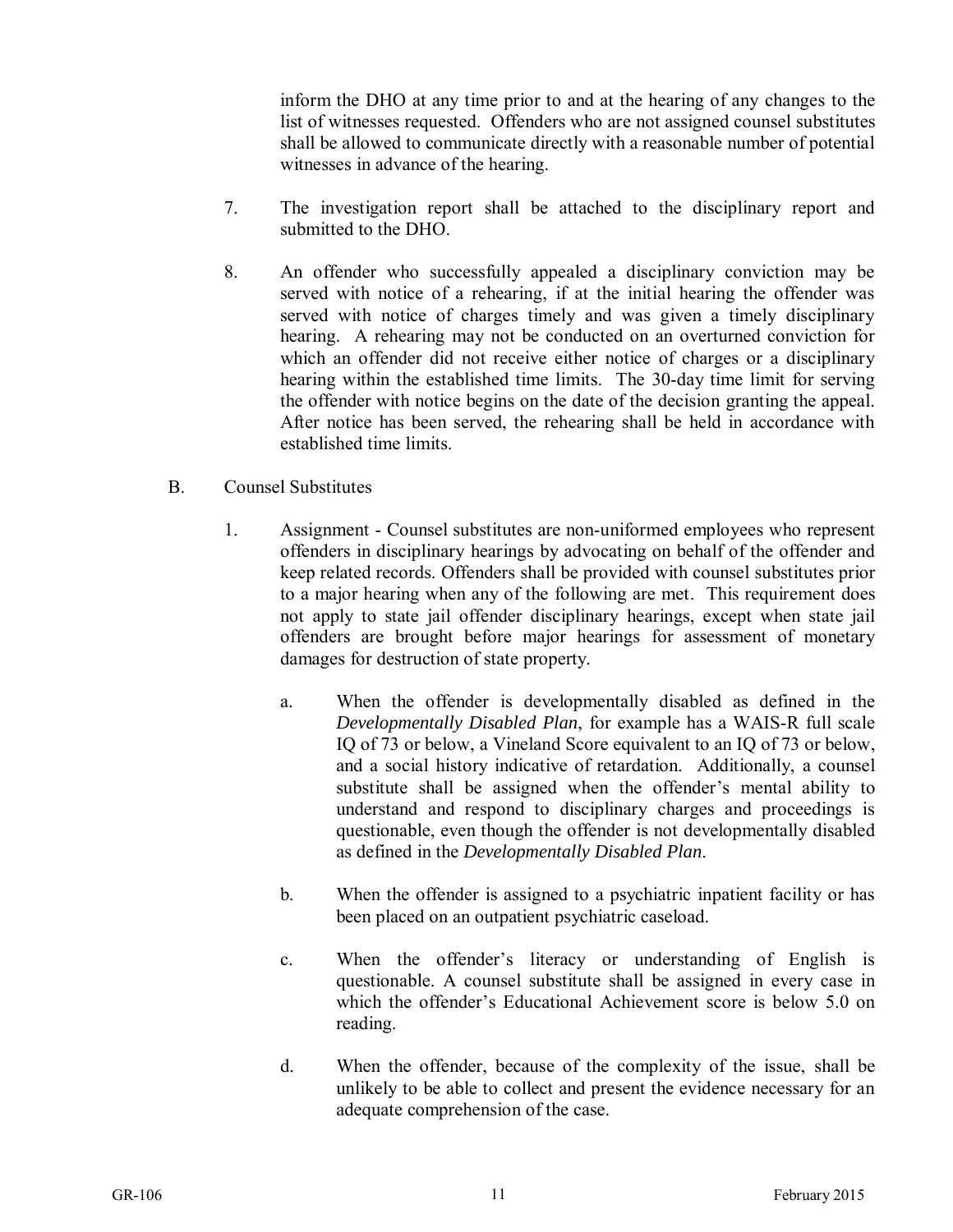inform the DHO at any time prior to and at the hearing of any changes to the list of witnesses requested. Offenders who are not assigned counsel substitutes shall be allowed to communicate directly with a reasonable number of potential witnesses in advance of the hearing.

7. The investigation report shall be attached to the disciplinary report and submitted to the DHO.

8. An offender who successfully appealed a disciplinary conviction may be served with notice of a rehearing, if at the initial hearing the offender was served with notice of charges timely and was given a timely disciplinary hearing. A rehearing may not be conducted on an overturned conviction for which an offender did not receive either notice of charges or a disciplinary hearing within the established time limits. The 30-day time limit for serving the offender with notice begins on the date of the decision granting the appeal. After notice has been served, the rehearing shall be held in accordance with established time limits.

B. Counsel Substitutes

1. Assignment - Counsel substitutes are non-uniformed employees who represent offenders in disciplinary hearings by advocating on behalf of the offender and keep related records. Offenders shall be provided with counsel substitutes prior to a major hearing when any of the following are met. This requirement does not apply to state jail offender disciplinary hearings, except when state jail offenders are brought before major hearings for assessment of monetary damages for destruction of state property.

   a. When the offender is developmentally disabled as defined in the *Developmentally Disabled Plan*, for example has a WAIS-R full scale IQ of 73 or below, a Vineland Score equivalent to an IQ of 73 or below, and a social history indicative of retardation. Additionally, a counsel substitute shall be assigned when the offender's mental ability to understand and respond to disciplinary charges and proceedings is questionable, even though the offender is not developmentally disabled as defined in the *Developmentally Disabled Plan*.

   b. When the offender is assigned to a psychiatric inpatient facility or has been placed on an outpatient psychiatric caseload.

   c. When the offender's literacy or understanding of English is questionable. A counsel substitute shall be assigned in every case in which the offender's Educational Achievement score is below 5.0 on reading.

   d. When the offender, because of the complexity of the issue, shall be unlikely to be able to collect and present the evidence necessary for an adequate comprehension of the case.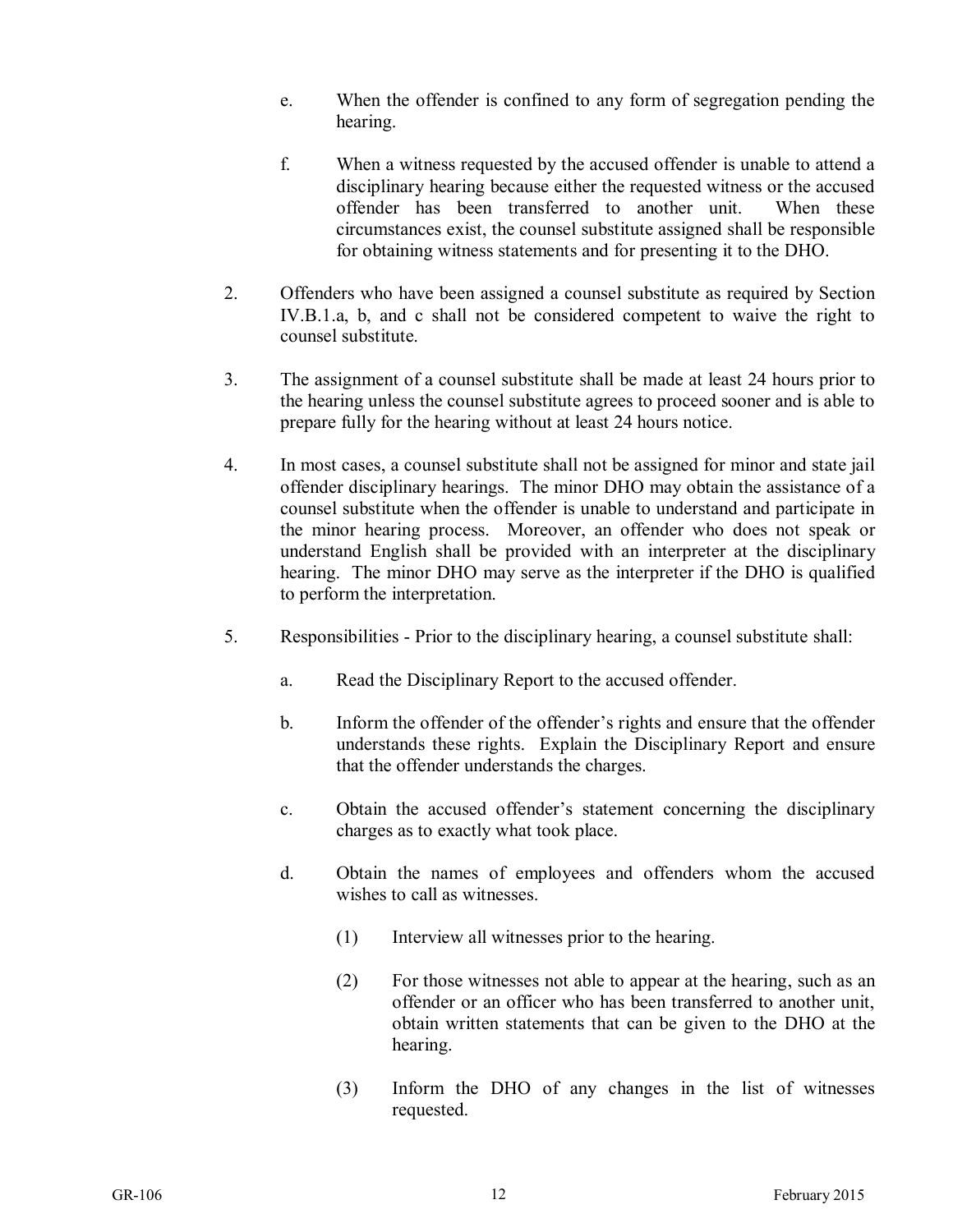e. When the offender is confined to any form of segregation pending the hearing.

f. When a witness requested by the accused offender is unable to attend a disciplinary hearing because either the requested witness or the accused offender has been transferred to another unit. When these circumstances exist, the counsel substitute assigned shall be responsible for obtaining witness statements and for presenting it to the DHO.

2. Offenders who have been assigned a counsel substitute as required by Section IV.B.1.a, b, and c shall not be considered competent to waive the right to counsel substitute.

3. The assignment of a counsel substitute shall be made at least 24 hours prior to the hearing unless the counsel substitute agrees to proceed sooner and is able to prepare fully for the hearing without at least 24 hours notice.

4. In most cases, a counsel substitute shall not be assigned for minor and state jail offender disciplinary hearings. The minor DHO may obtain the assistance of a counsel substitute when the offender is unable to understand and participate in the minor hearing process. Moreover, an offender who does not speak or understand English shall be provided with an interpreter at the disciplinary hearing. The minor DHO may serve as the interpreter if the DHO is qualified to perform the interpretation.

5. Responsibilities - Prior to the disciplinary hearing, a counsel substitute shall:

   a. Read the Disciplinary Report to the accused offender.

   b. Inform the offender of the offender's rights and ensure that the offender understands these rights. Explain the Disciplinary Report and ensure that the offender understands the charges.

   c. Obtain the accused offender's statement concerning the disciplinary charges as to exactly what took place.

   d. Obtain the names of employees and offenders whom the accused wishes to call as witnesses.

      (1) Interview all witnesses prior to the hearing.

      (2) For those witnesses not able to appear at the hearing, such as an offender or an officer who has been transferred to another unit, obtain written statements that can be given to the DHO at the hearing.

      (3) Inform the DHO of any changes in the list of witnesses requested.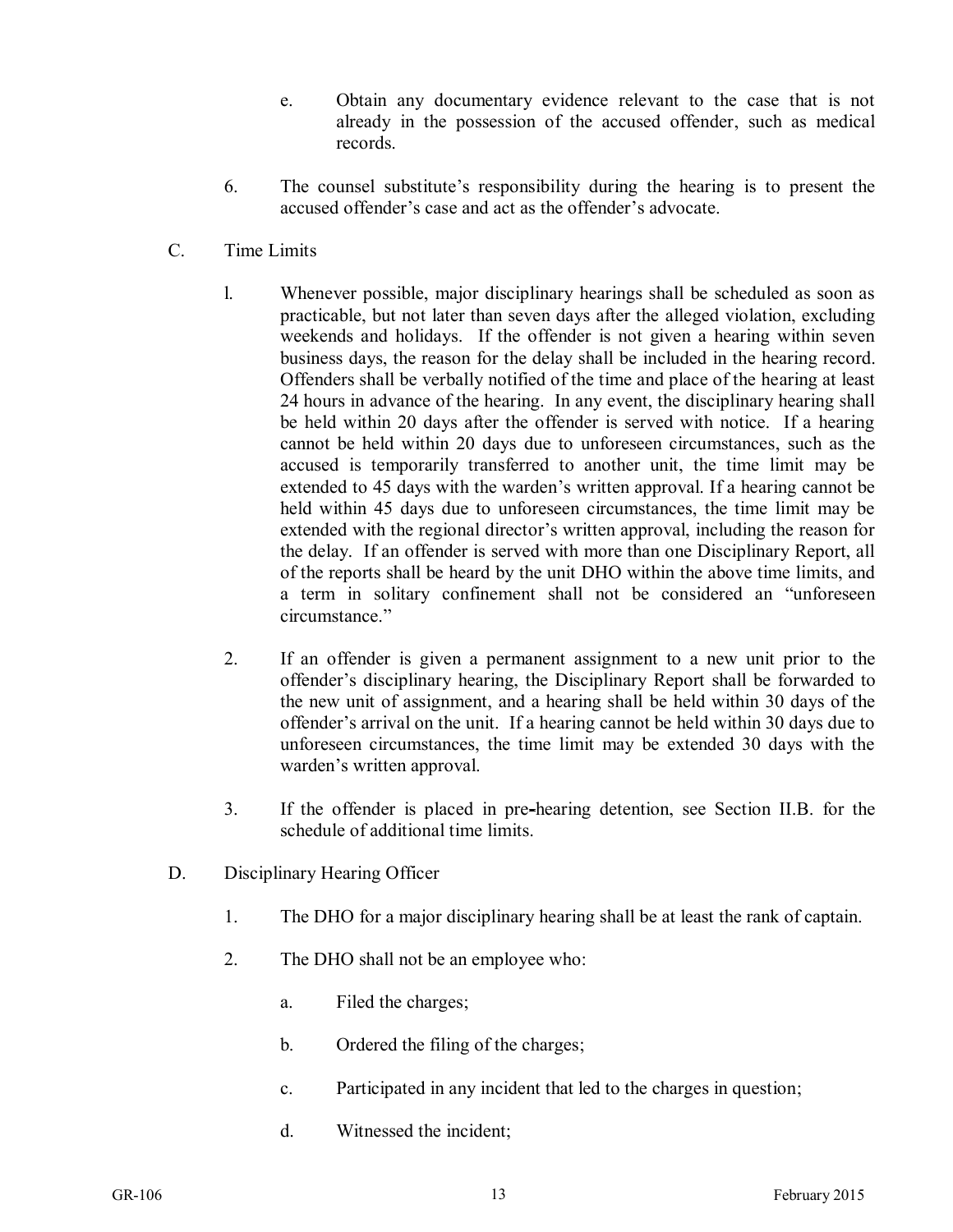e. Obtain any documentary evidence relevant to the case that is not already in the possession of the accused offender, such as medical records.

6. The counsel substitute's responsibility during the hearing is to present the accused offender's case and act as the offender's advocate.

C. Time Limits

1. Whenever possible, major disciplinary hearings shall be scheduled as soon as practicable, but not later than seven days after the alleged violation, excluding weekends and holidays. If the offender is not given a hearing within seven business days, the reason for the delay shall be included in the hearing record. Offenders shall be verbally notified of the time and place of the hearing at least 24 hours in advance of the hearing. In any event, the disciplinary hearing shall be held within 20 days after the offender is served with notice. If a hearing cannot be held within 20 days due to unforeseen circumstances, such as the accused is temporarily transferred to another unit, the time limit may be extended to 45 days with the warden's written approval. If a hearing cannot be held within 45 days due to unforeseen circumstances, the time limit may be extended with the regional director's written approval, including the reason for the delay. If an offender is served with more than one Disciplinary Report, all of the reports shall be heard by the unit DHO within the above time limits, and a term in solitary confinement shall not be considered an "unforeseen circumstance."

2. If an offender is given a permanent assignment to a new unit prior to the offender's disciplinary hearing, the Disciplinary Report shall be forwarded to the new unit of assignment, and a hearing shall be held within 30 days of the offender's arrival on the unit. If a hearing cannot be held within 30 days due to unforeseen circumstances, the time limit may be extended 30 days with the warden's written approval.

3. If the offender is placed in pre-hearing detention, see Section II.B. for the schedule of additional time limits.

D. Disciplinary Hearing Officer

1. The DHO for a major disciplinary hearing shall be at least the rank of captain.

2. The DHO shall not be an employee who:

   a. Filed the charges;

   b. Ordered the filing of the charges;

   c. Participated in any incident that led to the charges in question;

   d. Witnessed the incident;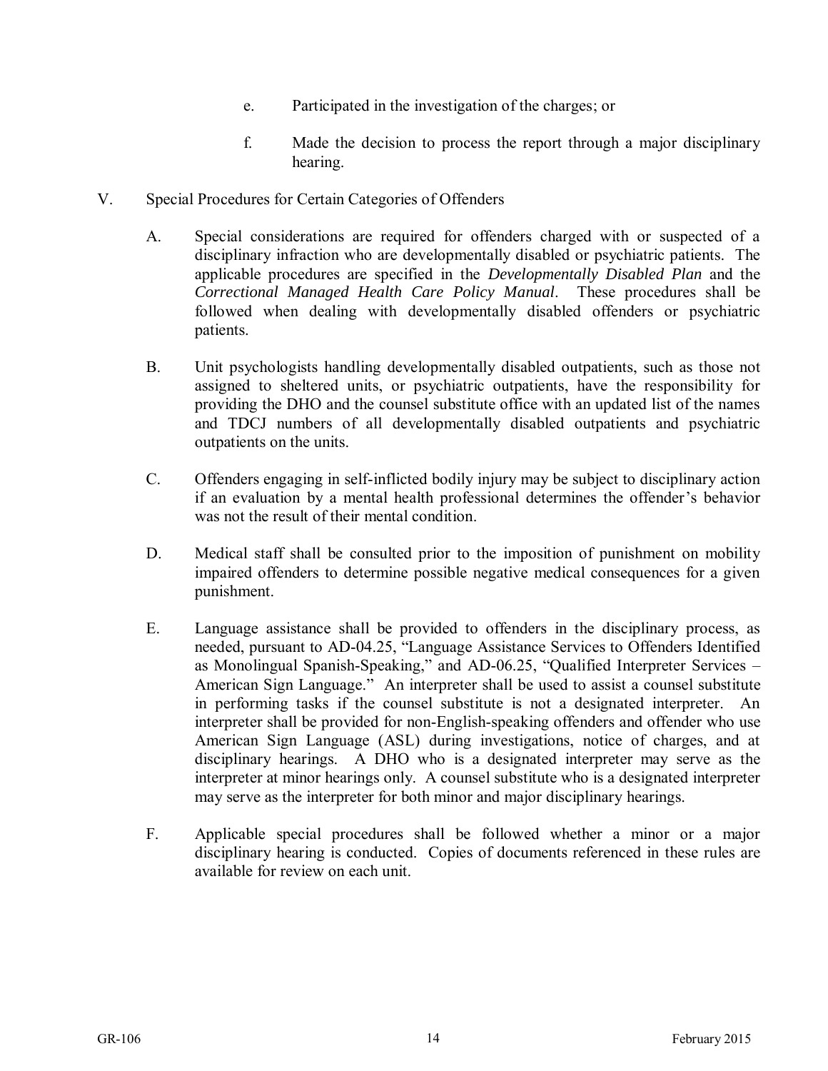e. Participated in the investigation of the charges; or

f. Made the decision to process the report through a major disciplinary hearing.

V. Special Procedures for Certain Categories of Offenders

A. Special considerations are required for offenders charged with or suspected of a disciplinary infraction who are developmentally disabled or psychiatric patients. The applicable procedures are specified in the *Developmentally Disabled Plan* and the *Correctional Managed Health Care Policy Manual*. These procedures shall be followed when dealing with developmentally disabled offenders or psychiatric patients.

B. Unit psychologists handling developmentally disabled outpatients, such as those not assigned to sheltered units, or psychiatric outpatients, have the responsibility for providing the DHO and the counsel substitute office with an updated list of the names and TDCJ numbers of all developmentally disabled outpatients and psychiatric outpatients on the units.

C. Offenders engaging in self-inflicted bodily injury may be subject to disciplinary action if an evaluation by a mental health professional determines the offender's behavior was not the result of their mental condition.

D. Medical staff shall be consulted prior to the imposition of punishment on mobility impaired offenders to determine possible negative medical consequences for a given punishment.

E. Language assistance shall be provided to offenders in the disciplinary process, as needed, pursuant to AD-04.25, "Language Assistance Services to Offenders Identified as Monolingual Spanish-Speaking," and AD-06.25, "Qualified Interpreter Services – American Sign Language." An interpreter shall be used to assist a counsel substitute in performing tasks if the counsel substitute is not a designated interpreter. An interpreter shall be provided for non-English-speaking offenders and offender who use American Sign Language (ASL) during investigations, notice of charges, and at disciplinary hearings. A DHO who is a designated interpreter may serve as the interpreter at minor hearings only. A counsel substitute who is a designated interpreter may serve as the interpreter for both minor and major disciplinary hearings.

F. Applicable special procedures shall be followed whether a minor or a major disciplinary hearing is conducted. Copies of documents referenced in these rules are available for review on each unit.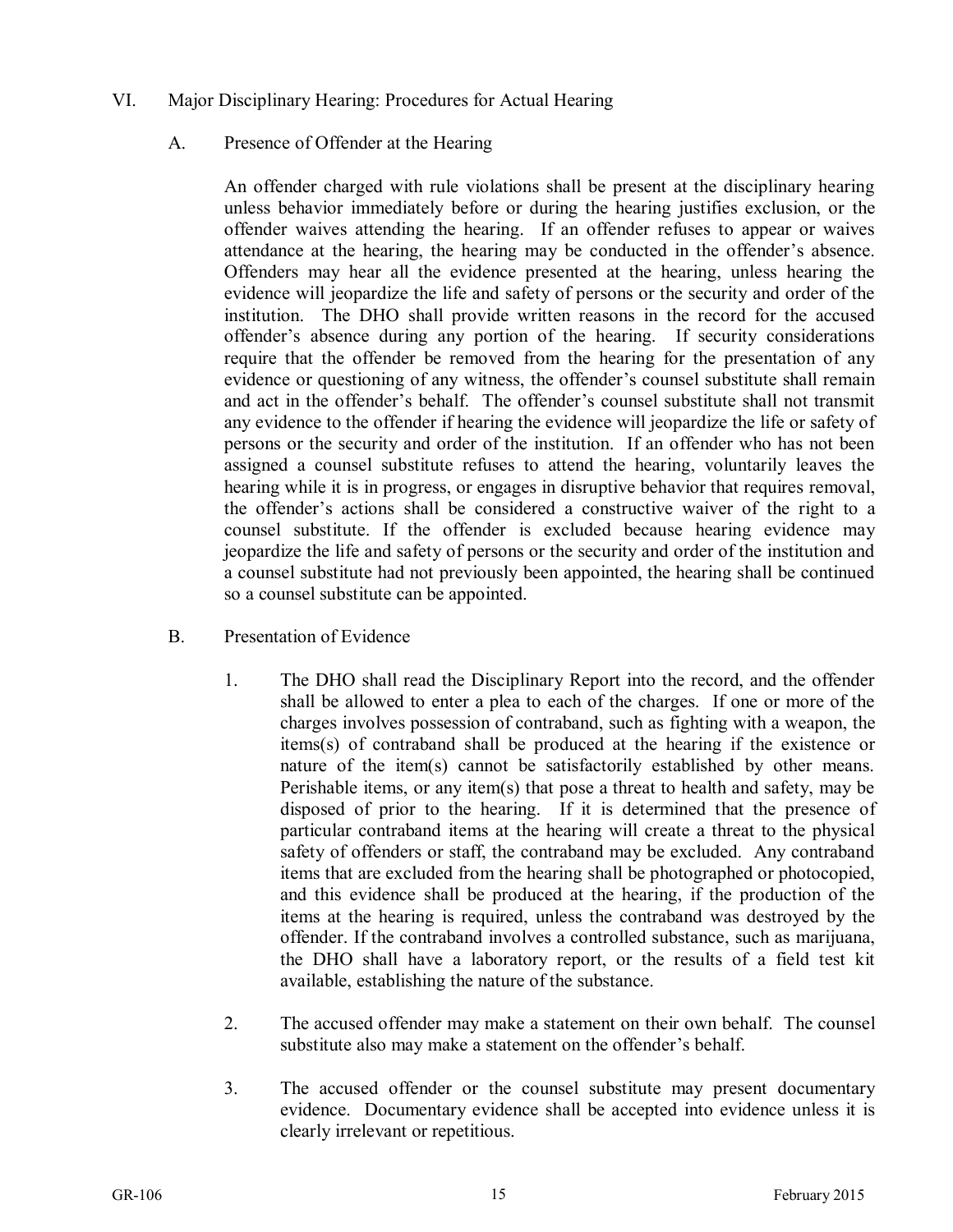## VI. Major Disciplinary Hearing: Procedures for Actual Hearing

### A. Presence of Offender at the Hearing

An offender charged with rule violations shall be present at the disciplinary hearing unless behavior immediately before or during the hearing justifies exclusion, or the offender waives attending the hearing. If an offender refuses to appear or waives attendance at the hearing, the hearing may be conducted in the offender's absence. Offenders may hear all the evidence presented at the hearing, unless hearing the evidence will jeopardize the life and safety of persons or the security and order of the institution. The DHO shall provide written reasons in the record for the accused offender's absence during any portion of the hearing. If security considerations require that the offender be removed from the hearing for the presentation of any evidence or questioning of any witness, the offender's counsel substitute shall remain and act in the offender's behalf. The offender's counsel substitute shall not transmit any evidence to the offender if hearing the evidence will jeopardize the life or safety of persons or the security and order of the institution. If an offender who has not been assigned a counsel substitute refuses to attend the hearing, voluntarily leaves the hearing while it is in progress, or engages in disruptive behavior that requires removal, the offender's actions shall be considered a constructive waiver of the right to a counsel substitute. If the offender is excluded because hearing evidence may jeopardize the life and safety of persons or the security and order of the institution and a counsel substitute had not previously been appointed, the hearing shall be continued so a counsel substitute can be appointed.

### B. Presentation of Evidence

1. The DHO shall read the Disciplinary Report into the record, and the offender shall be allowed to enter a plea to each of the charges. If one or more of the charges involves possession of contraband, such as fighting with a weapon, the items(s) of contraband shall be produced at the hearing if the existence or nature of the item(s) cannot be satisfactorily established by other means. Perishable items, or any item(s) that pose a threat to health and safety, may be disposed of prior to the hearing. If it is determined that the presence of particular contraband items at the hearing will create a threat to the physical safety of offenders or staff, the contraband may be excluded. Any contraband items that are excluded from the hearing shall be photographed or photocopied, and this evidence shall be produced at the hearing, if the production of the items at the hearing is required, unless the contraband was destroyed by the offender. If the contraband involves a controlled substance, such as marijuana, the DHO shall have a laboratory report, or the results of a field test kit available, establishing the nature of the substance.

2. The accused offender may make a statement on their own behalf. The counsel substitute also may make a statement on the offender's behalf.

3. The accused offender or the counsel substitute may present documentary evidence. Documentary evidence shall be accepted into evidence unless it is clearly irrelevant or repetitious.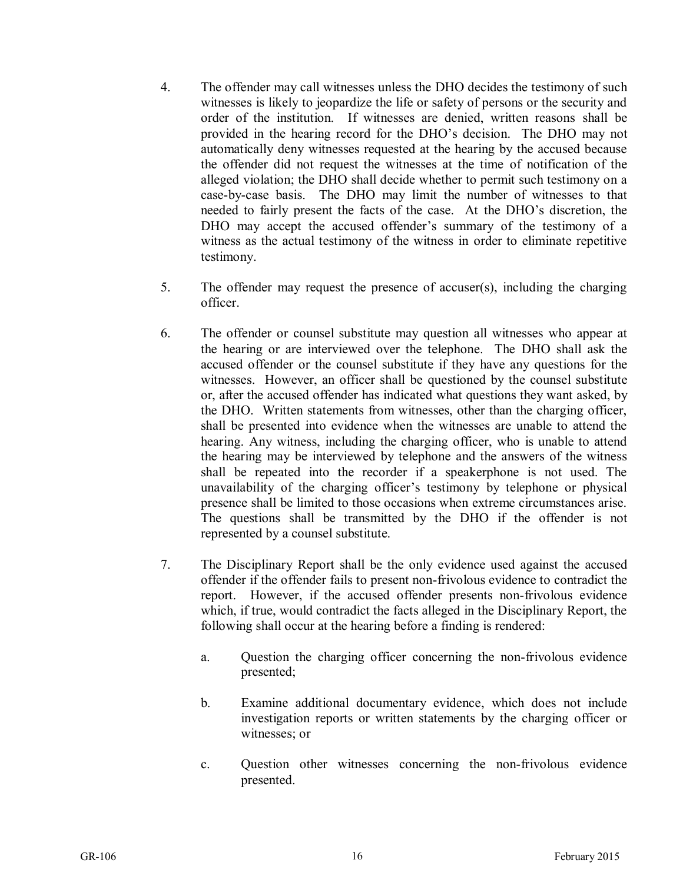4. The offender may call witnesses unless the DHO decides the testimony of such witnesses is likely to jeopardize the life or safety of persons or the security and order of the institution. If witnesses are denied, written reasons shall be provided in the hearing record for the DHO's decision. The DHO may not automatically deny witnesses requested at the hearing by the accused because the offender did not request the witnesses at the time of notification of the alleged violation; the DHO shall decide whether to permit such testimony on a case-by-case basis. The DHO may limit the number of witnesses to that needed to fairly present the facts of the case. At the DHO's discretion, the DHO may accept the accused offender's summary of the testimony of a witness as the actual testimony of the witness in order to eliminate repetitive testimony.

5. The offender may request the presence of accuser(s), including the charging officer.

6. The offender or counsel substitute may question all witnesses who appear at the hearing or are interviewed over the telephone. The DHO shall ask the accused offender or the counsel substitute if they have any questions for the witnesses. However, an officer shall be questioned by the counsel substitute or, after the accused offender has indicated what questions they want asked, by the DHO. Written statements from witnesses, other than the charging officer, shall be presented into evidence when the witnesses are unable to attend the hearing. Any witness, including the charging officer, who is unable to attend the hearing may be interviewed by telephone and the answers of the witness shall be repeated into the recorder if a speakerphone is not used. The unavailability of the charging officer's testimony by telephone or physical presence shall be limited to those occasions when extreme circumstances arise. The questions shall be transmitted by the DHO if the offender is not represented by a counsel substitute.

7. The Disciplinary Report shall be the only evidence used against the accused offender if the offender fails to present non-frivolous evidence to contradict the report. However, if the accused offender presents non-frivolous evidence which, if true, would contradict the facts alleged in the Disciplinary Report, the following shall occur at the hearing before a finding is rendered:

   a. Question the charging officer concerning the non-frivolous evidence presented;

   b. Examine additional documentary evidence, which does not include investigation reports or written statements by the charging officer or witnesses; or

   c. Question other witnesses concerning the non-frivolous evidence presented.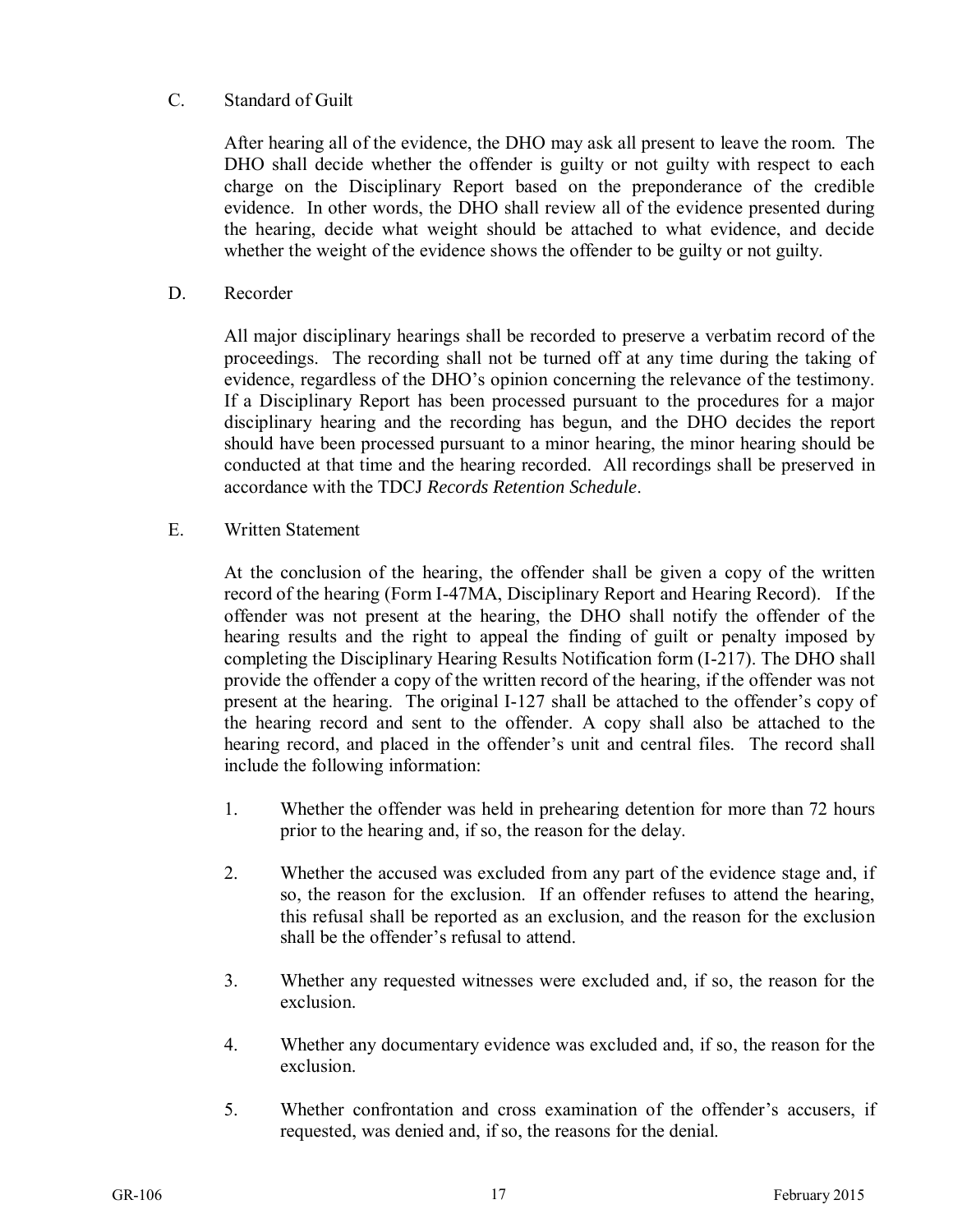C. Standard of Guilt

After hearing all of the evidence, the DHO may ask all present to leave the room. The DHO shall decide whether the offender is guilty or not guilty with respect to each charge on the Disciplinary Report based on the preponderance of the credible evidence. In other words, the DHO shall review all of the evidence presented during the hearing, decide what weight should be attached to what evidence, and decide whether the weight of the evidence shows the offender to be guilty or not guilty.

D. Recorder

All major disciplinary hearings shall be recorded to preserve a verbatim record of the proceedings. The recording shall not be turned off at any time during the taking of evidence, regardless of the DHO's opinion concerning the relevance of the testimony. If a Disciplinary Report has been processed pursuant to the procedures for a major disciplinary hearing and the recording has begun, and the DHO decides the report should have been processed pursuant to a minor hearing, the minor hearing should be conducted at that time and the hearing recorded. All recordings shall be preserved in accordance with the TDCJ *Records Retention Schedule*.

E. Written Statement

At the conclusion of the hearing, the offender shall be given a copy of the written record of the hearing (Form I-47MA, Disciplinary Report and Hearing Record). If the offender was not present at the hearing, the DHO shall notify the offender of the hearing results and the right to appeal the finding of guilt or penalty imposed by completing the Disciplinary Hearing Results Notification form (I-217). The DHO shall provide the offender a copy of the written record of the hearing, if the offender was not present at the hearing. The original I-127 shall be attached to the offender's copy of the hearing record and sent to the offender. A copy shall also be attached to the hearing record, and placed in the offender's unit and central files. The record shall include the following information:

1. Whether the offender was held in prehearing detention for more than 72 hours prior to the hearing and, if so, the reason for the delay.

2. Whether the accused was excluded from any part of the evidence stage and, if so, the reason for the exclusion. If an offender refuses to attend the hearing, this refusal shall be reported as an exclusion, and the reason for the exclusion shall be the offender's refusal to attend.

3. Whether any requested witnesses were excluded and, if so, the reason for the exclusion.

4. Whether any documentary evidence was excluded and, if so, the reason for the exclusion.

5. Whether confrontation and cross examination of the offender's accusers, if requested, was denied and, if so, the reasons for the denial.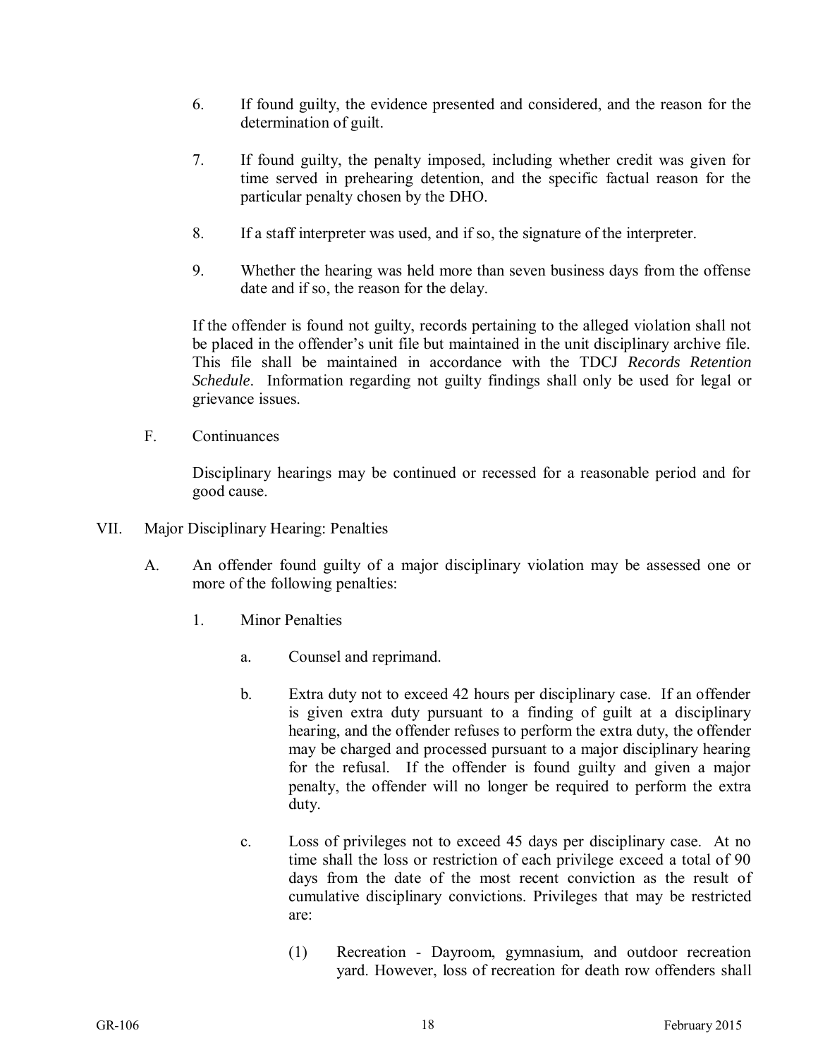6. If found guilty, the evidence presented and considered, and the reason for the determination of guilt.

7. If found guilty, the penalty imposed, including whether credit was given for time served in prehearing detention, and the specific factual reason for the particular penalty chosen by the DHO.

8. If a staff interpreter was used, and if so, the signature of the interpreter.

9. Whether the hearing was held more than seven business days from the offense date and if so, the reason for the delay.

If the offender is found not guilty, records pertaining to the alleged violation shall not be placed in the offender's unit file but maintained in the unit disciplinary archive file. This file shall be maintained in accordance with the TDCJ *Records Retention Schedule*. Information regarding not guilty findings shall only be used for legal or grievance issues.

F. Continuances

Disciplinary hearings may be continued or recessed for a reasonable period and for good cause.

VII. Major Disciplinary Hearing: Penalties

A. An offender found guilty of a major disciplinary violation may be assessed one or more of the following penalties:

1. Minor Penalties

a. Counsel and reprimand.

b. Extra duty not to exceed 42 hours per disciplinary case. If an offender is given extra duty pursuant to a finding of guilt at a disciplinary hearing, and the offender refuses to perform the extra duty, the offender may be charged and processed pursuant to a major disciplinary hearing for the refusal. If the offender is found guilty and given a major penalty, the offender will no longer be required to perform the extra duty.

c. Loss of privileges not to exceed 45 days per disciplinary case. At no time shall the loss or restriction of each privilege exceed a total of 90 days from the date of the most recent conviction as the result of cumulative disciplinary convictions. Privileges that may be restricted are:

(1) Recreation - Dayroom, gymnasium, and outdoor recreation yard. However, loss of recreation for death row offenders shall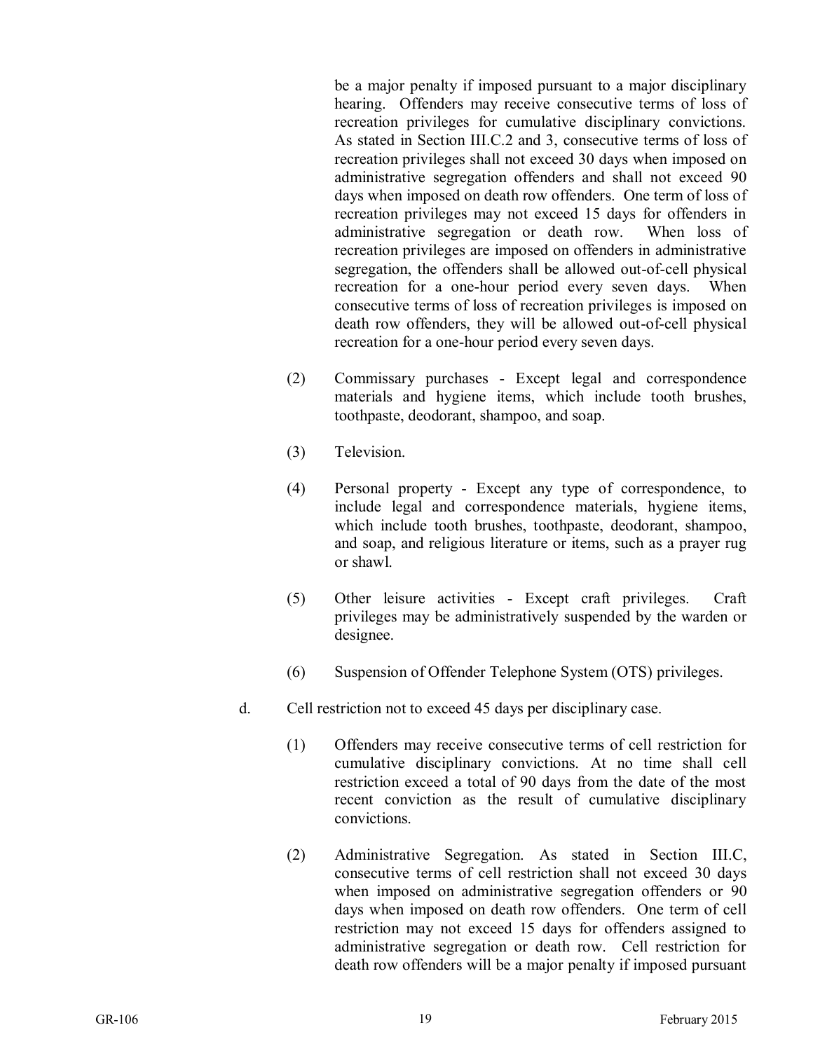be a major penalty if imposed pursuant to a major disciplinary hearing. Offenders may receive consecutive terms of loss of recreation privileges for cumulative disciplinary convictions. As stated in Section III.C.2 and 3, consecutive terms of loss of recreation privileges shall not exceed 30 days when imposed on administrative segregation offenders and shall not exceed 90 days when imposed on death row offenders. One term of loss of recreation privileges may not exceed 15 days for offenders in administrative segregation or death row. When loss of recreation privileges are imposed on offenders in administrative segregation, the offenders shall be allowed out-of-cell physical recreation for a one-hour period every seven days. When consecutive terms of loss of recreation privileges is imposed on death row offenders, they will be allowed out-of-cell physical recreation for a one-hour period every seven days.

(2) Commissary purchases - Except legal and correspondence materials and hygiene items, which include tooth brushes, toothpaste, deodorant, shampoo, and soap.

(3) Television.

(4) Personal property - Except any type of correspondence, to include legal and correspondence materials, hygiene items, which include tooth brushes, toothpaste, deodorant, shampoo, and soap, and religious literature or items, such as a prayer rug or shawl.

(5) Other leisure activities - Except craft privileges. Craft privileges may be administratively suspended by the warden or designee.

(6) Suspension of Offender Telephone System (OTS) privileges.

d. Cell restriction not to exceed 45 days per disciplinary case.

(1) Offenders may receive consecutive terms of cell restriction for cumulative disciplinary convictions. At no time shall cell restriction exceed a total of 90 days from the date of the most recent conviction as the result of cumulative disciplinary convictions.

(2) Administrative Segregation. As stated in Section III.C, consecutive terms of cell restriction shall not exceed 30 days when imposed on administrative segregation offenders or 90 days when imposed on death row offenders. One term of cell restriction may not exceed 15 days for offenders assigned to administrative segregation or death row. Cell restriction for death row offenders will be a major penalty if imposed pursuant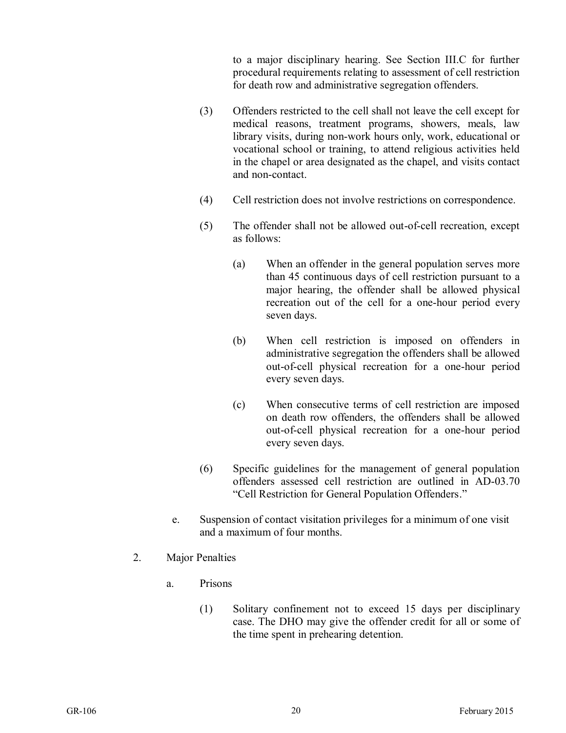to a major disciplinary hearing. See Section III.C for further procedural requirements relating to assessment of cell restriction for death row and administrative segregation offenders.

(3) Offenders restricted to the cell shall not leave the cell except for medical reasons, treatment programs, showers, meals, law library visits, during non-work hours only, work, educational or vocational school or training, to attend religious activities held in the chapel or area designated as the chapel, and visits contact and non-contact.

(4) Cell restriction does not involve restrictions on correspondence.

(5) The offender shall not be allowed out-of-cell recreation, except as follows:

(a) When an offender in the general population serves more than 45 continuous days of cell restriction pursuant to a major hearing, the offender shall be allowed physical recreation out of the cell for a one-hour period every seven days.

(b) When cell restriction is imposed on offenders in administrative segregation the offenders shall be allowed out-of-cell physical recreation for a one-hour period every seven days.

(c) When consecutive terms of cell restriction are imposed on death row offenders, the offenders shall be allowed out-of-cell physical recreation for a one-hour period every seven days.

(6) Specific guidelines for the management of general population offenders assessed cell restriction are outlined in AD-03.70 "Cell Restriction for General Population Offenders."

e. Suspension of contact visitation privileges for a minimum of one visit and a maximum of four months.

2. Major Penalties

a. Prisons

(1) Solitary confinement not to exceed 15 days per disciplinary case. The DHO may give the offender credit for all or some of the time spent in prehearing detention.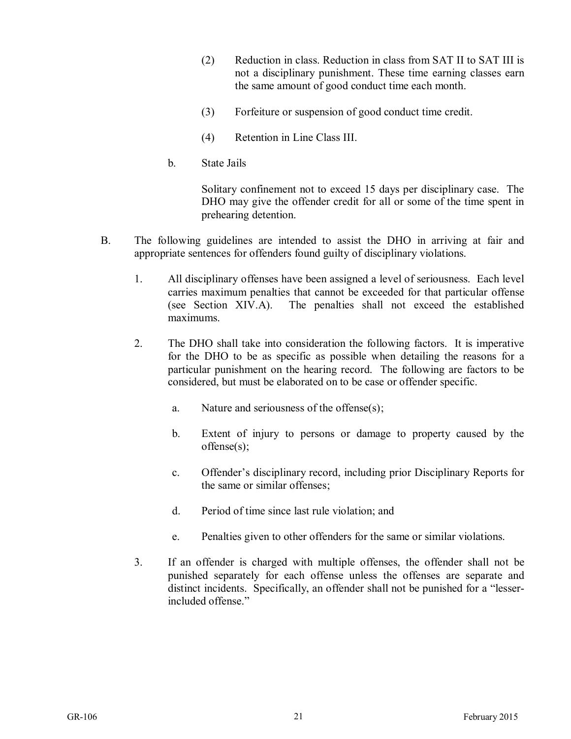(2) Reduction in class. Reduction in class from SAT II to SAT III is not a disciplinary punishment. These time earning classes earn the same amount of good conduct time each month.

(3) Forfeiture or suspension of good conduct time credit.

(4) Retention in Line Class III.

b. State Jails

Solitary confinement not to exceed 15 days per disciplinary case. The DHO may give the offender credit for all or some of the time spent in prehearing detention.

B. The following guidelines are intended to assist the DHO in arriving at fair and appropriate sentences for offenders found guilty of disciplinary violations.

1. All disciplinary offenses have been assigned a level of seriousness. Each level carries maximum penalties that cannot be exceeded for that particular offense (see Section XIV.A). The penalties shall not exceed the established maximums.

2. The DHO shall take into consideration the following factors. It is imperative for the DHO to be as specific as possible when detailing the reasons for a particular punishment on the hearing record. The following are factors to be considered, but must be elaborated on to be case or offender specific.

   a. Nature and seriousness of the offense(s);

   b. Extent of injury to persons or damage to property caused by the offense(s);

   c. Offender's disciplinary record, including prior Disciplinary Reports for the same or similar offenses;

   d. Period of time since last rule violation; and

   e. Penalties given to other offenders for the same or similar violations.

3. If an offender is charged with multiple offenses, the offender shall not be punished separately for each offense unless the offenses are separate and distinct incidents. Specifically, an offender shall not be punished for a "lesser-included offense."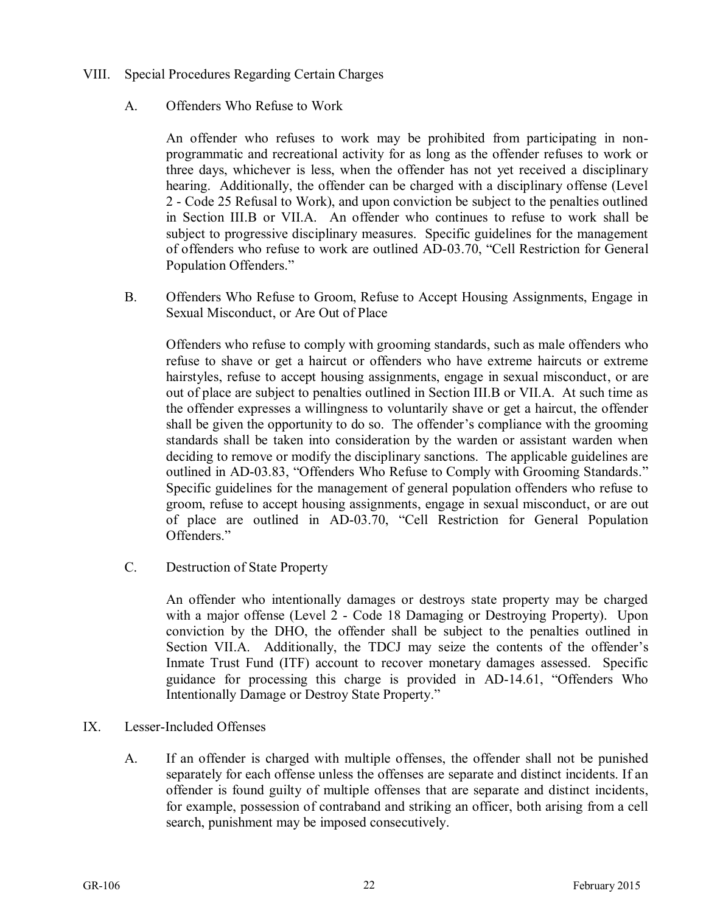## VIII. Special Procedures Regarding Certain Charges

### A. Offenders Who Refuse to Work

An offender who refuses to work may be prohibited from participating in non-programmatic and recreational activity for as long as the offender refuses to work or three days, whichever is less, when the offender has not yet received a disciplinary hearing. Additionally, the offender can be charged with a disciplinary offense (Level 2 - Code 25 Refusal to Work), and upon conviction be subject to the penalties outlined in Section III.B or VII.A. An offender who continues to refuse to work shall be subject to progressive disciplinary measures. Specific guidelines for the management of offenders who refuse to work are outlined AD-03.70, "Cell Restriction for General Population Offenders."

### B. Offenders Who Refuse to Groom, Refuse to Accept Housing Assignments, Engage in Sexual Misconduct, or Are Out of Place

Offenders who refuse to comply with grooming standards, such as male offenders who refuse to shave or get a haircut or offenders who have extreme haircuts or extreme hairstyles, refuse to accept housing assignments, engage in sexual misconduct, or are out of place are subject to penalties outlined in Section III.B or VII.A. At such time as the offender expresses a willingness to voluntarily shave or get a haircut, the offender shall be given the opportunity to do so. The offender's compliance with the grooming standards shall be taken into consideration by the warden or assistant warden when deciding to remove or modify the disciplinary sanctions. The applicable guidelines are outlined in AD-03.83, "Offenders Who Refuse to Comply with Grooming Standards." Specific guidelines for the management of general population offenders who refuse to groom, refuse to accept housing assignments, engage in sexual misconduct, or are out of place are outlined in AD-03.70, "Cell Restriction for General Population Offenders."

### C. Destruction of State Property

An offender who intentionally damages or destroys state property may be charged with a major offense (Level 2 - Code 18 Damaging or Destroying Property). Upon conviction by the DHO, the offender shall be subject to the penalties outlined in Section VII.A. Additionally, the TDCJ may seize the contents of the offender's Inmate Trust Fund (ITF) account to recover monetary damages assessed. Specific guidance for processing this charge is provided in AD-14.61, "Offenders Who Intentionally Damage or Destroy State Property."

## IX. Lesser-Included Offenses

A. If an offender is charged with multiple offenses, the offender shall not be punished separately for each offense unless the offenses are separate and distinct incidents. If an offender is found guilty of multiple offenses that are separate and distinct incidents, for example, possession of contraband and striking an officer, both arising from a cell search, punishment may be imposed consecutively.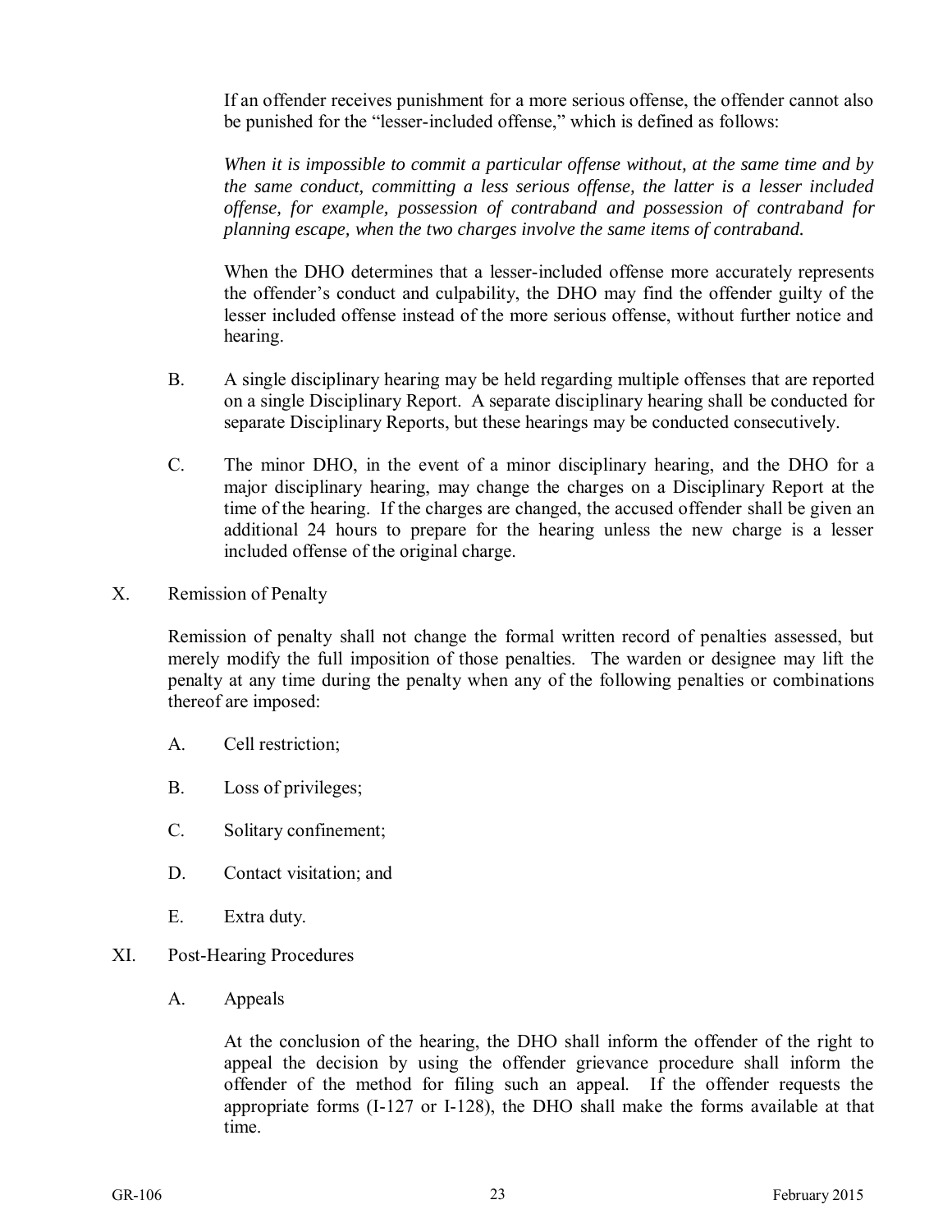If an offender receives punishment for a more serious offense, the offender cannot also be punished for the "lesser-included offense," which is defined as follows:

*When it is impossible to commit a particular offense without, at the same time and by the same conduct, committing a less serious offense, the latter is a lesser included offense, for example, possession of contraband and possession of contraband for planning escape, when the two charges involve the same items of contraband.*

When the DHO determines that a lesser-included offense more accurately represents the offender's conduct and culpability, the DHO may find the offender guilty of the lesser included offense instead of the more serious offense, without further notice and hearing.

B. A single disciplinary hearing may be held regarding multiple offenses that are reported on a single Disciplinary Report. A separate disciplinary hearing shall be conducted for separate Disciplinary Reports, but these hearings may be conducted consecutively.

C. The minor DHO, in the event of a minor disciplinary hearing, and the DHO for a major disciplinary hearing, may change the charges on a Disciplinary Report at the time of the hearing. If the charges are changed, the accused offender shall be given an additional 24 hours to prepare for the hearing unless the new charge is a lesser included offense of the original charge.

X. Remission of Penalty

Remission of penalty shall not change the formal written record of penalties assessed, but merely modify the full imposition of those penalties. The warden or designee may lift the penalty at any time during the penalty when any of the following penalties or combinations thereof are imposed:

A. Cell restriction;

B. Loss of privileges;

C. Solitary confinement;

D. Contact visitation; and

E. Extra duty.

XI. Post-Hearing Procedures

A. Appeals

At the conclusion of the hearing, the DHO shall inform the offender of the right to appeal the decision by using the offender grievance procedure shall inform the offender of the method for filing such an appeal. If the offender requests the appropriate forms (I-127 or I-128), the DHO shall make the forms available at that time.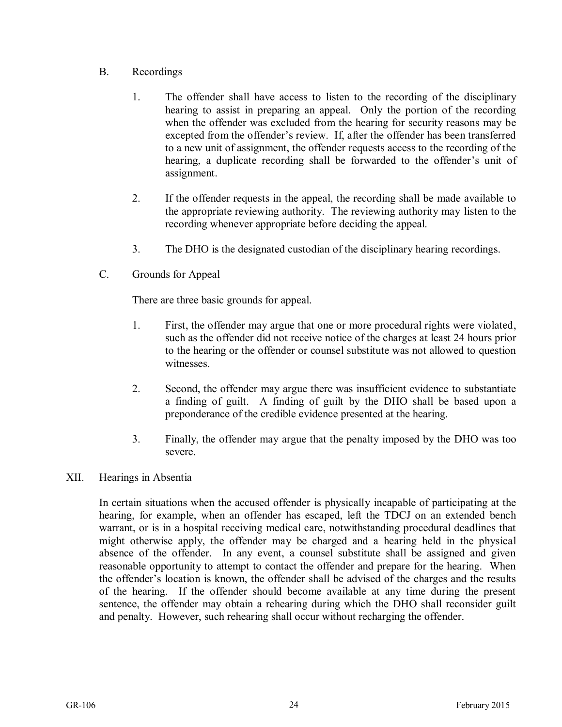B. Recordings

1. The offender shall have access to listen to the recording of the disciplinary hearing to assist in preparing an appeal. Only the portion of the recording when the offender was excluded from the hearing for security reasons may be excepted from the offender's review. If, after the offender has been transferred to a new unit of assignment, the offender requests access to the recording of the hearing, a duplicate recording shall be forwarded to the offender's unit of assignment.

2. If the offender requests in the appeal, the recording shall be made available to the appropriate reviewing authority. The reviewing authority may listen to the recording whenever appropriate before deciding the appeal.

3. The DHO is the designated custodian of the disciplinary hearing recordings.

C. Grounds for Appeal

There are three basic grounds for appeal.

1. First, the offender may argue that one or more procedural rights were violated, such as the offender did not receive notice of the charges at least 24 hours prior to the hearing or the offender or counsel substitute was not allowed to question witnesses.

2. Second, the offender may argue there was insufficient evidence to substantiate a finding of guilt. A finding of guilt by the DHO shall be based upon a preponderance of the credible evidence presented at the hearing.

3. Finally, the offender may argue that the penalty imposed by the DHO was too severe.

## XII. Hearings in Absentia

In certain situations when the accused offender is physically incapable of participating at the hearing, for example, when an offender has escaped, left the TDCJ on an extended bench warrant, or is in a hospital receiving medical care, notwithstanding procedural deadlines that might otherwise apply, the offender may be charged and a hearing held in the physical absence of the offender. In any event, a counsel substitute shall be assigned and given reasonable opportunity to attempt to contact the offender and prepare for the hearing. When the offender's location is known, the offender shall be advised of the charges and the results of the hearing. If the offender should become available at any time during the present sentence, the offender may obtain a rehearing during which the DHO shall reconsider guilt and penalty. However, such rehearing shall occur without recharging the offender.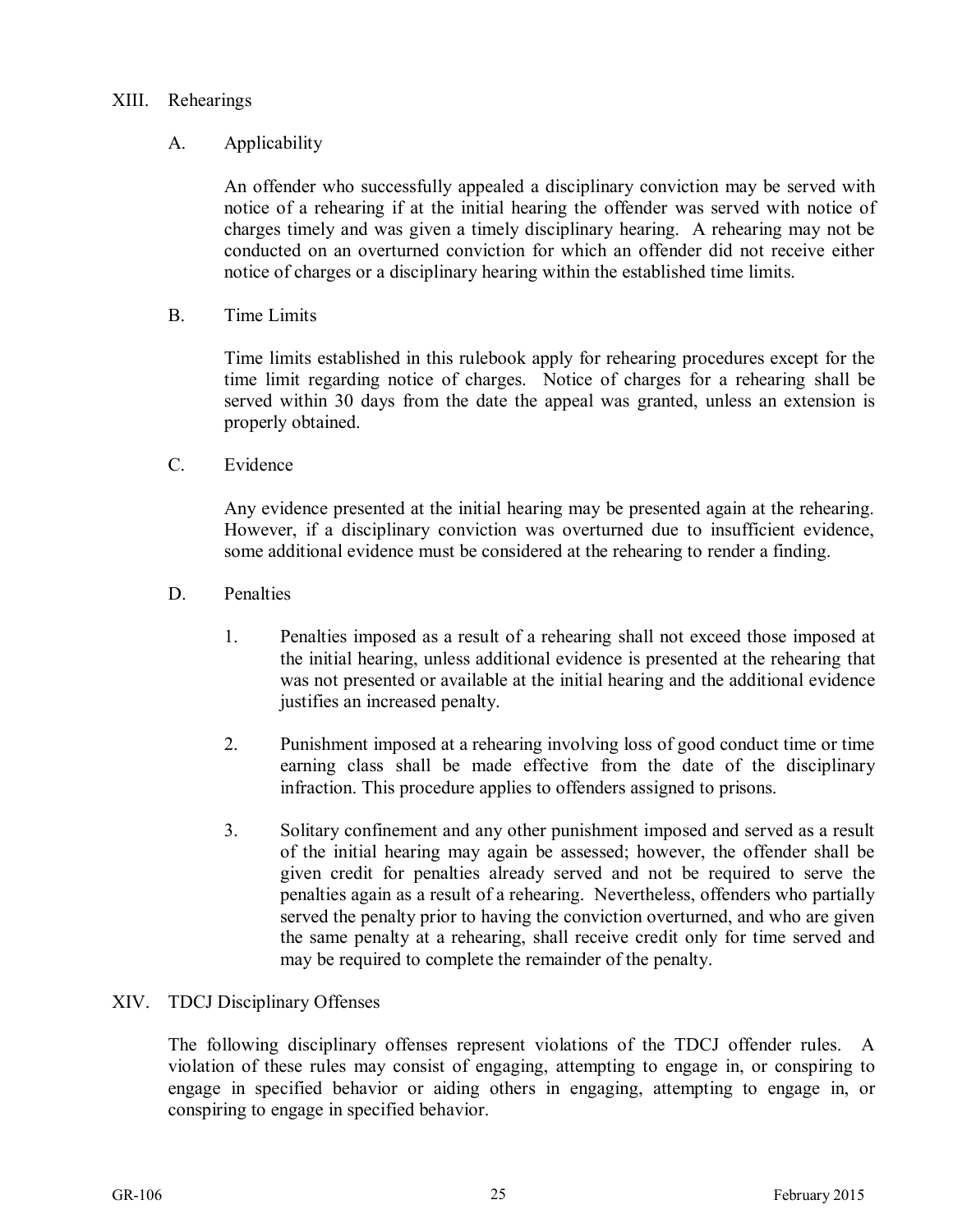## XIII. Rehearings

### A. Applicability

An offender who successfully appealed a disciplinary conviction may be served with notice of a rehearing if at the initial hearing the offender was served with notice of charges timely and was given a timely disciplinary hearing. A rehearing may not be conducted on an overturned conviction for which an offender did not receive either notice of charges or a disciplinary hearing within the established time limits.

### B. Time Limits

Time limits established in this rulebook apply for rehearing procedures except for the time limit regarding notice of charges. Notice of charges for a rehearing shall be served within 30 days from the date the appeal was granted, unless an extension is properly obtained.

### C. Evidence

Any evidence presented at the initial hearing may be presented again at the rehearing. However, if a disciplinary conviction was overturned due to insufficient evidence, some additional evidence must be considered at the rehearing to render a finding.

### D. Penalties

1. Penalties imposed as a result of a rehearing shall not exceed those imposed at the initial hearing, unless additional evidence is presented at the rehearing that was not presented or available at the initial hearing and the additional evidence justifies an increased penalty.

2. Punishment imposed at a rehearing involving loss of good conduct time or time earning class shall be made effective from the date of the disciplinary infraction. This procedure applies to offenders assigned to prisons.

3. Solitary confinement and any other punishment imposed and served as a result of the initial hearing may again be assessed; however, the offender shall be given credit for penalties already served and not be required to serve the penalties again as a result of a rehearing. Nevertheless, offenders who partially served the penalty prior to having the conviction overturned, and who are given the same penalty at a rehearing, shall receive credit only for time served and may be required to complete the remainder of the penalty.

## XIV. TDCJ Disciplinary Offenses

The following disciplinary offenses represent violations of the TDCJ offender rules. A violation of these rules may consist of engaging, attempting to engage in, or conspiring to engage in specified behavior or aiding others in engaging, attempting to engage in, or conspiring to engage in specified behavior.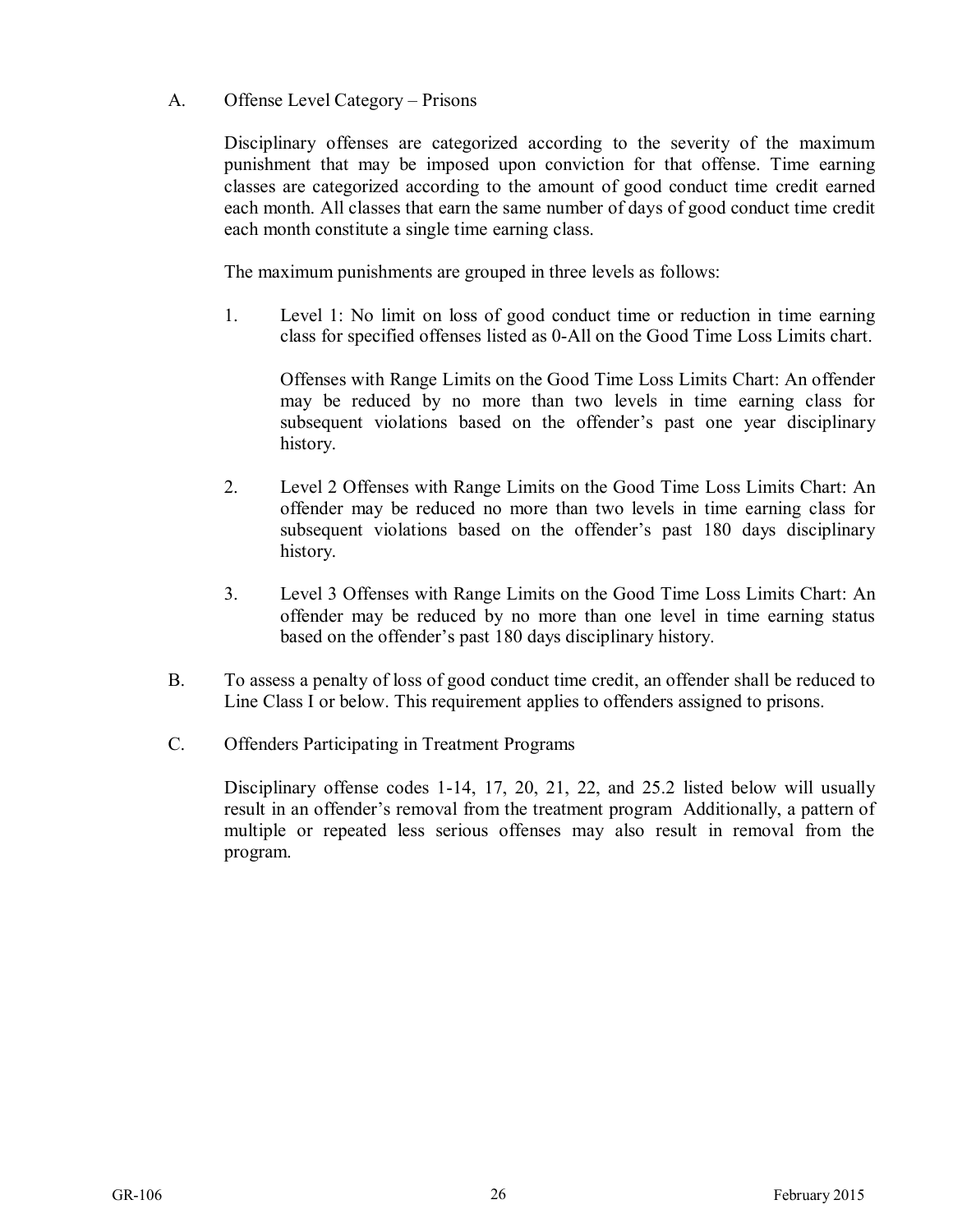A. Offense Level Category – Prisons

Disciplinary offenses are categorized according to the severity of the maximum punishment that may be imposed upon conviction for that offense. Time earning classes are categorized according to the amount of good conduct time credit earned each month. All classes that earn the same number of days of good conduct time credit each month constitute a single time earning class.

The maximum punishments are grouped in three levels as follows:

1. Level 1: No limit on loss of good conduct time or reduction in time earning class for specified offenses listed as 0-All on the Good Time Loss Limits chart.

   Offenses with Range Limits on the Good Time Loss Limits Chart: An offender may be reduced by no more than two levels in time earning class for subsequent violations based on the offender's past one year disciplinary history.

2. Level 2 Offenses with Range Limits on the Good Time Loss Limits Chart: An offender may be reduced no more than two levels in time earning class for subsequent violations based on the offender's past 180 days disciplinary history.

3. Level 3 Offenses with Range Limits on the Good Time Loss Limits Chart: An offender may be reduced by no more than one level in time earning status based on the offender's past 180 days disciplinary history.

B. To assess a penalty of loss of good conduct time credit, an offender shall be reduced to Line Class I or below. This requirement applies to offenders assigned to prisons.

C. Offenders Participating in Treatment Programs

Disciplinary offense codes 1-14, 17, 20, 21, 22, and 25.2 listed below will usually result in an offender's removal from the treatment program  Additionally, a pattern of multiple or repeated less serious offenses may also result in removal from the program.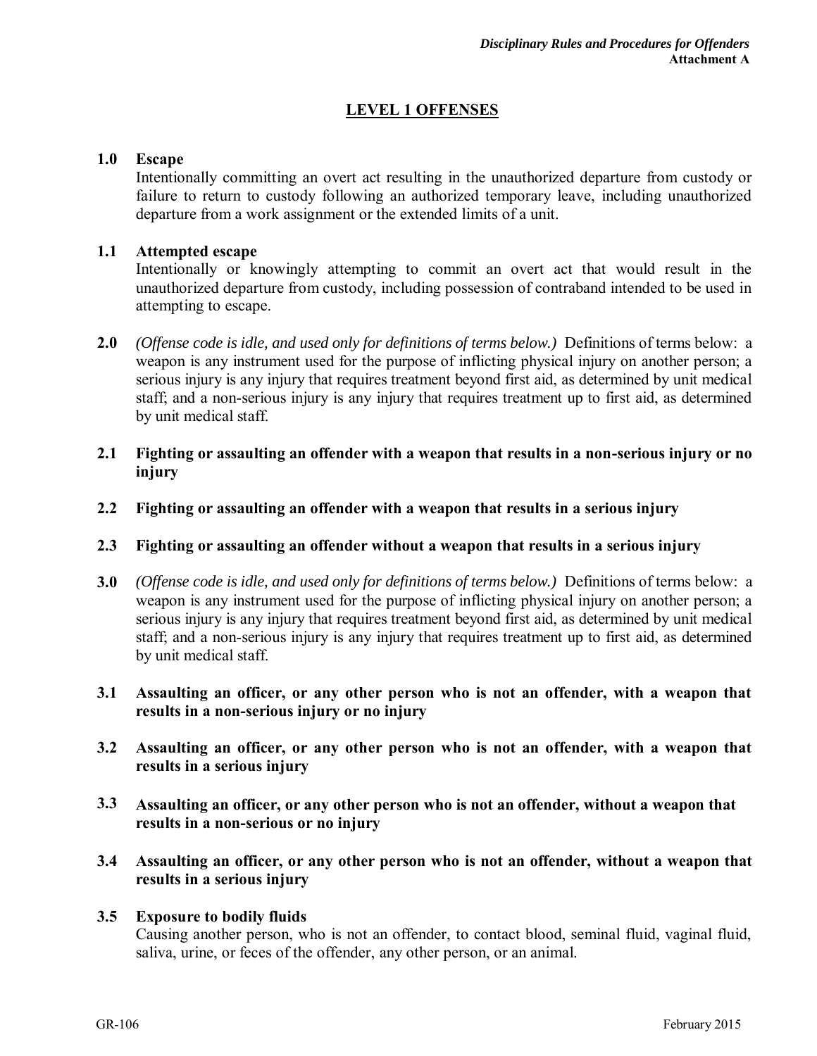## LEVEL 1 OFFENSES

**1.0 Escape**

Intentionally committing an overt act resulting in the unauthorized departure from custody or failure to return to custody following an authorized temporary leave, including unauthorized departure from a work assignment or the extended limits of a unit.

**1.1 Attempted escape**

Intentionally or knowingly attempting to commit an overt act that would result in the unauthorized departure from custody, including possession of contraband intended to be used in attempting to escape.

**2.0** *(Offense code is idle, and used only for definitions of terms below.)* Definitions of terms below: a weapon is any instrument used for the purpose of inflicting physical injury on another person; a serious injury is any injury that requires treatment beyond first aid, as determined by unit medical staff; and a non-serious injury is any injury that requires treatment up to first aid, as determined by unit medical staff.

**2.1 Fighting or assaulting an offender with a weapon that results in a non-serious injury or no injury**

**2.2 Fighting or assaulting an offender with a weapon that results in a serious injury**

**2.3 Fighting or assaulting an offender without a weapon that results in a serious injury**

**3.0** *(Offense code is idle, and used only for definitions of terms below.)* Definitions of terms below: a weapon is any instrument used for the purpose of inflicting physical injury on another person; a serious injury is any injury that requires treatment beyond first aid, as determined by unit medical staff; and a non-serious injury is any injury that requires treatment up to first aid, as determined by unit medical staff.

**3.1 Assaulting an officer, or any other person who is not an offender, with a weapon that results in a non-serious injury or no injury**

**3.2 Assaulting an officer, or any other person who is not an offender, with a weapon that results in a serious injury**

**3.3 Assaulting an officer, or any other person who is not an offender, without a weapon that results in a non-serious or no injury**

**3.4 Assaulting an officer, or any other person who is not an offender, without a weapon that results in a serious injury**

**3.5 Exposure to bodily fluids**

Causing another person, who is not an offender, to contact blood, seminal fluid, vaginal fluid, saliva, urine, or feces of the offender, any other person, or an animal.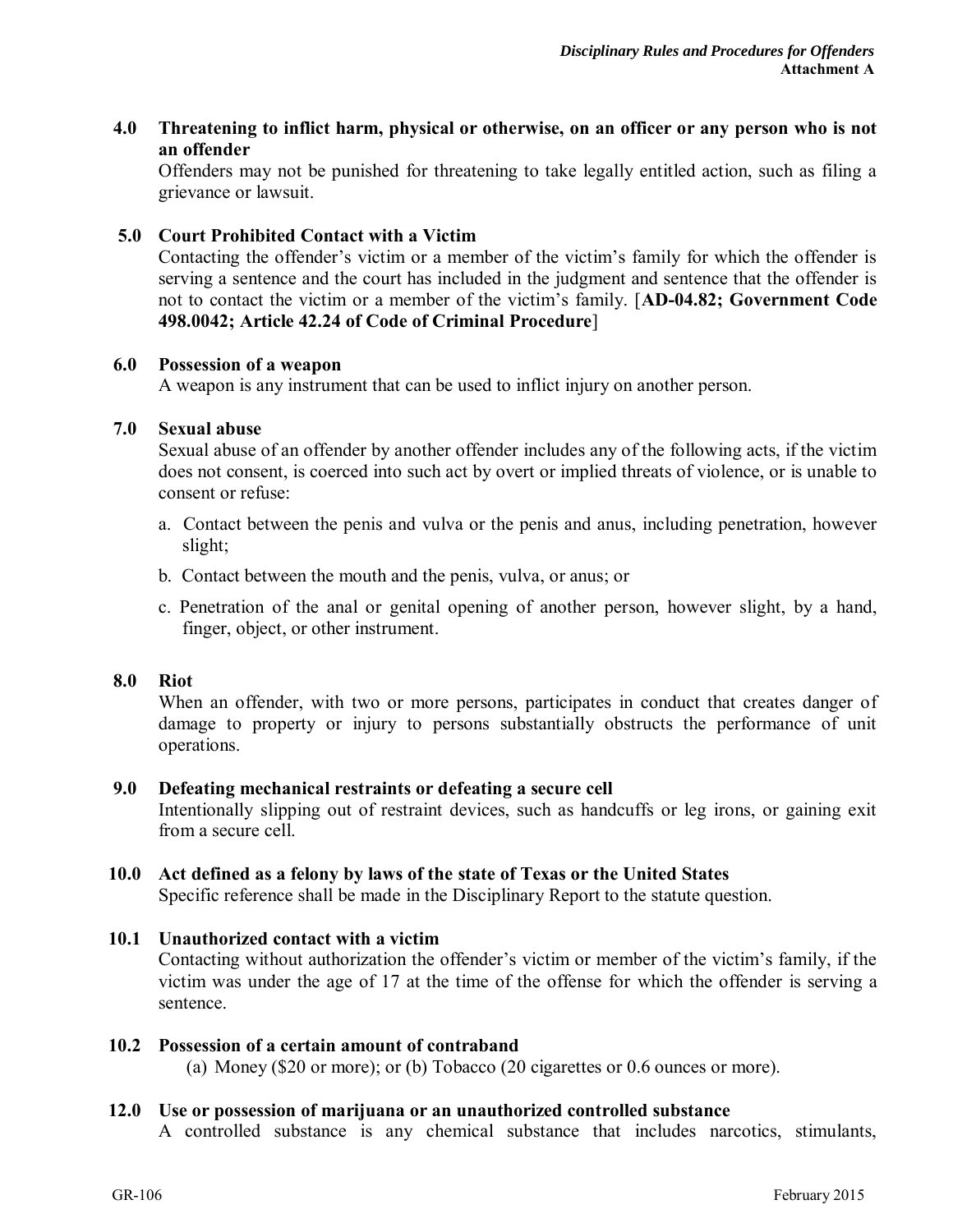**4.0 Threatening to inflict harm, physical or otherwise, on an officer or any person who is not an offender**

Offenders may not be punished for threatening to take legally entitled action, such as filing a grievance or lawsuit.

**5.0 Court Prohibited Contact with a Victim**

Contacting the offender's victim or a member of the victim's family for which the offender is serving a sentence and the court has included in the judgment and sentence that the offender is not to contact the victim or a member of the victim's family. [**AD-04.82; Government Code 498.0042; Article 42.24 of Code of Criminal Procedure**]

**6.0 Possession of a weapon**

A weapon is any instrument that can be used to inflict injury on another person.

**7.0 Sexual abuse**

Sexual abuse of an offender by another offender includes any of the following acts, if the victim does not consent, is coerced into such act by overt or implied threats of violence, or is unable to consent or refuse:

a. Contact between the penis and vulva or the penis and anus, including penetration, however slight;

b. Contact between the mouth and the penis, vulva, or anus; or

c. Penetration of the anal or genital opening of another person, however slight, by a hand, finger, object, or other instrument.

**8.0 Riot**

When an offender, with two or more persons, participates in conduct that creates danger of damage to property or injury to persons substantially obstructs the performance of unit operations.

**9.0 Defeating mechanical restraints or defeating a secure cell**

Intentionally slipping out of restraint devices, such as handcuffs or leg irons, or gaining exit from a secure cell.

**10.0 Act defined as a felony by laws of the state of Texas or the United States**

Specific reference shall be made in the Disciplinary Report to the statute question.

**10.1 Unauthorized contact with a victim**

Contacting without authorization the offender's victim or member of the victim's family, if the victim was under the age of 17 at the time of the offense for which the offender is serving a sentence.

**10.2 Possession of a certain amount of contraband**

(a) Money ($20 or more); or (b) Tobacco (20 cigarettes or 0.6 ounces or more).

**12.0 Use or possession of marijuana or an unauthorized controlled substance**

A controlled substance is any chemical substance that includes narcotics, stimulants,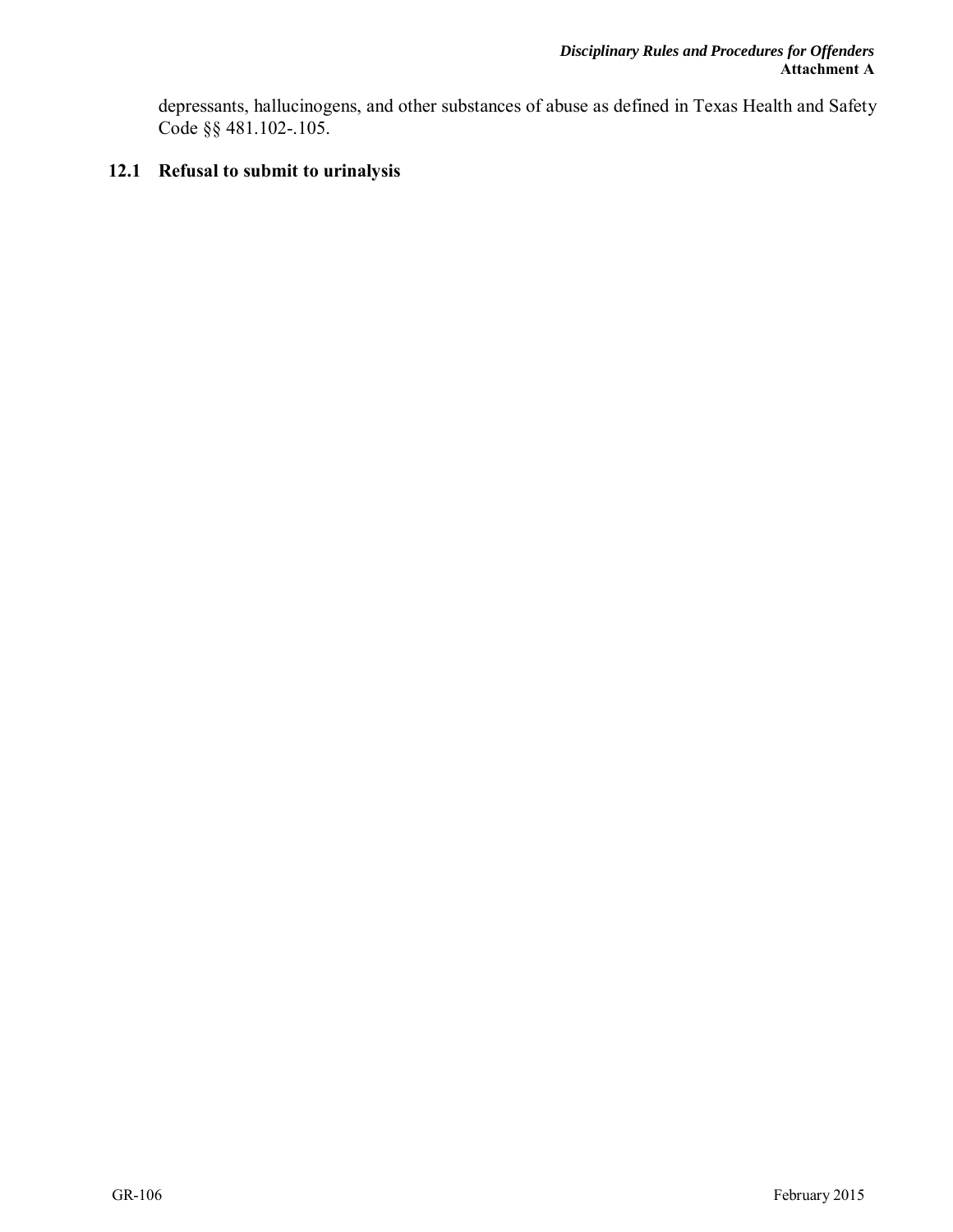depressants, hallucinogens, and other substances of abuse as defined in Texas Health and Safety Code §§ 481.102-.105.

**12.1 Refusal to submit to urinalysis**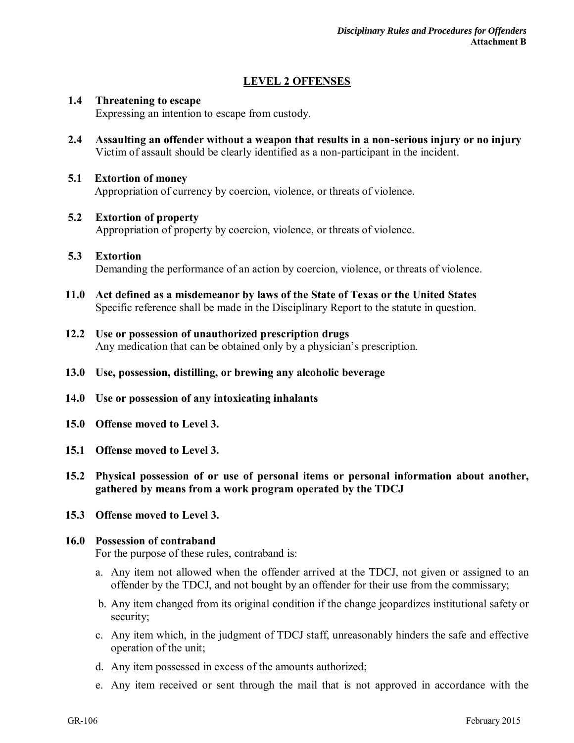## LEVEL 2 OFFENSES

**1.4 Threatening to escape**
Expressing an intention to escape from custody.

**2.4 Assaulting an offender without a weapon that results in a non-serious injury or no injury**
Victim of assault should be clearly identified as a non-participant in the incident.

**5.1 Extortion of money**
Appropriation of currency by coercion, violence, or threats of violence.

**5.2 Extortion of property**
Appropriation of property by coercion, violence, or threats of violence.

**5.3 Extortion**
Demanding the performance of an action by coercion, violence, or threats of violence.

**11.0 Act defined as a misdemeanor by laws of the State of Texas or the United States**
Specific reference shall be made in the Disciplinary Report to the statute in question.

**12.2 Use or possession of unauthorized prescription drugs**
Any medication that can be obtained only by a physician's prescription.

**13.0 Use, possession, distilling, or brewing any alcoholic beverage**

**14.0 Use or possession of any intoxicating inhalants**

**15.0 Offense moved to Level 3.**

**15.1 Offense moved to Level 3.**

**15.2 Physical possession of or use of personal items or personal information about another, gathered by means from a work program operated by the TDCJ**

**15.3 Offense moved to Level 3.**

**16.0 Possession of contraband**
For the purpose of these rules, contraband is:

a. Any item not allowed when the offender arrived at the TDCJ, not given or assigned to an offender by the TDCJ, and not bought by an offender for their use from the commissary;

b. Any item changed from its original condition if the change jeopardizes institutional safety or security;

c. Any item which, in the judgment of TDCJ staff, unreasonably hinders the safe and effective operation of the unit;

d. Any item possessed in excess of the amounts authorized;

e. Any item received or sent through the mail that is not approved in accordance with the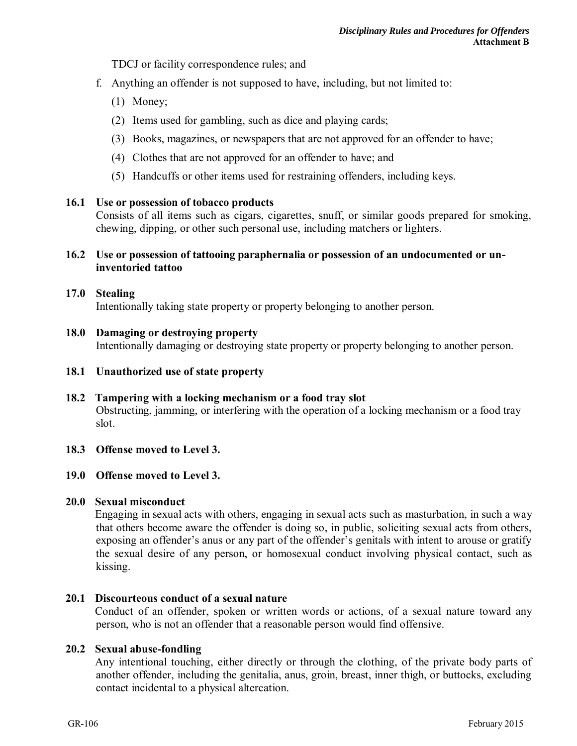TDCJ or facility correspondence rules; and

f. Anything an offender is not supposed to have, including, but not limited to:

   (1) Money;

   (2) Items used for gambling, such as dice and playing cards;

   (3) Books, magazines, or newspapers that are not approved for an offender to have;

   (4) Clothes that are not approved for an offender to have; and

   (5) Handcuffs or other items used for restraining offenders, including keys.

**16.1 Use or possession of tobacco products**
Consists of all items such as cigars, cigarettes, snuff, or similar goods prepared for smoking, chewing, dipping, or other such personal use, including matchers or lighters.

**16.2 Use or possession of tattooing paraphernalia or possession of an undocumented or un-inventoried tattoo**

**17.0 Stealing**
Intentionally taking state property or property belonging to another person.

**18.0 Damaging or destroying property**
Intentionally damaging or destroying state property or property belonging to another person.

**18.1 Unauthorized use of state property**

**18.2 Tampering with a locking mechanism or a food tray slot**
Obstructing, jamming, or interfering with the operation of a locking mechanism or a food tray slot.

**18.3 Offense moved to Level 3.**

**19.0 Offense moved to Level 3.**

**20.0 Sexual misconduct**
Engaging in sexual acts with others, engaging in sexual acts such as masturbation, in such a way that others become aware the offender is doing so, in public, soliciting sexual acts from others, exposing an offender's anus or any part of the offender's genitals with intent to arouse or gratify the sexual desire of any person, or homosexual conduct involving physical contact, such as kissing.

**20.1 Discourteous conduct of a sexual nature**
Conduct of an offender, spoken or written words or actions, of a sexual nature toward any person, who is not an offender that a reasonable person would find offensive.

**20.2 Sexual abuse-fondling**
Any intentional touching, either directly or through the clothing, of the private body parts of another offender, including the genitalia, anus, groin, breast, inner thigh, or buttocks, excluding contact incidental to a physical altercation.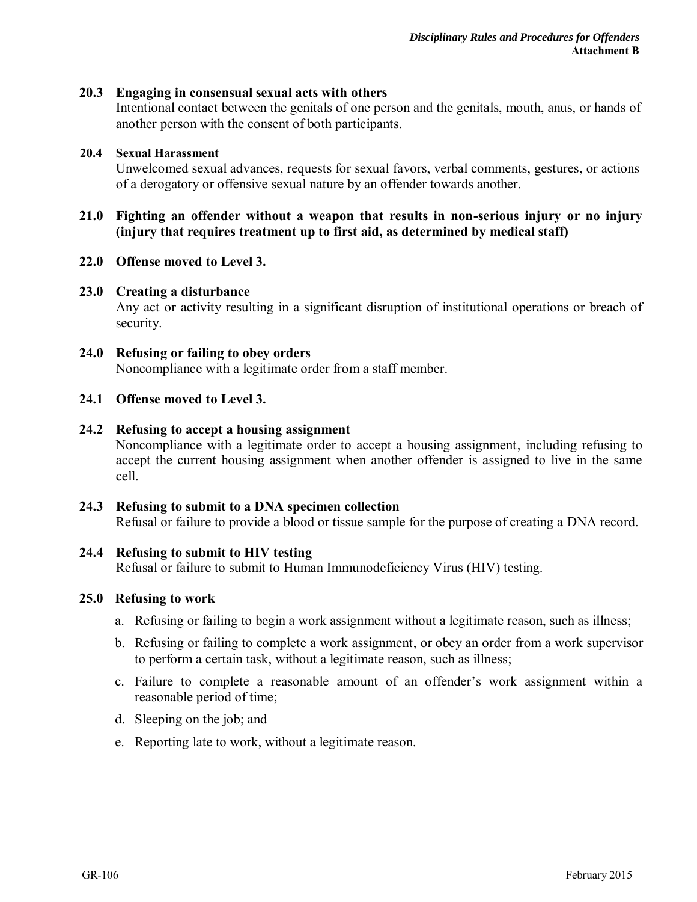**20.3 Engaging in consensual sexual acts with others**

Intentional contact between the genitals of one person and the genitals, mouth, anus, or hands of another person with the consent of both participants.

**20.4 Sexual Harassment**

Unwelcomed sexual advances, requests for sexual favors, verbal comments, gestures, or actions of a derogatory or offensive sexual nature by an offender towards another.

**21.0 Fighting an offender without a weapon that results in non-serious injury or no injury (injury that requires treatment up to first aid, as determined by medical staff)**

**22.0 Offense moved to Level 3.**

**23.0 Creating a disturbance**

Any act or activity resulting in a significant disruption of institutional operations or breach of security.

**24.0 Refusing or failing to obey orders**

Noncompliance with a legitimate order from a staff member.

**24.1 Offense moved to Level 3.**

**24.2 Refusing to accept a housing assignment**

Noncompliance with a legitimate order to accept a housing assignment, including refusing to accept the current housing assignment when another offender is assigned to live in the same cell.

**24.3 Refusing to submit to a DNA specimen collection**

Refusal or failure to provide a blood or tissue sample for the purpose of creating a DNA record.

**24.4 Refusing to submit to HIV testing**

Refusal or failure to submit to Human Immunodeficiency Virus (HIV) testing.

**25.0 Refusing to work**

a. Refusing or failing to begin a work assignment without a legitimate reason, such as illness;

b. Refusing or failing to complete a work assignment, or obey an order from a work supervisor to perform a certain task, without a legitimate reason, such as illness;

c. Failure to complete a reasonable amount of an offender's work assignment within a reasonable period of time;

d. Sleeping on the job; and

e. Reporting late to work, without a legitimate reason.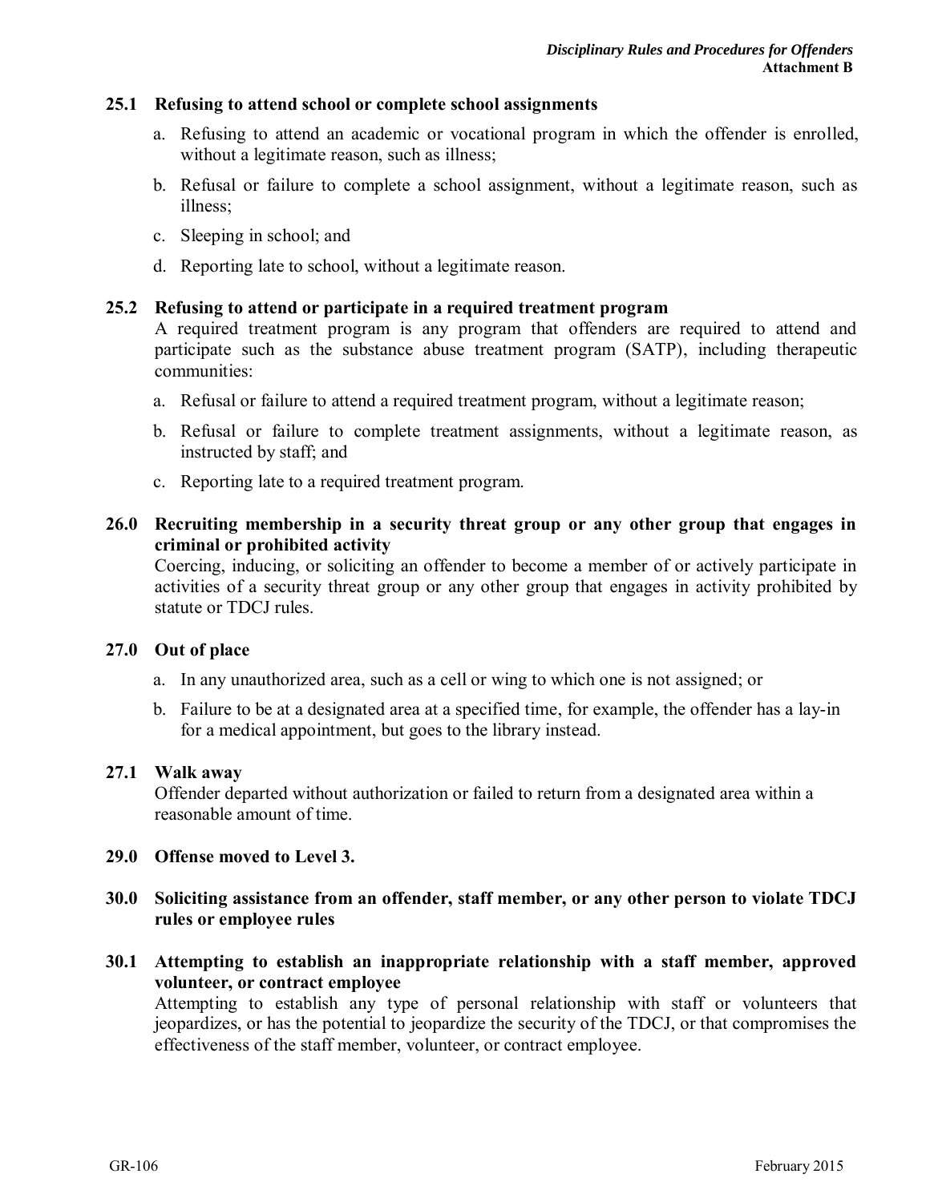**25.1 Refusing to attend school or complete school assignments**

a. Refusing to attend an academic or vocational program in which the offender is enrolled, without a legitimate reason, such as illness;

b. Refusal or failure to complete a school assignment, without a legitimate reason, such as illness;

c. Sleeping in school; and

d. Reporting late to school, without a legitimate reason.

**25.2 Refusing to attend or participate in a required treatment program**

A required treatment program is any program that offenders are required to attend and participate such as the substance abuse treatment program (SATP), including therapeutic communities:

a. Refusal or failure to attend a required treatment program, without a legitimate reason;

b. Refusal or failure to complete treatment assignments, without a legitimate reason, as instructed by staff; and

c. Reporting late to a required treatment program.

**26.0 Recruiting membership in a security threat group or any other group that engages in criminal or prohibited activity**

Coercing, inducing, or soliciting an offender to become a member of or actively participate in activities of a security threat group or any other group that engages in activity prohibited by statute or TDCJ rules.

**27.0 Out of place**

a. In any unauthorized area, such as a cell or wing to which one is not assigned; or

b. Failure to be at a designated area at a specified time, for example, the offender has a lay-in for a medical appointment, but goes to the library instead.

**27.1 Walk away**

Offender departed without authorization or failed to return from a designated area within a reasonable amount of time.

**29.0 Offense moved to Level 3.**

**30.0 Soliciting assistance from an offender, staff member, or any other person to violate TDCJ rules or employee rules**

**30.1 Attempting to establish an inappropriate relationship with a staff member, approved volunteer, or contract employee**

Attempting to establish any type of personal relationship with staff or volunteers that jeopardizes, or has the potential to jeopardize the security of the TDCJ, or that compromises the effectiveness of the staff member, volunteer, or contract employee.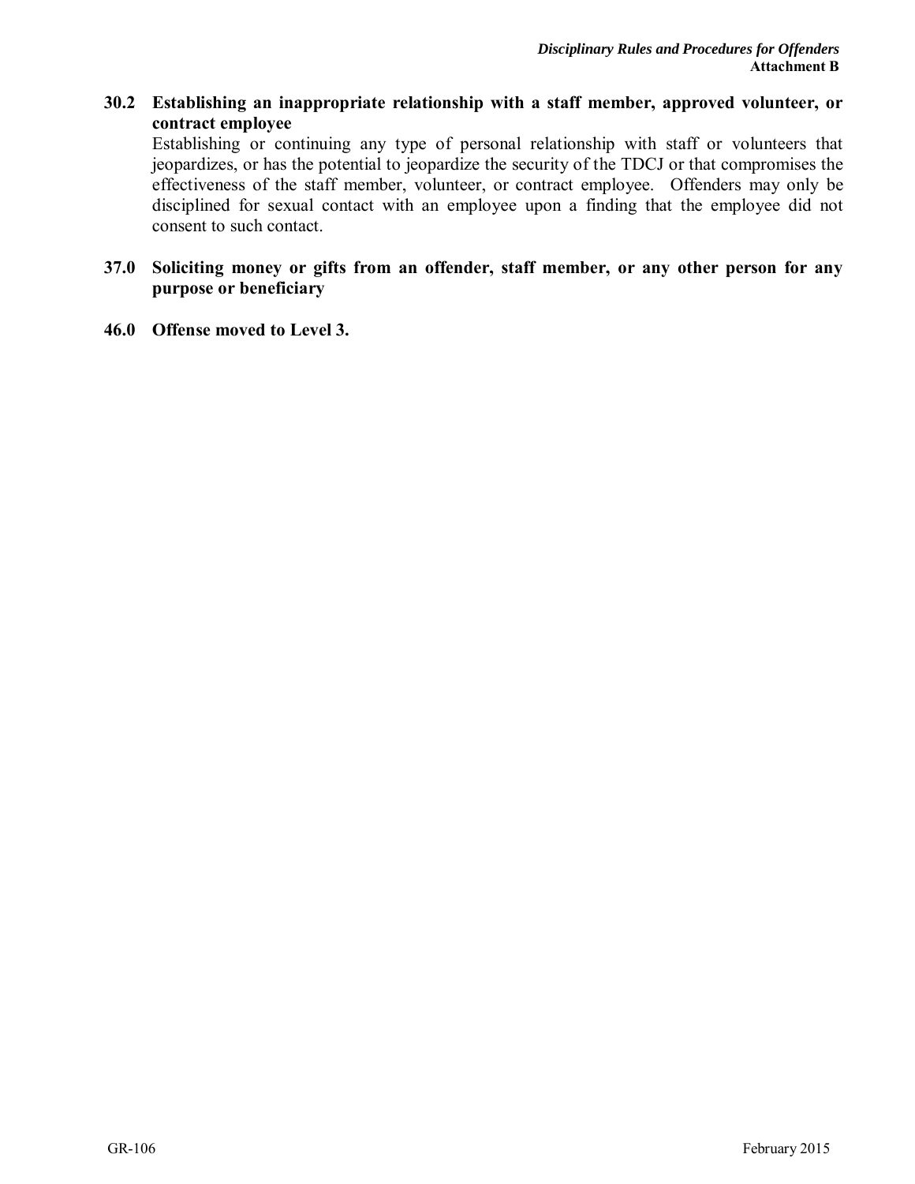**30.2 Establishing an inappropriate relationship with a staff member, approved volunteer, or contract employee**

Establishing or continuing any type of personal relationship with staff or volunteers that jeopardizes, or has the potential to jeopardize the security of the TDCJ or that compromises the effectiveness of the staff member, volunteer, or contract employee. Offenders may only be disciplined for sexual contact with an employee upon a finding that the employee did not consent to such contact.

**37.0 Soliciting money or gifts from an offender, staff member, or any other person for any purpose or beneficiary**

**46.0 Offense moved to Level 3.**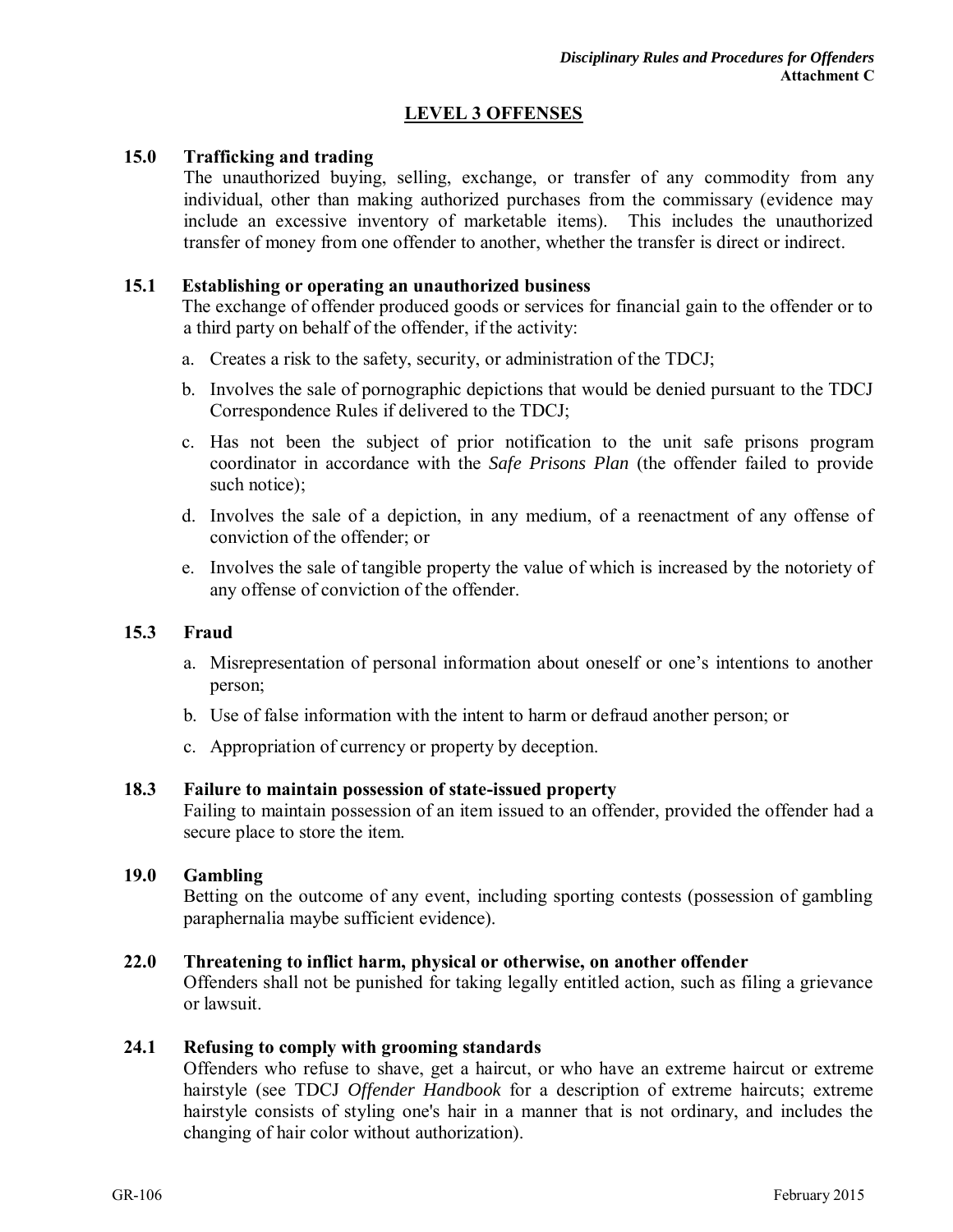## LEVEL 3 OFFENSES

**15.0 Trafficking and trading**

The unauthorized buying, selling, exchange, or transfer of any commodity from any individual, other than making authorized purchases from the commissary (evidence may include an excessive inventory of marketable items). This includes the unauthorized transfer of money from one offender to another, whether the transfer is direct or indirect.

**15.1 Establishing or operating an unauthorized business**

The exchange of offender produced goods or services for financial gain to the offender or to a third party on behalf of the offender, if the activity:

a. Creates a risk to the safety, security, or administration of the TDCJ;

b. Involves the sale of pornographic depictions that would be denied pursuant to the TDCJ Correspondence Rules if delivered to the TDCJ;

c. Has not been the subject of prior notification to the unit safe prisons program coordinator in accordance with the *Safe Prisons Plan* (the offender failed to provide such notice);

d. Involves the sale of a depiction, in any medium, of a reenactment of any offense of conviction of the offender; or

e. Involves the sale of tangible property the value of which is increased by the notoriety of any offense of conviction of the offender.

**15.3 Fraud**

a. Misrepresentation of personal information about oneself or one's intentions to another person;

b. Use of false information with the intent to harm or defraud another person; or

c. Appropriation of currency or property by deception.

**18.3 Failure to maintain possession of state-issued property**

Failing to maintain possession of an item issued to an offender, provided the offender had a secure place to store the item.

**19.0 Gambling**

Betting on the outcome of any event, including sporting contests (possession of gambling paraphernalia maybe sufficient evidence).

**22.0 Threatening to inflict harm, physical or otherwise, on another offender**

Offenders shall not be punished for taking legally entitled action, such as filing a grievance or lawsuit.

**24.1 Refusing to comply with grooming standards**

Offenders who refuse to shave, get a haircut, or who have an extreme haircut or extreme hairstyle (see TDCJ *Offender Handbook* for a description of extreme haircuts; extreme hairstyle consists of styling one's hair in a manner that is not ordinary, and includes the changing of hair color without authorization).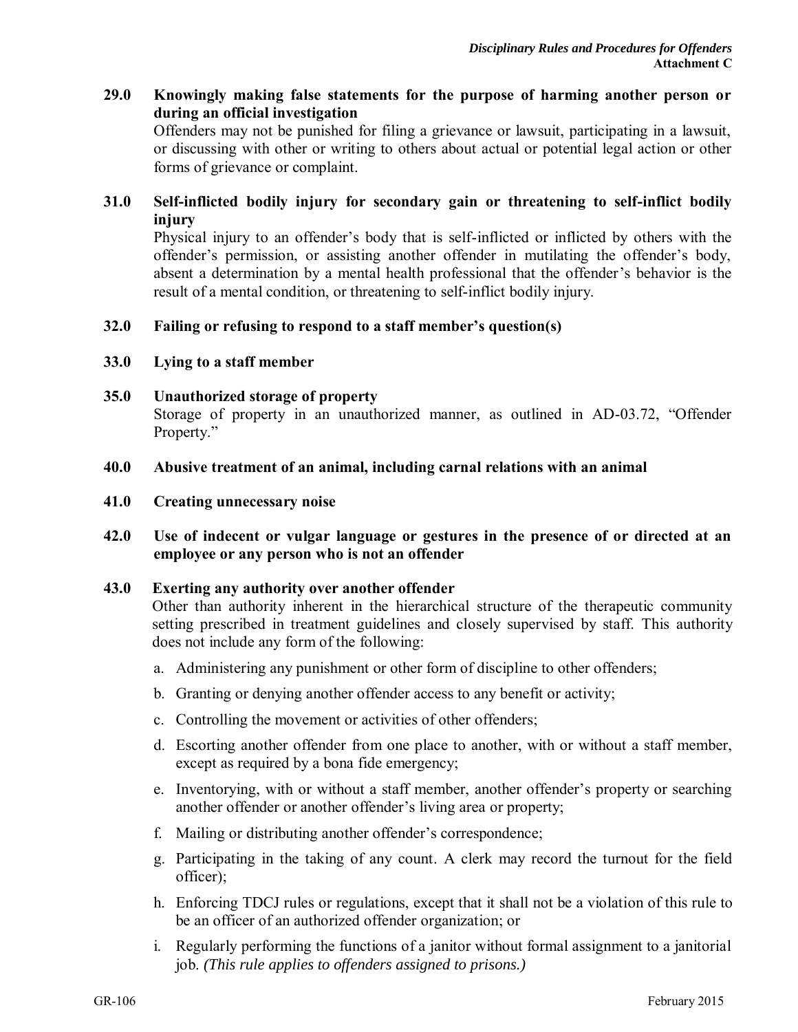**29.0 Knowingly making false statements for the purpose of harming another person or during an official investigation**

Offenders may not be punished for filing a grievance or lawsuit, participating in a lawsuit, or discussing with other or writing to others about actual or potential legal action or other forms of grievance or complaint.

**31.0 Self-inflicted bodily injury for secondary gain or threatening to self-inflict bodily injury**

Physical injury to an offender's body that is self-inflicted or inflicted by others with the offender's permission, or assisting another offender in mutilating the offender's body, absent a determination by a mental health professional that the offender's behavior is the result of a mental condition, or threatening to self-inflict bodily injury.

**32.0 Failing or refusing to respond to a staff member's question(s)**

**33.0 Lying to a staff member**

**35.0 Unauthorized storage of property**

Storage of property in an unauthorized manner, as outlined in AD-03.72, "Offender Property."

**40.0 Abusive treatment of an animal, including carnal relations with an animal**

**41.0 Creating unnecessary noise**

**42.0 Use of indecent or vulgar language or gestures in the presence of or directed at an employee or any person who is not an offender**

**43.0 Exerting any authority over another offender**

Other than authority inherent in the hierarchical structure of the therapeutic community setting prescribed in treatment guidelines and closely supervised by staff. This authority does not include any form of the following:

a. Administering any punishment or other form of discipline to other offenders;

b. Granting or denying another offender access to any benefit or activity;

c. Controlling the movement or activities of other offenders;

d. Escorting another offender from one place to another, with or without a staff member, except as required by a bona fide emergency;

e. Inventorying, with or without a staff member, another offender's property or searching another offender or another offender's living area or property;

f. Mailing or distributing another offender's correspondence;

g. Participating in the taking of any count. A clerk may record the turnout for the field officer);

h. Enforcing TDCJ rules or regulations, except that it shall not be a violation of this rule to be an officer of an authorized offender organization; or

i. Regularly performing the functions of a janitor without formal assignment to a janitorial job. *(This rule applies to offenders assigned to prisons.)*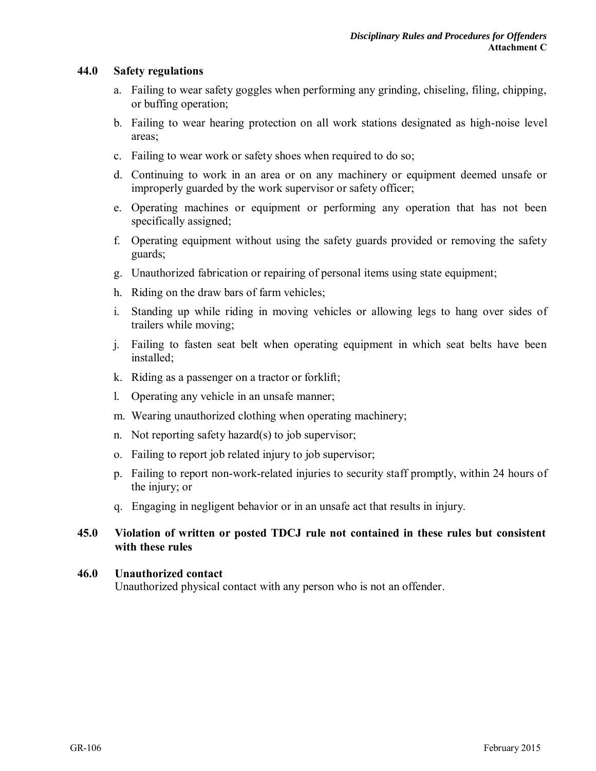### 44.0 Safety regulations

a. Failing to wear safety goggles when performing any grinding, chiseling, filing, chipping, or buffing operation;

b. Failing to wear hearing protection on all work stations designated as high-noise level areas;

c. Failing to wear work or safety shoes when required to do so;

d. Continuing to work in an area or on any machinery or equipment deemed unsafe or improperly guarded by the work supervisor or safety officer;

e. Operating machines or equipment or performing any operation that has not been specifically assigned;

f. Operating equipment without using the safety guards provided or removing the safety guards;

g. Unauthorized fabrication or repairing of personal items using state equipment;

h. Riding on the draw bars of farm vehicles;

i. Standing up while riding in moving vehicles or allowing legs to hang over sides of trailers while moving;

j. Failing to fasten seat belt when operating equipment in which seat belts have been installed;

k. Riding as a passenger on a tractor or forklift;

l. Operating any vehicle in an unsafe manner;

m. Wearing unauthorized clothing when operating machinery;

n. Not reporting safety hazard(s) to job supervisor;

o. Failing to report job related injury to job supervisor;

p. Failing to report non-work-related injuries to security staff promptly, within 24 hours of the injury; or

q. Engaging in negligent behavior or in an unsafe act that results in injury.

### 45.0 Violation of written or posted TDCJ rule not contained in these rules but consistent with these rules

### 46.0 Unauthorized contact

Unauthorized physical contact with any person who is not an offender.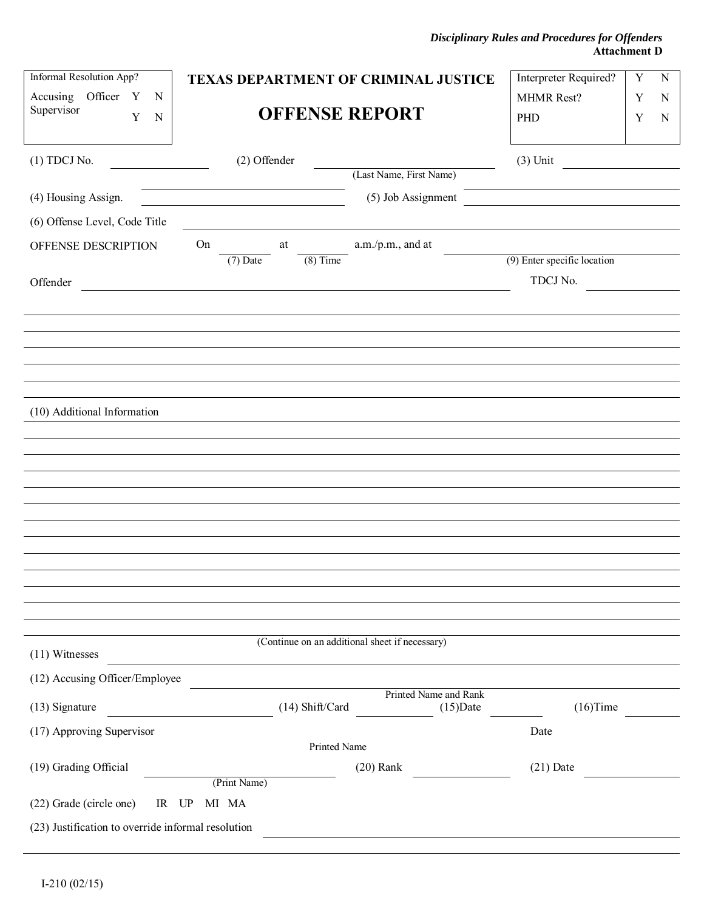*Disciplinary Rules and Procedures for Offenders*
**Attachment D**

| Informal Resolution App? | | |
|---|---|---|
| Accusing Officer | Y | N |
| Supervisor | Y | N |

# TEXAS DEPARTMENT OF CRIMINAL JUSTICE

# OFFENSE REPORT

| | | |
|---|---|---|
| Interpreter Required? | Y | N |
| MHMR Rest? | Y | N |
| PHD | Y | N |

(1) TDCJ No. ______________ (2) Offender ______________________________ (3) Unit ______________
(Last Name, First Name)

(4) Housing Assign. ______________________________ (5) Job Assignment ______________________________

(6) Offense Level, Code Title ____________________________________________________________

OFFENSE DESCRIPTION On __________ at __________ a.m./p.m., and at ______________________________
(7) Date (8) Time (9) Enter specific location

Offender ____________________________________________________________ TDCJ No. ______________

____________________________________________________________________________________

____________________________________________________________________________________

____________________________________________________________________________________

____________________________________________________________________________________

____________________________________________________________________________________

(10) Additional Information

____________________________________________________________________________________

____________________________________________________________________________________

____________________________________________________________________________________

____________________________________________________________________________________

____________________________________________________________________________________

____________________________________________________________________________________

____________________________________________________________________________________

____________________________________________________________________________________

____________________________________________________________________________________

____________________________________________________________________________________

____________________________________________________________________________________

____________________________________________________________________________________

____________________________________________________________________________________

(Continue on an additional sheet if necessary)

(11) Witnesses ____________________________________________________________________________

(12) Accusing Officer/Employee ______________________________________________________________
Printed Name and Rank

(13) Signature ______________________ (14) Shift/Card ______________ (15)Date __________ (16)Time __________

(17) Approving Supervisor ______________________________ Date __________
Printed Name

(19) Grading Official ______________________________ (20) Rank ______________ (21) Date ______________
(Print Name)

(22) Grade (circle one) IR UP MI MA

(23) Justification to override informal resolution ______________________________________________

____________________________________________________________________________________

I-210 (02/15)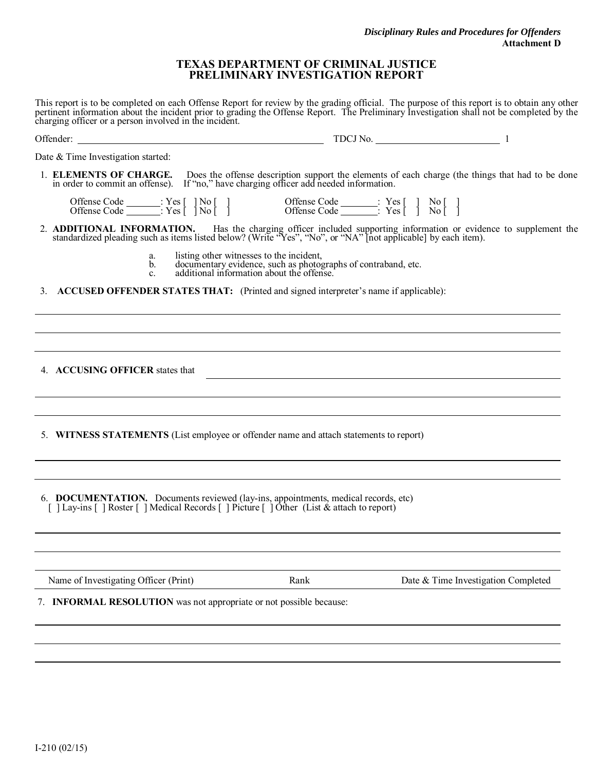*Disciplinary Rules and Procedures for Offenders*
**Attachment D**

# TEXAS DEPARTMENT OF CRIMINAL JUSTICE
# PRELIMINARY INVESTIGATION REPORT

This report is to be completed on each Offense Report for review by the grading official. The purpose of this report is to obtain any other pertinent information about the incident prior to grading the Offense Report. The Preliminary Investigation shall not be completed by the charging officer or a person involved in the incident.

Offender: ______________________________ TDCJ No. ______________________ 1

Date & Time Investigation started:

1. **ELEMENTS OF CHARGE.** Does the offense description support the elements of each charge (the things that had to be done in order to commit an offense). If "no," have charging officer add needed information.

   Offense Code _______: Yes [ ] No [ ]    Offense Code _______: Yes [ ] No [ ]
   Offense Code _______: Yes [ ] No [ ]    Offense Code _______: Yes [ ] No [ ]

2. **ADDITIONAL INFORMATION.** Has the charging officer included supporting information or evidence to supplement the standardized pleading such as items listed below? (Write "Yes", "No", or "NA" [not applicable] by each item).

   a. listing other witnesses to the incident,
   b. documentary evidence, such as photographs of contraband, etc.
   c. additional information about the offense.

3. **ACCUSED OFFENDER STATES THAT:** (Printed and signed interpreter's name if applicable):

______________________________________________________________________

______________________________________________________________________

______________________________________________________________________

4. **ACCUSING OFFICER** states that ______________________________________

______________________________________________________________________

______________________________________________________________________

5. **WITNESS STATEMENTS** (List employee or offender name and attach statements to report)

______________________________________________________________________

______________________________________________________________________

6. **DOCUMENTATION.** Documents reviewed (lay-ins, appointments, medical records, etc)
   [ ] Lay-ins [ ] Roster [ ] Medical Records [ ] Picture [ ] Other (List & attach to report)

______________________________________________________________________

______________________________________________________________________

______________________________________________________________________

| Name of Investigating Officer (Print) | Rank | Date & Time Investigation Completed |
|---|---|---|

7. **INFORMAL RESOLUTION** was not appropriate or not possible because:

______________________________________________________________________

______________________________________________________________________

______________________________________________________________________

I-210 (02/15)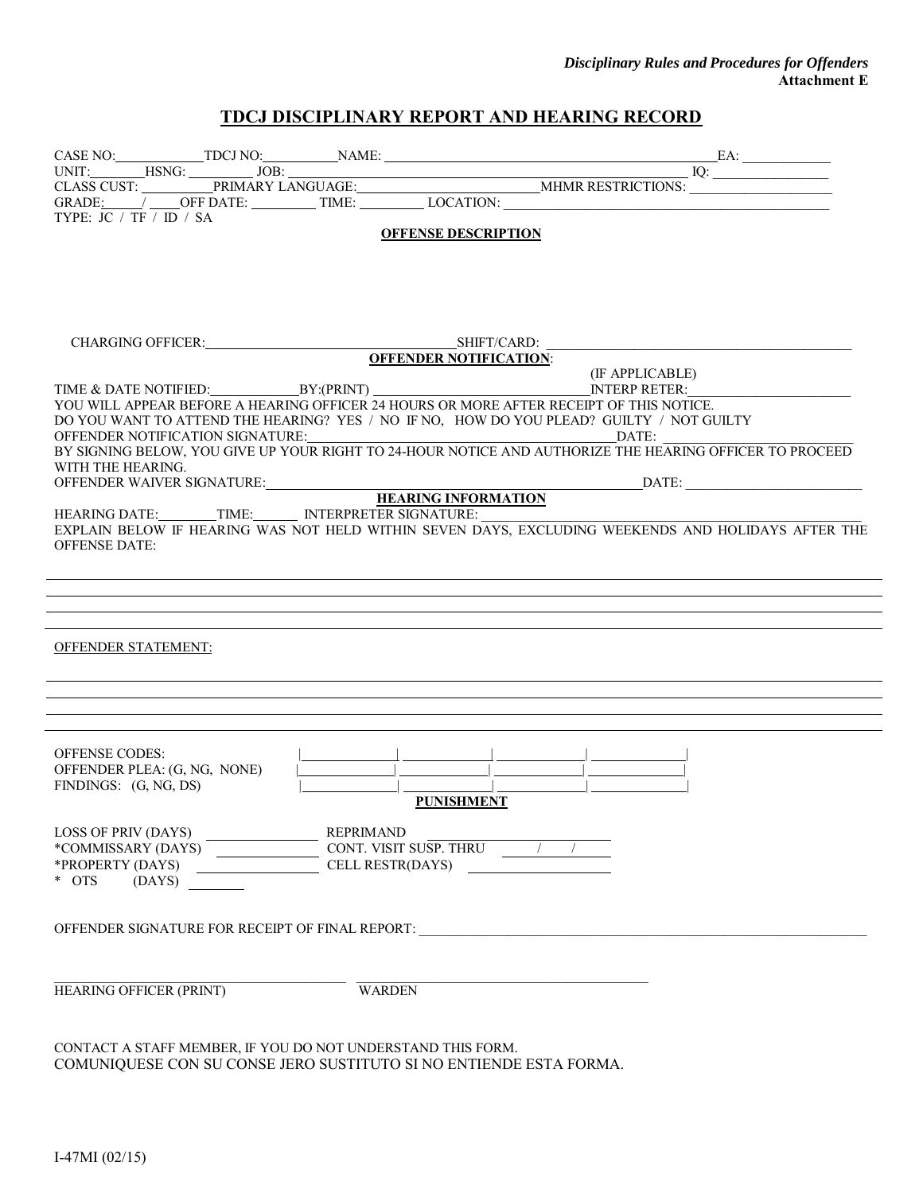*Disciplinary Rules and Procedures for Offenders*
**Attachment E**

# TDCJ DISCIPLINARY REPORT AND HEARING RECORD

CASE NO:\_\_\_\_\_\_\_\_\_\_ TDCJ NO:\_\_\_\_\_\_\_\_\_\_ NAME: \_\_\_\_\_\_\_\_\_\_\_\_\_\_\_\_\_\_\_\_\_\_\_\_\_\_\_\_\_\_\_\_\_\_\_\_\_\_\_\_ EA: \_\_\_\_\_\_\_\_\_\_
UNIT:\_\_\_\_\_\_\_ HSNG: \_\_\_\_\_\_\_\_ JOB: \_\_\_\_\_\_\_\_\_\_\_\_\_\_\_\_\_\_\_\_\_\_\_\_\_\_\_\_\_\_\_\_\_\_\_\_\_\_\_\_\_\_\_\_\_\_\_\_\_ IQ: \_\_\_\_\_\_\_\_\_\_\_\_\_\_
CLASS CUST: \_\_\_\_\_\_\_\_ PRIMARY LANGUAGE:\_\_\_\_\_\_\_\_\_\_\_\_\_\_\_\_\_\_\_\_\_\_\_ MHMR RESTRICTIONS: \_\_\_\_\_\_\_\_\_\_\_\_\_\_\_\_
GRADE:\_\_\_\_\_/\_\_\_\_ OFF DATE: \_\_\_\_\_\_\_\_ TIME: \_\_\_\_\_\_\_\_ LOCATION: \_\_\_\_\_\_\_\_\_\_\_\_\_\_\_\_\_\_\_\_\_\_\_\_\_\_\_\_\_\_\_\_\_\_\_\_\_\_\_\_\_\_\_
TYPE: JC / TF / ID / SA

**OFFENSE DESCRIPTION**

CHARGING OFFICER:\_\_\_\_\_\_\_\_\_\_\_\_\_\_\_\_\_\_\_\_\_\_\_\_\_\_\_\_\_\_ SHIFT/CARD: \_\_\_\_\_\_\_\_\_\_\_\_\_\_\_\_\_\_\_\_\_\_\_\_\_\_\_\_\_\_\_\_\_\_\_\_\_\_\_\_

**OFFENDER NOTIFICATION**:

TIME & DATE NOTIFIED:\_\_\_\_\_\_\_\_\_\_ BY:(PRINT) \_\_\_\_\_\_\_\_\_\_\_\_\_\_\_\_\_\_\_\_\_\_\_\_ (IF APPLICABLE) INTERP RETER:\_\_\_\_\_\_\_\_\_\_\_\_\_\_\_\_\_\_\_\_
YOU WILL APPEAR BEFORE A HEARING OFFICER 24 HOURS OR MORE AFTER RECEIPT OF THIS NOTICE.
DO YOU WANT TO ATTEND THE HEARING? YES / NO IF NO, HOW DO YOU PLEAD? GUILTY / NOT GUILTY
OFFENDER NOTIFICATION SIGNATURE:\_\_\_\_\_\_\_\_\_\_\_\_\_\_\_\_\_\_\_\_\_\_\_\_\_\_\_\_\_\_\_\_\_\_\_\_ DATE: \_\_\_\_\_\_\_\_\_\_\_\_\_\_\_\_\_\_\_\_\_\_\_\_
BY SIGNING BELOW, YOU GIVE UP YOUR RIGHT TO 24-HOUR NOTICE AND AUTHORIZE THE HEARING OFFICER TO PROCEED WITH THE HEARING.
OFFENDER WAIVER SIGNATURE:\_\_\_\_\_\_\_\_\_\_\_\_\_\_\_\_\_\_\_\_\_\_\_\_\_\_\_\_\_\_\_\_\_\_\_\_\_\_\_\_\_\_\_\_ DATE: \_\_\_\_\_\_\_\_\_\_\_\_\_\_\_\_\_\_\_\_\_\_\_

**HEARING INFORMATION**

HEARING DATE:\_\_\_\_\_\_\_ TIME:\_\_\_\_\_ INTERPRETER SIGNATURE: \_\_\_\_\_\_\_\_\_\_\_\_\_\_\_\_\_\_\_\_\_\_\_\_\_\_\_\_\_\_\_\_\_\_\_\_\_\_\_\_\_\_\_\_\_\_\_\_
EXPLAIN BELOW IF HEARING WAS NOT HELD WITHIN SEVEN DAYS, EXCLUDING WEEKENDS AND HOLIDAYS AFTER THE OFFENSE DATE:

OFFENDER STATEMENT:

| | | | | |
|---|---|---|---|---|
| OFFENSE CODES: | | | | |
| OFFENDER PLEA: (G, NG, NONE) | | | | |
| FINDINGS: (G, NG, DS) | | | | |

**PUNISHMENT**

LOSS OF PRIV (DAYS) \_\_\_\_\_\_\_\_\_\_\_\_ REPRIMAND \_\_\_\_\_\_\_\_\_\_\_\_\_\_\_\_\_\_\_\_
\*COMMISSARY (DAYS) \_\_\_\_\_\_\_\_\_\_\_\_ CONT. VISIT SUSP. THRU \_\_\_\_/\_\_\_\_/\_\_\_\_
\*PROPERTY (DAYS) \_\_\_\_\_\_\_\_\_\_\_\_ CELL RESTR(DAYS) \_\_\_\_\_\_\_\_\_\_\_\_\_\_\_\_
\* OTS (DAYS) \_\_\_\_\_\_\_

OFFENDER SIGNATURE FOR RECEIPT OF FINAL REPORT: \_\_\_\_\_\_\_\_\_\_\_\_\_\_\_\_\_\_\_\_\_\_\_\_\_\_\_\_\_\_\_\_\_\_\_\_\_\_\_\_\_\_\_\_\_\_\_\_\_\_\_\_

\_\_\_\_\_\_\_\_\_\_\_\_\_\_\_\_\_\_\_\_\_\_\_\_\_\_\_\_\_\_\_\_\_\_ \_\_\_\_\_\_\_\_\_\_\_\_\_\_\_\_\_\_\_\_\_\_\_\_\_\_\_\_\_\_\_\_\_\_
HEARING OFFICER (PRINT) WARDEN

CONTACT A STAFF MEMBER, IF YOU DO NOT UNDERSTAND THIS FORM.
COMUNIQUESE CON SU CONSE JERO SUSTITUTO SI NO ENTIENDE ESTA FORMA.

I-47MI (02/15)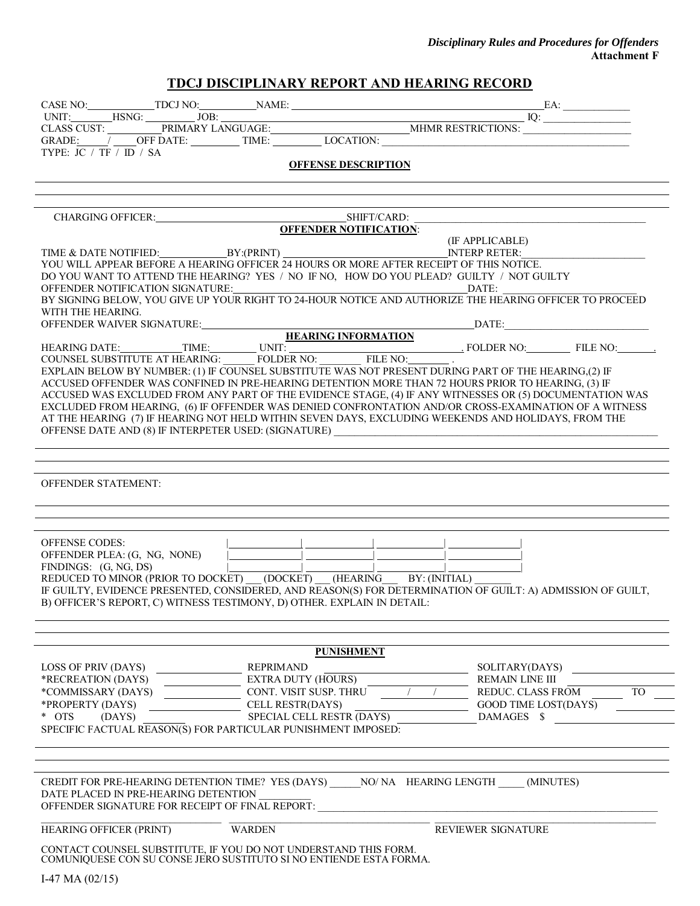*Disciplinary Rules and Procedures for Offenders*
**Attachment F**

# TDCJ DISCIPLINARY REPORT AND HEARING RECORD

CASE NO:\_\_\_\_\_\_\_\_\_\_ TDCJ NO:\_\_\_\_\_\_\_\_\_\_ NAME: \_\_\_\_\_\_\_\_\_\_\_\_\_\_\_\_\_\_\_\_\_\_\_\_\_\_\_\_\_\_ EA: \_\_\_\_\_\_\_\_\_\_
UNIT:\_\_\_\_\_\_ HSNG: \_\_\_\_\_\_\_\_ JOB: \_\_\_\_\_\_\_\_\_\_\_\_\_\_\_\_\_\_\_\_\_\_\_\_\_\_\_\_\_\_ IQ: \_\_\_\_\_\_\_\_\_\_
CLASS CUST: \_\_\_\_\_\_\_\_ PRIMARY LANGUAGE:\_\_\_\_\_\_\_\_\_\_\_\_\_\_\_\_ MHMR RESTRICTIONS: \_\_\_\_\_\_\_\_\_\_\_\_
GRADE:\_\_\_\_/\_\_\_\_ OFF DATE: \_\_\_\_\_\_\_\_ TIME: \_\_\_\_\_\_\_\_ LOCATION: \_\_\_\_\_\_\_\_\_\_\_\_\_\_\_\_\_\_\_\_\_\_\_\_\_\_\_\_\_\_
TYPE: JC / TF / ID / SA

**OFFENSE DESCRIPTION**

\_\_\_\_\_\_\_\_\_\_\_\_\_\_\_\_\_\_\_\_\_\_\_\_\_\_\_\_\_\_\_\_\_\_\_\_\_\_\_\_\_\_\_\_\_\_\_\_\_\_\_\_\_\_\_\_\_\_\_\_
\_\_\_\_\_\_\_\_\_\_\_\_\_\_\_\_\_\_\_\_\_\_\_\_\_\_\_\_\_\_\_\_\_\_\_\_\_\_\_\_\_\_\_\_\_\_\_\_\_\_\_\_\_\_\_\_\_\_\_\_
\_\_\_\_\_\_\_\_\_\_\_\_\_\_\_\_\_\_\_\_\_\_\_\_\_\_\_\_\_\_\_\_\_\_\_\_\_\_\_\_\_\_\_\_\_\_\_\_\_\_\_\_\_\_\_\_\_\_\_\_

CHARGING OFFICER:\_\_\_\_\_\_\_\_\_\_\_\_\_\_\_\_\_\_\_\_\_\_\_\_\_\_\_\_ SHIFT/CARD: \_\_\_\_\_\_\_\_\_\_\_\_\_\_\_\_\_\_\_\_\_\_\_\_\_\_\_\_

**OFFENDER NOTIFICATION**:

(IF APPLICABLE)
TIME & DATE NOTIFIED:\_\_\_\_\_\_\_\_\_\_ BY:(PRINT) \_\_\_\_\_\_\_\_\_\_\_\_\_\_\_\_\_\_\_\_\_\_ INTERP RETER:\_\_\_\_\_\_\_\_\_\_\_\_\_\_\_\_
YOU WILL APPEAR BEFORE A HEARING OFFICER 24 HOURS OR MORE AFTER RECEIPT OF THIS NOTICE.
DO YOU WANT TO ATTEND THE HEARING? YES / NO IF NO, HOW DO YOU PLEAD? GUILTY / NOT GUILTY
OFFENDER NOTIFICATION SIGNATURE:\_\_\_\_\_\_\_\_\_\_\_\_\_\_\_\_\_\_\_\_\_\_\_\_\_\_\_\_\_\_ DATE: \_\_\_\_\_\_\_\_\_\_\_\_\_\_\_\_\_\_
BY SIGNING BELOW, YOU GIVE UP YOUR RIGHT TO 24-HOUR NOTICE AND AUTHORIZE THE HEARING OFFICER TO PROCEED WITH THE HEARING.
OFFENDER WAIVER SIGNATURE:\_\_\_\_\_\_\_\_\_\_\_\_\_\_\_\_\_\_\_\_\_\_\_\_\_\_\_\_\_\_\_\_\_\_ DATE:\_\_\_\_\_\_\_\_\_\_\_\_\_\_\_\_\_\_\_\_

**HEARING INFORMATION**

HEARING DATE:\_\_\_\_\_\_\_\_\_ TIME:\_\_\_\_\_\_\_ UNIT: \_\_\_\_\_\_\_\_\_\_\_\_\_\_\_\_\_\_\_\_\_\_, FOLDER NO:\_\_\_\_\_\_\_ FILE NO:\_\_\_\_\_\_,
COUNSEL SUBSTITUTE AT HEARING: \_\_\_\_\_\_ FOLDER NO: \_\_\_\_\_\_\_ FILE NO:\_\_\_\_\_\_\_ .
EXPLAIN BELOW BY NUMBER: (1) IF COUNSEL SUBSTITUTE WAS NOT PRESENT DURING PART OF THE HEARING,(2) IF ACCUSED OFFENDER WAS CONFINED IN PRE-HEARING DETENTION MORE THAN 72 HOURS PRIOR TO HEARING, (3) IF ACCUSED WAS EXCLUDED FROM ANY PART OF THE EVIDENCE STAGE, (4) IF ANY WITNESSES OR (5) DOCUMENTATION WAS EXCLUDED FROM HEARING, (6) IF OFFENDER WAS DENIED CONFRONTATION AND/OR CROSS-EXAMINATION OF A WITNESS AT THE HEARING (7) IF HEARING NOT HELD WITHIN SEVEN DAYS, EXCLUDING WEEKENDS AND HOLIDAYS, FROM THE OFFENSE DATE AND (8) IF INTERPETER USED: (SIGNATURE) \_\_\_\_\_\_\_\_\_\_\_\_\_\_\_\_\_\_\_\_\_\_\_\_\_\_\_\_\_\_\_\_\_\_\_\_

\_\_\_\_\_\_\_\_\_\_\_\_\_\_\_\_\_\_\_\_\_\_\_\_\_\_\_\_\_\_\_\_\_\_\_\_\_\_\_\_\_\_\_\_\_\_\_\_\_\_\_\_\_\_\_\_\_\_\_\_
\_\_\_\_\_\_\_\_\_\_\_\_\_\_\_\_\_\_\_\_\_\_\_\_\_\_\_\_\_\_\_\_\_\_\_\_\_\_\_\_\_\_\_\_\_\_\_\_\_\_\_\_\_\_\_\_\_\_\_\_
\_\_\_\_\_\_\_\_\_\_\_\_\_\_\_\_\_\_\_\_\_\_\_\_\_\_\_\_\_\_\_\_\_\_\_\_\_\_\_\_\_\_\_\_\_\_\_\_\_\_\_\_\_\_\_\_\_\_\_\_

OFFENDER STATEMENT:

\_\_\_\_\_\_\_\_\_\_\_\_\_\_\_\_\_\_\_\_\_\_\_\_\_\_\_\_\_\_\_\_\_\_\_\_\_\_\_\_\_\_\_\_\_\_\_\_\_\_\_\_\_\_\_\_\_\_\_\_
\_\_\_\_\_\_\_\_\_\_\_\_\_\_\_\_\_\_\_\_\_\_\_\_\_\_\_\_\_\_\_\_\_\_\_\_\_\_\_\_\_\_\_\_\_\_\_\_\_\_\_\_\_\_\_\_\_\_\_\_
\_\_\_\_\_\_\_\_\_\_\_\_\_\_\_\_\_\_\_\_\_\_\_\_\_\_\_\_\_\_\_\_\_\_\_\_\_\_\_\_\_\_\_\_\_\_\_\_\_\_\_\_\_\_\_\_\_\_\_\_

| | | | | |
|---|---|---|---|---|
| OFFENSE CODES: | | | | |
| OFFENDER PLEA: (G, NG, NONE) | | | | |
| FINDINGS: (G, NG, DS) | | | | |

REDUCED TO MINOR (PRIOR TO DOCKET) \_\_\_ (DOCKET) \_\_\_ (HEARING \_\_\_ BY: (INITIAL) \_\_\_\_\_\_
IF GUILTY, EVIDENCE PRESENTED, CONSIDERED, AND REASON(S) FOR DETERMINATION OF GUILT: A) ADMISSION OF GUILT, B) OFFICER'S REPORT, C) WITNESS TESTIMONY, D) OTHER. EXPLAIN IN DETAIL:

\_\_\_\_\_\_\_\_\_\_\_\_\_\_\_\_\_\_\_\_\_\_\_\_\_\_\_\_\_\_\_\_\_\_\_\_\_\_\_\_\_\_\_\_\_\_\_\_\_\_\_\_\_\_\_\_\_\_\_\_
\_\_\_\_\_\_\_\_\_\_\_\_\_\_\_\_\_\_\_\_\_\_\_\_\_\_\_\_\_\_\_\_\_\_\_\_\_\_\_\_\_\_\_\_\_\_\_\_\_\_\_\_\_\_\_\_\_\_\_\_
\_\_\_\_\_\_\_\_\_\_\_\_\_\_\_\_\_\_\_\_\_\_\_\_\_\_\_\_\_\_\_\_\_\_\_\_\_\_\_\_\_\_\_\_\_\_\_\_\_\_\_\_\_\_\_\_\_\_\_\_

**PUNISHMENT**

| | | | | | |
|---|---|---|---|---|---|
| LOSS OF PRIV (DAYS) | | REPRIMAND | | SOLITARY(DAYS) | |
| *RECREATION (DAYS) | | EXTRA DUTY (HOURS) | | REMAIN LINE III | |
| *COMMISSARY (DAYS) | | CONT. VISIT SUSP. THRU | / / | REDUC. CLASS FROM | TO |
| *PROPERTY (DAYS) | | CELL RESTR(DAYS) | | GOOD TIME LOST(DAYS) | |
| * OTS (DAYS) | | SPECIAL CELL RESTR (DAYS) | | DAMAGES $ | |

SPECIFIC FACTUAL REASON(S) FOR PARTICULAR PUNISHMENT IMPOSED:

\_\_\_\_\_\_\_\_\_\_\_\_\_\_\_\_\_\_\_\_\_\_\_\_\_\_\_\_\_\_\_\_\_\_\_\_\_\_\_\_\_\_\_\_\_\_\_\_\_\_\_\_\_\_\_\_\_\_\_\_
\_\_\_\_\_\_\_\_\_\_\_\_\_\_\_\_\_\_\_\_\_\_\_\_\_\_\_\_\_\_\_\_\_\_\_\_\_\_\_\_\_\_\_\_\_\_\_\_\_\_\_\_\_\_\_\_\_\_\_\_
\_\_\_\_\_\_\_\_\_\_\_\_\_\_\_\_\_\_\_\_\_\_\_\_\_\_\_\_\_\_\_\_\_\_\_\_\_\_\_\_\_\_\_\_\_\_\_\_\_\_\_\_\_\_\_\_\_\_\_\_

CREDIT FOR PRE-HEARING DETENTION TIME? YES (DAYS) \_\_\_\_\_\_ NO/ NA HEARING LENGTH \_\_\_\_\_ (MINUTES)
DATE PLACED IN PRE-HEARING DETENTION \_\_\_\_\_\_\_\_\_
OFFENDER SIGNATURE FOR RECEIPT OF FINAL REPORT: \_\_\_\_\_\_\_\_\_\_\_\_\_\_\_\_\_\_\_\_\_\_\_\_\_\_\_\_\_\_\_\_\_\_\_\_

| \_\_\_\_\_\_\_\_\_\_\_\_\_\_\_\_\_\_\_\_ | \_\_\_\_\_\_\_\_\_\_\_\_\_\_\_\_\_\_\_\_ | \_\_\_\_\_\_\_\_\_\_\_\_\_\_\_\_\_\_\_\_ |
|---|---|---|
| HEARING OFFICER (PRINT) | WARDEN | REVIEWER SIGNATURE |

CONTACT COUNSEL SUBSTITUTE, IF YOU DO NOT UNDERSTAND THIS FORM.
COMUNIQUESE CON SU CONSE JERO SUSTITUTO SI NO ENTIENDE ESTA FORMA.

I-47 MA (02/15)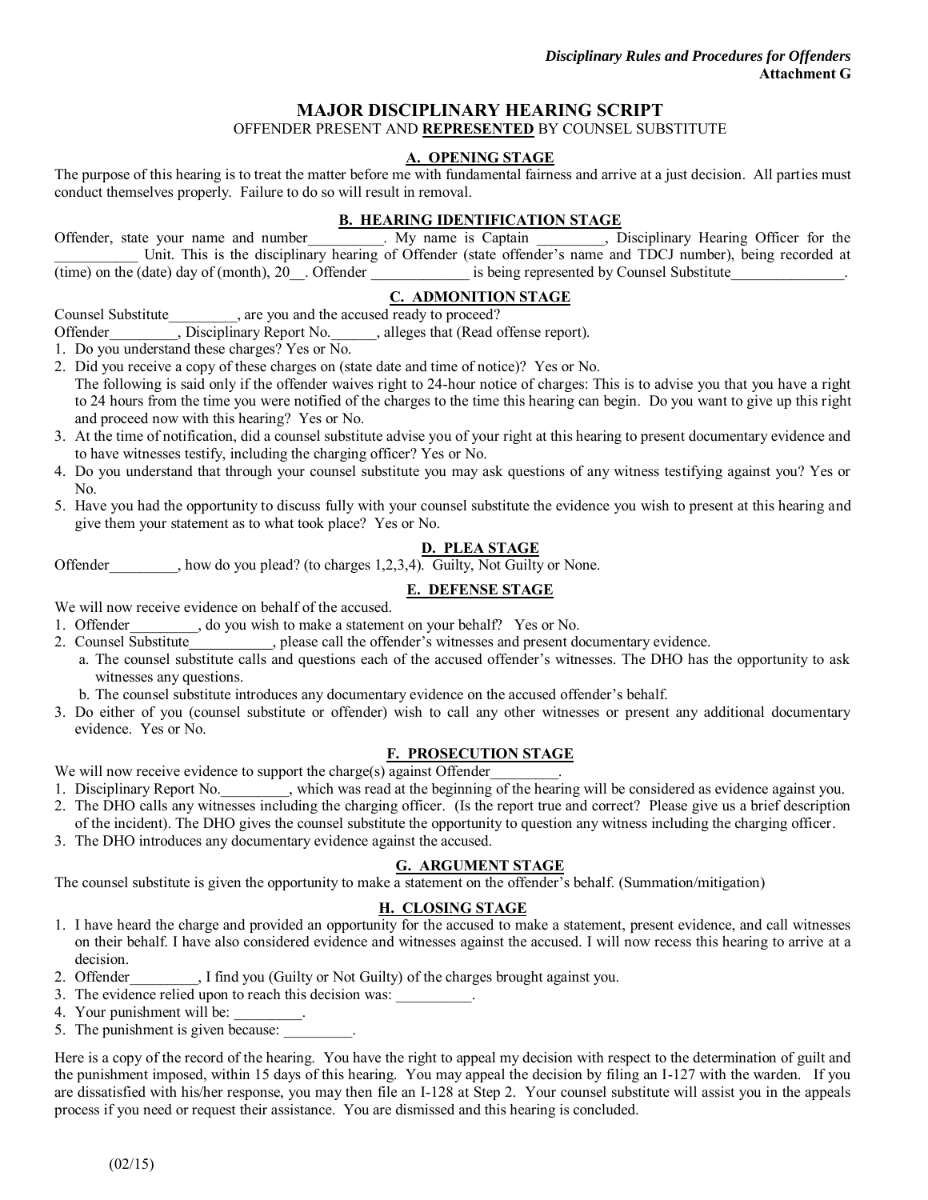*Disciplinary Rules and Procedures for Offenders*
**Attachment G**

# MAJOR DISCIPLINARY HEARING SCRIPT

OFFENDER PRESENT AND **REPRESENTED** BY COUNSEL SUBSTITUTE

## A. OPENING STAGE

The purpose of this hearing is to treat the matter before me with fundamental fairness and arrive at a just decision. All parties must conduct themselves properly. Failure to do so will result in removal.

## B. HEARING IDENTIFICATION STAGE

Offender, state your name and number__________. My name is Captain _________, Disciplinary Hearing Officer for the ___________ Unit. This is the disciplinary hearing of Offender (state offender's name and TDCJ number), being recorded at (time) on the (date) day of (month), 20__. Offender _____________ is being represented by Counsel Substitute_______________.

## C. ADMONITION STAGE

Counsel Substitute_________, are you and the accused ready to proceed?

Offender_________, Disciplinary Report No.______, alleges that (Read offense report).

1. Do you understand these charges? Yes or No.
2. Did you receive a copy of these charges on (state date and time of notice)? Yes or No.
   The following is said only if the offender waives right to 24-hour notice of charges: This is to advise you that you have a right to 24 hours from the time you were notified of the charges to the time this hearing can begin. Do you want to give up this right and proceed now with this hearing? Yes or No.
3. At the time of notification, did a counsel substitute advise you of your right at this hearing to present documentary evidence and to have witnesses testify, including the charging officer? Yes or No.
4. Do you understand that through your counsel substitute you may ask questions of any witness testifying against you? Yes or No.
5. Have you had the opportunity to discuss fully with your counsel substitute the evidence you wish to present at this hearing and give them your statement as to what took place? Yes or No.

## D. PLEA STAGE

Offender_________, how do you plead? (to charges 1,2,3,4). Guilty, Not Guilty or None.

## E. DEFENSE STAGE

We will now receive evidence on behalf of the accused.

1. Offender_________, do you wish to make a statement on your behalf? Yes or No.
2. Counsel Substitute___________, please call the offender's witnesses and present documentary evidence.
   a. The counsel substitute calls and questions each of the accused offender's witnesses. The DHO has the opportunity to ask witnesses any questions.
   b. The counsel substitute introduces any documentary evidence on the accused offender's behalf.
3. Do either of you (counsel substitute or offender) wish to call any other witnesses or present any additional documentary evidence. Yes or No.

## F. PROSECUTION STAGE

We will now receive evidence to support the charge(s) against Offender_________.

1. Disciplinary Report No._________, which was read at the beginning of the hearing will be considered as evidence against you.
2. The DHO calls any witnesses including the charging officer. (Is the report true and correct? Please give us a brief description of the incident). The DHO gives the counsel substitute the opportunity to question any witness including the charging officer.
3. The DHO introduces any documentary evidence against the accused.

## G. ARGUMENT STAGE

The counsel substitute is given the opportunity to make a statement on the offender's behalf. (Summation/mitigation)

## H. CLOSING STAGE

1. I have heard the charge and provided an opportunity for the accused to make a statement, present evidence, and call witnesses on their behalf. I have also considered evidence and witnesses against the accused. I will now recess this hearing to arrive at a decision.
2. Offender_________, I find you (Guilty or Not Guilty) of the charges brought against you.
3. The evidence relied upon to reach this decision was: __________.
4. Your punishment will be: _________.
5. The punishment is given because: _________.

Here is a copy of the record of the hearing. You have the right to appeal my decision with respect to the determination of guilt and the punishment imposed, within 15 days of this hearing. You may appeal the decision by filing an I-127 with the warden. If you are dissatisfied with his/her response, you may then file an I-128 at Step 2. Your counsel substitute will assist you in the appeals process if you need or request their assistance. You are dismissed and this hearing is concluded.

(02/15)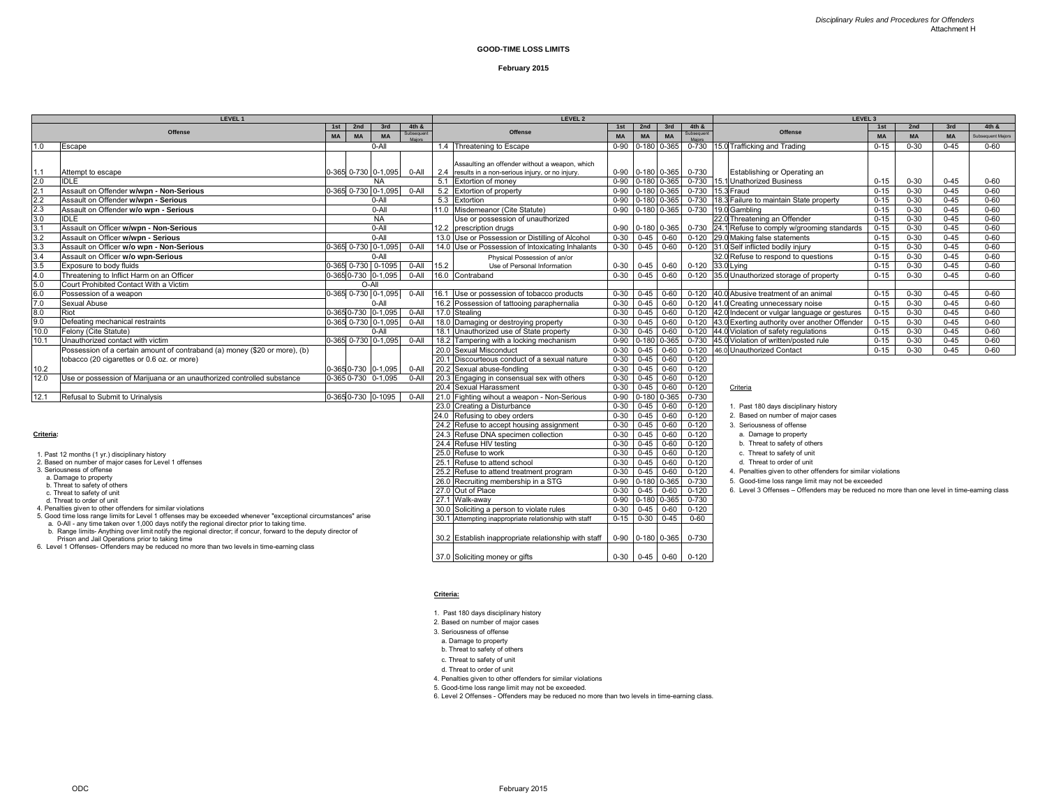# GOOD-TIME LOSS LIMITS

**February 2015**

## LEVEL 1

| Offense | | 1st MA | 2nd MA | 3rd MA | 4th & Subsequent Majors |
|---|---|---|---|---|---|
| 1.0 | Escape | | | 0-All | |
| 1.1 | Attempt to escape | 0-365 | 0-730 | 0-1,095 | 0-All |
| 2.0 | IDLE | | | NA | |
| 2.1 | Assault on Offender **w/wpn - Non-Serious** | 0-365 | 0-730 | 0-1,095 | 0-All |
| 2.2 | Assault on Offender **w/wpn - Serious** | | | 0-All | |
| 2.3 | Assault on Offender **w/o wpn - Serious** | | | 0-All | |
| 3.0 | IDLE | | | NA | |
| 3.1 | Assault on Officer **w/wpn - Non-Serious** | | | 0-All | |
| 3.2 | Assault on Officer **w/wpn - Serious** | | | 0-All | |
| 3.3 | Assault on Officer **w/o wpn - Non-Serious** | 0-365 | 0-730 | 0-1,095 | 0-All |
| 3.4 | Assault on Officer **w/o wpn-Serious** | | | 0-All | |
| 3.5 | Exposure to body fluids | 0-365 | 0-730 | 0-1095 | 0-All |
| 4.0 | Threatening to Inflict Harm on an Officer | 0-365 | 0-730 | 0-1,095 | 0-All |
| 5.0 | Court Prohibited Contact With a Victim | | O-All | | |
| 6.0 | Possession of a weapon | 0-365 | 0-730 | 0-1,095 | 0-All |
| 7.0 | Sexual Abuse | | | 0-All | |
| 8.0 | Riot | 0-365 | 0-730 | 0-1,095 | 0-All |
| 9.0 | Defeating mechanical restraints | 0-365 | 0-730 | 0-1,095 | 0-All |
| 10.0 | Felony (Cite Statute) | | | 0-All | |
| 10.1 | Unauthorized contact with victim | 0-365 | 0-730 | 0-1,095 | 0-All |
| 10.2 | Possession of a certain amount of contraband (a) money ($20 or more), (b) tobacco (20 cigarettes or 0.6 oz. or more) | 0-365 | 0-730 | 0-1,095 | 0-All |
| 12.0 | Use or possession of Marijuana or an unauthorized controlled substance | 0-365 | 0-730 | 0-1,095 | 0-All |
| 12.1 | Refusal to Submit to Urinalysis | 0-365 | 0-730 | 0-1095 | 0-All |

**Criteria:**

1. Past 12 months (1 yr.) disciplinary history
2. Based on number of major cases for Level 1 offenses
3. Seriousness of offense
   a. Damage to property
   b. Threat to safety of others
   c. Threat to safety of unit
   d. Threat to order of unit
4. Penalties given to other offenders for similar violations
5. Good time loss range limits for Level 1 offenses may be exceeded whenever "exceptional circumstances" arise
   a. 0-All - any time taken over 1,000 days notify the regional director prior to taking time.
   b. Range limits- Anything over limit notify the regional director; if concur, forward to the deputy director of Prison and Jail Operations prior to taking time
6. Level 1 Offenses- Offenders may be reduced no more than two levels in time-earning class

## LEVEL 2

| Offense | | 1st MA | 2nd MA | 3rd MA | 4th & Subsequent Majors |
|---|---|---|---|---|---|
| 1.4 | Threatening to Escape | 0-90 | 0-180 | 0-365 | 0-730 |
| 2.4 | Assaulting an offender without a weapon, which results in a non-serious injury, or no injury. | 0-90 | 0-180 | 0-365 | 0-730 |
| 5.1 | Extortion of money | 0-90 | 0-180 | 0-365 | 0-730 |
| 5.2 | Extortion of property | 0-90 | 0-180 | 0-365 | 0-730 |
| 5.3 | Extortion | 0-90 | 0-180 | 0-365 | 0-730 |
| 11.0 | Misdemeanor (Cite Statute) | 0-90 | 0-180 | 0-365 | 0-730 |
| 12.2 | Use or possession of unauthorized prescription drugs | 0-90 | 0-180 | 0-365 | 0-730 |
| 13.0 | Use or Possession or Distilling of Alcohol | 0-30 | 0-45 | 0-60 | 0-120 |
| 14.0 | Use or Possession of Intoxicating Inhalants | 0-30 | 0-45 | 0-60 | 0-120 |
| 15.2 | Physical Possession of an/or Use of Personal Information | 0-30 | 0-45 | 0-60 | 0-120 |
| 16.0 | Contraband | 0-30 | 0-45 | 0-60 | 0-120 |
| 16.1 | Use or possession of tobacco products | 0-30 | 0-45 | 0-60 | 0-120 |
| 16.2 | Possession of tattooing paraphernalia | 0-30 | 0-45 | 0-60 | 0-120 |
| 17.0 | Stealing | 0-30 | 0-45 | 0-60 | 0-120 |
| 18.0 | Damaging or destroying property | 0-30 | 0-45 | 0-60 | 0-120 |
| 18.1 | Unauthorized use of State property | 0-30 | 0-45 | 0-60 | 0-120 |
| 18.2 | Tampering with a locking mechanism | 0-90 | 0-180 | 0-365 | 0-730 |
| 20.0 | Sexual Misconduct | 0-30 | 0-45 | 0-60 | 0-120 |
| 20.1 | Discourteous conduct of a sexual nature | 0-30 | 0-45 | 0-60 | 0-120 |
| 20.2 | Sexual abuse-fondling | 0-30 | 0-45 | 0-60 | 0-120 |
| 20.3 | Engaging in consensual sex with others | 0-30 | 0-45 | 0-60 | 0-120 |
| 20.4 | Sexual Harassment | 0-30 | 0-45 | 0-60 | 0-120 |
| 21.0 | Fighting wihout a weapon - Non-Serious | 0-90 | 0-180 | 0-365 | 0-730 |
| 23.0 | Creating a Disturbance | 0-30 | 0-45 | 0-60 | 0-120 |
| 24.0 | Refusing to obey orders | 0-30 | 0-45 | 0-60 | 0-120 |
| 24.2 | Refuse to accept housing assignment | 0-30 | 0-45 | 0-60 | 0-120 |
| 24.3 | Refuse DNA specimen collection | 0-30 | 0-45 | 0-60 | 0-120 |
| 24.4 | Refuse HIV testing | 0-30 | 0-45 | 0-60 | 0-120 |
| 25.0 | Refuse to work | 0-30 | 0-45 | 0-60 | 0-120 |
| 25.1 | Refuse to attend school | 0-30 | 0-45 | 0-60 | 0-120 |
| 25.2 | Refuse to attend treatment program | 0-30 | 0-45 | 0-60 | 0-120 |
| 26.0 | Recruiting membership in a STG | 0-90 | 0-180 | 0-365 | 0-730 |
| 27.0 | Out of Place | 0-30 | 0-45 | 0-60 | 0-120 |
| 27.1 | Walk-away | 0-90 | 0-180 | 0-365 | 0-730 |
| 30.0 | Soliciting a person to violate rules | 0-30 | 0-45 | 0-60 | 0-120 |
| 30.1 | Attempting inappropriate relationship with staff | 0-15 | 0-30 | 0-45 | 0-60 |
| 30.2 | Establish inappropriate relationship with staff | 0-90 | 0-180 | 0-365 | 0-730 |
| 37.0 | Soliciting money or gifts | 0-30 | 0-45 | 0-60 | 0-120 |

**Criteria:**

1. Past 180 days disciplinary history
2. Based on number of major cases
3. Seriousness of offense
   a. Damage to property
   b. Threat to safety of others
   c. Threat to safety of unit
   d. Threat to order of unit
4. Penalties given to other offenders for similar violations
5. Good-time loss range limit may not be exceeded.
6. Level 2 Offenses - Offenders may be reduced no more than two levels in time-earning class.

## LEVEL 3

| Offense | | 1st MA | 2nd MA | 3rd MA | 4th & Subsequent Majors |
|---|---|---|---|---|---|
| 15.0 | Trafficking and Trading | 0-15 | 0-30 | 0-45 | 0-60 |
| 15.1 | Establishing or Operating an Unathorized Business | 0-15 | 0-30 | 0-45 | 0-60 |
| 15.3 | Fraud | 0-15 | 0-30 | 0-45 | 0-60 |
| 18.3 | Failure to maintain State property | 0-15 | 0-30 | 0-45 | 0-60 |
| 19.0 | Gambling | 0-15 | 0-30 | 0-45 | 0-60 |
| 22.0 | Threatening an Offender | 0-15 | 0-30 | 0-45 | 0-60 |
| 24.1 | Refuse to comply w/grooming standards | 0-15 | 0-30 | 0-45 | 0-60 |
| 29.0 | Making false statements | 0-15 | 0-30 | 0-45 | 0-60 |
| 31.0 | Self inflicted bodily injury | 0-15 | 0-30 | 0-45 | 0-60 |
| 32.0 | Refuse to respond to questions | 0-15 | 0-30 | 0-45 | 0-60 |
| 33.0 | Lying | 0-15 | 0-30 | 0-45 | 0-60 |
| 35.0 | Unauthorized storage of property | 0-15 | 0-30 | 0-45 | 0-60 |
| 40.0 | Abusive treatment of an animal | 0-15 | 0-30 | 0-45 | 0-60 |
| 41.0 | Creating unnecessary noise | 0-15 | 0-30 | 0-45 | 0-60 |
| 42.0 | Indecent or vulgar language or gestures | 0-15 | 0-30 | 0-45 | 0-60 |
| 43.0 | Exerting authority over another Offender | 0-15 | 0-30 | 0-45 | 0-60 |
| 44.0 | Violation of safety regulations | 0-15 | 0-30 | 0-45 | 0-60 |
| 45.0 | Violation of written/posted rule | 0-15 | 0-30 | 0-45 | 0-60 |
| 46.0 | Unauthorized Contact | 0-15 | 0-30 | 0-45 | 0-60 |

Criteria

1. Past 180 days disciplinary history
2. Based on number of major cases
3. Seriousness of offense
   a. Damage to property
   b. Threat to safety of others
   c. Threat to safety of unit
   d. Threat to order of unit
4. Penalties given to other offenders for similar violations
5. Good-time loss range limit may not be exceeded
6. Level 3 Offenses – Offenders may be reduced no more than one level in time-earning class